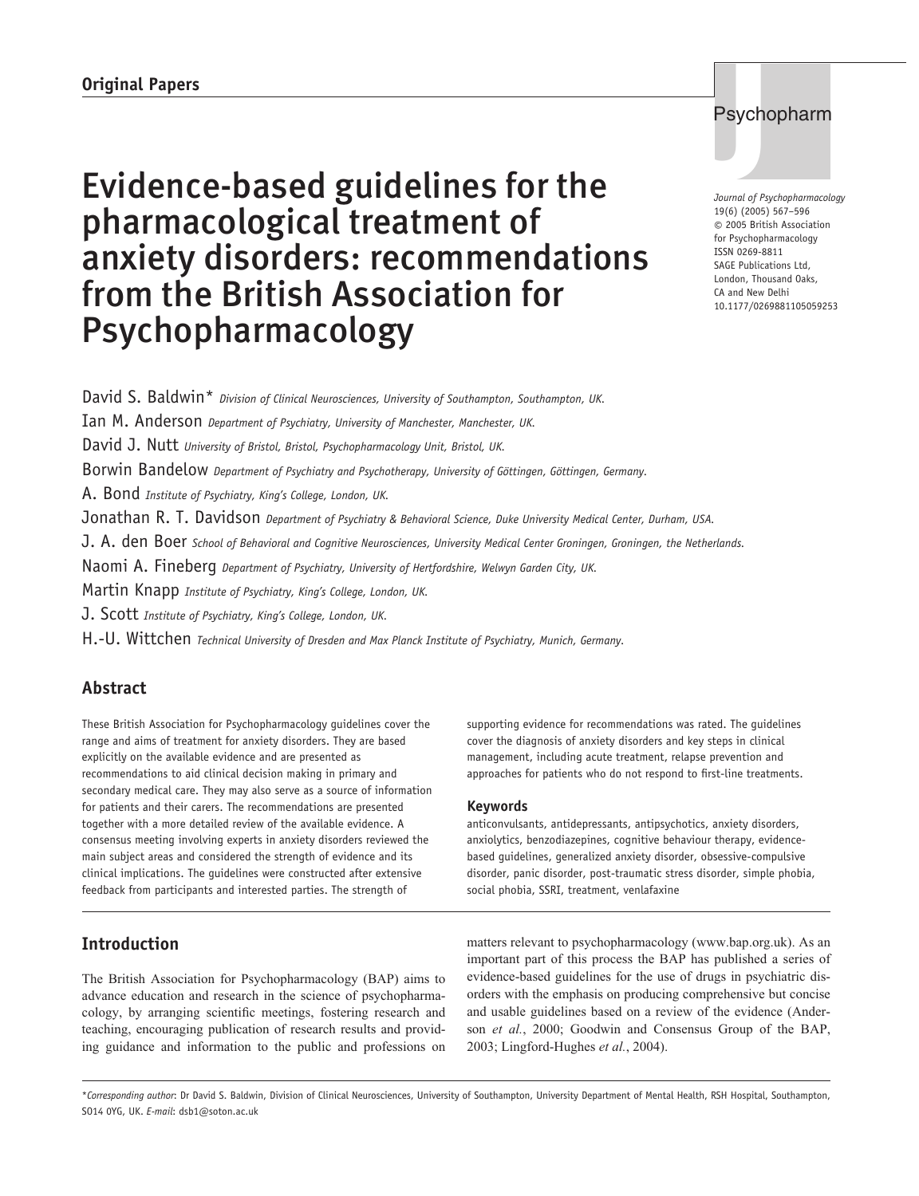**Original Papers**

Journal of Psychopharmacology
19(6) (2005) 567–596
© 2005 British Association for Psychopharmacology
ISSN 0269-8811
SAGE Publications Ltd, London, Thousand Oaks, CA and New Delhi
10.1177/0269881105059253

# Evidence-based guidelines for the pharmacological treatment of anxiety disorders: recommendations from the British Association for Psychopharmacology

David S. Baldwin* *Division of Clinical Neurosciences, University of Southampton, Southampton, UK.*
Ian M. Anderson *Department of Psychiatry, University of Manchester, Manchester, UK.*
David J. Nutt *University of Bristol, Bristol, Psychopharmacology Unit, Bristol, UK.*
Borwin Bandelow *Department of Psychiatry and Psychotherapy, University of Göttingen, Göttingen, Germany.*
A. Bond *Institute of Psychiatry, King's College, London, UK.*
Jonathan R. T. Davidson *Department of Psychiatry & Behavioral Science, Duke University Medical Center, Durham, USA.*
J. A. den Boer *School of Behavioral and Cognitive Neurosciences, University Medical Center Groningen, Groningen, the Netherlands.*
Naomi A. Fineberg *Department of Psychiatry, University of Hertfordshire, Welwyn Garden City, UK.*
Martin Knapp *Institute of Psychiatry, King's College, London, UK.*
J. Scott *Institute of Psychiatry, King's College, London, UK.*
H.-U. Wittchen *Technical University of Dresden and Max Planck Institute of Psychiatry, Munich, Germany.*

## Abstract

These British Association for Psychopharmacology guidelines cover the range and aims of treatment for anxiety disorders. They are based explicitly on the available evidence and are presented as recommendations to aid clinical decision making in primary and secondary medical care. They may also serve as a source of information for patients and their carers. The recommendations are presented together with a more detailed review of the available evidence. A consensus meeting involving experts in anxiety disorders reviewed the main subject areas and considered the strength of evidence and its clinical implications. The guidelines were constructed after extensive feedback from participants and interested parties. The strength of supporting evidence for recommendations was rated. The guidelines cover the diagnosis of anxiety disorders and key steps in clinical management, including acute treatment, relapse prevention and approaches for patients who do not respond to first-line treatments.

### Keywords

anticonvulsants, antidepressants, antipsychotics, anxiety disorders, anxiolytics, benzodiazepines, cognitive behaviour therapy, evidence-based guidelines, generalized anxiety disorder, obsessive-compulsive disorder, panic disorder, post-traumatic stress disorder, simple phobia, social phobia, SSRI, treatment, venlafaxine

## Introduction

The British Association for Psychopharmacology (BAP) aims to advance education and research in the science of psychopharmacology, by arranging scientific meetings, fostering research and teaching, encouraging publication of research results and providing guidance and information to the public and professions on matters relevant to psychopharmacology (www.bap.org.uk). As an important part of this process the BAP has published a series of evidence-based guidelines for the use of drugs in psychiatric disorders with the emphasis on producing comprehensive but concise and usable guidelines based on a review of the evidence (Anderson *et al.*, 2000; Goodwin and Consensus Group of the BAP, 2003; Lingford-Hughes *et al.*, 2004).

*Corresponding author: Dr David S. Baldwin, Division of Clinical Neurosciences, University of Southampton, University Department of Mental Health, RSH Hospital, Southampton, SO14 0YG, UK. E-mail: dsb1@soton.ac.uk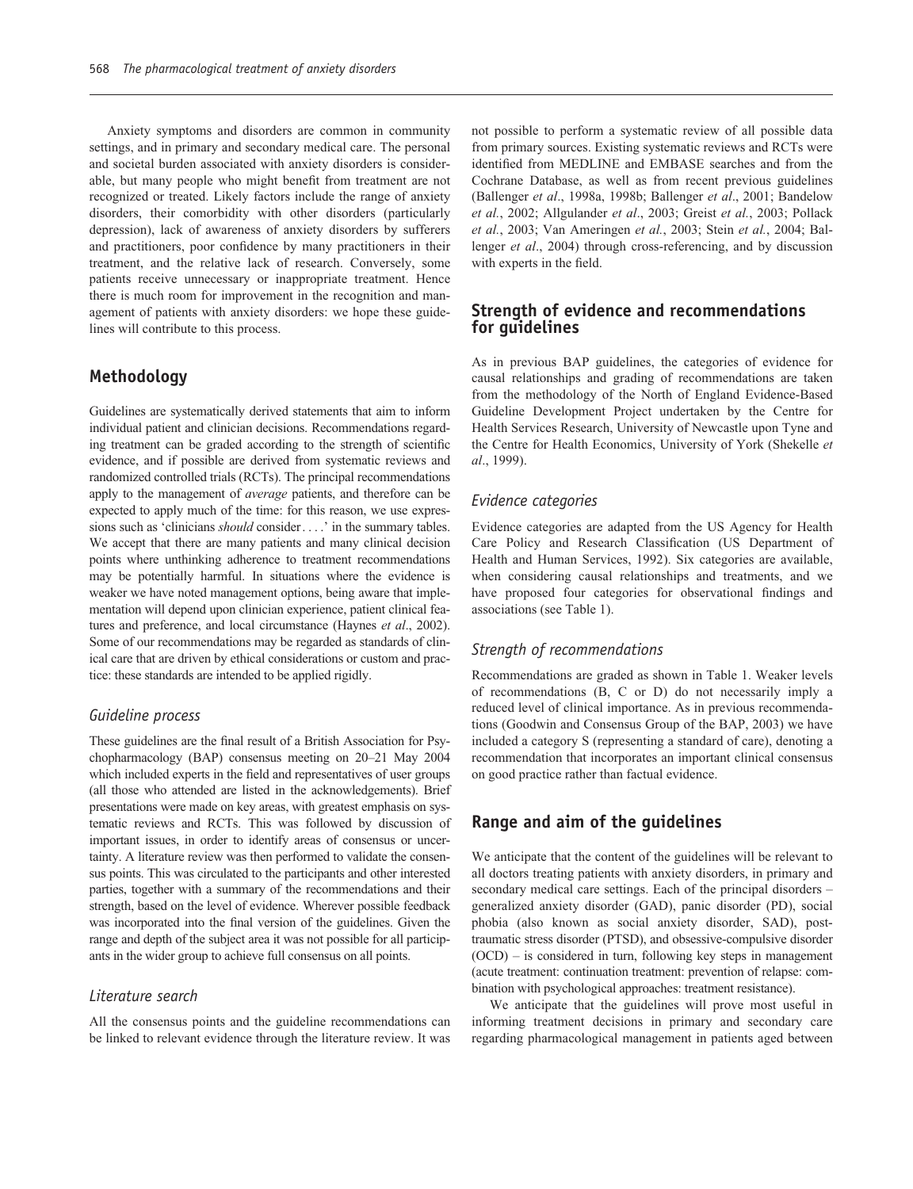Anxiety symptoms and disorders are common in community settings, and in primary and secondary medical care. The personal and societal burden associated with anxiety disorders is considerable, but many people who might benefit from treatment are not recognized or treated. Likely factors include the range of anxiety disorders, their comorbidity with other disorders (particularly depression), lack of awareness of anxiety disorders by sufferers and practitioners, poor confidence by many practitioners in their treatment, and the relative lack of research. Conversely, some patients receive unnecessary or inappropriate treatment. Hence there is much room for improvement in the recognition and management of patients with anxiety disorders: we hope these guidelines will contribute to this process.

## Methodology

Guidelines are systematically derived statements that aim to inform individual patient and clinician decisions. Recommendations regarding treatment can be graded according to the strength of scientific evidence, and if possible are derived from systematic reviews and randomized controlled trials (RCTs). The principal recommendations apply to the management of *average* patients, and therefore can be expected to apply much of the time: for this reason, we use expressions such as 'clinicians *should* consider . . . .' in the summary tables. We accept that there are many patients and many clinical decision points where unthinking adherence to treatment recommendations may be potentially harmful. In situations where the evidence is weaker we have noted management options, being aware that implementation will depend upon clinician experience, patient clinical features and preference, and local circumstance (Haynes *et al*., 2002). Some of our recommendations may be regarded as standards of clinical care that are driven by ethical considerations or custom and practice: these standards are intended to be applied rigidly.

### Guideline process

These guidelines are the final result of a British Association for Psychopharmacology (BAP) consensus meeting on 20–21 May 2004 which included experts in the field and representatives of user groups (all those who attended are listed in the acknowledgements). Brief presentations were made on key areas, with greatest emphasis on systematic reviews and RCTs. This was followed by discussion of important issues, in order to identify areas of consensus or uncertainty. A literature review was then performed to validate the consensus points. This was circulated to the participants and other interested parties, together with a summary of the recommendations and their strength, based on the level of evidence. Wherever possible feedback was incorporated into the final version of the guidelines. Given the range and depth of the subject area it was not possible for all participants in the wider group to achieve full consensus on all points.

### Literature search

All the consensus points and the guideline recommendations can be linked to relevant evidence through the literature review. It was not possible to perform a systematic review of all possible data from primary sources. Existing systematic reviews and RCTs were identified from MEDLINE and EMBASE searches and from the Cochrane Database, as well as from recent previous guidelines (Ballenger *et al*., 1998a, 1998b; Ballenger *et al*., 2001; Bandelow *et al.*, 2002; Allgulander *et al*., 2003; Greist *et al.*, 2003; Pollack *et al.*, 2003; Van Ameringen *et al.*, 2003; Stein *et al.*, 2004; Ballenger *et al*., 2004) through cross-referencing, and by discussion with experts in the field.

## Strength of evidence and recommendations for guidelines

As in previous BAP guidelines, the categories of evidence for causal relationships and grading of recommendations are taken from the methodology of the North of England Evidence-Based Guideline Development Project undertaken by the Centre for Health Services Research, University of Newcastle upon Tyne and the Centre for Health Economics, University of York (Shekelle *et al*., 1999).

### Evidence categories

Evidence categories are adapted from the US Agency for Health Care Policy and Research Classification (US Department of Health and Human Services, 1992). Six categories are available, when considering causal relationships and treatments, and we have proposed four categories for observational findings and associations (see Table 1).

### Strength of recommendations

Recommendations are graded as shown in Table 1. Weaker levels of recommendations (B, C or D) do not necessarily imply a reduced level of clinical importance. As in previous recommendations (Goodwin and Consensus Group of the BAP, 2003) we have included a category S (representing a standard of care), denoting a recommendation that incorporates an important clinical consensus on good practice rather than factual evidence.

## Range and aim of the guidelines

We anticipate that the content of the guidelines will be relevant to all doctors treating patients with anxiety disorders, in primary and secondary medical care settings. Each of the principal disorders – generalized anxiety disorder (GAD), panic disorder (PD), social phobia (also known as social anxiety disorder, SAD), post-traumatic stress disorder (PTSD), and obsessive-compulsive disorder (OCD) – is considered in turn, following key steps in management (acute treatment: continuation treatment: prevention of relapse: combination with psychological approaches: treatment resistance).

We anticipate that the guidelines will prove most useful in informing treatment decisions in primary and secondary care regarding pharmacological management in patients aged between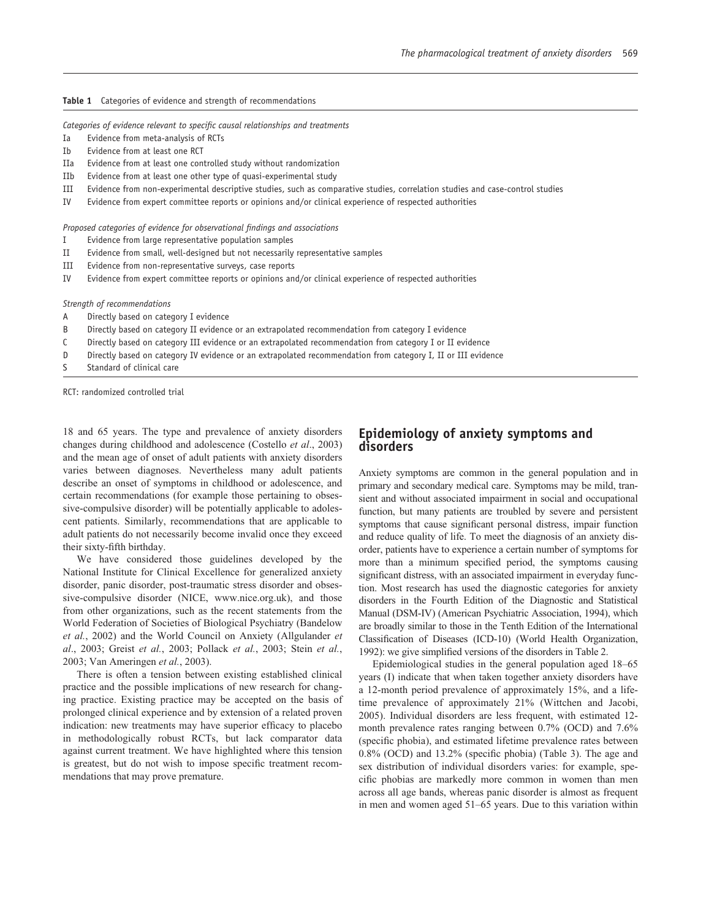**Table 1** Categories of evidence and strength of recommendations

| | |
|---|---|
| *Categories of evidence relevant to specific causal relationships and treatments* | |
| Ia | Evidence from meta-analysis of RCTs |
| Ib | Evidence from at least one RCT |
| IIa | Evidence from at least one controlled study without randomization |
| IIb | Evidence from at least one other type of quasi-experimental study |
| III | Evidence from non-experimental descriptive studies, such as comparative studies, correlation studies and case-control studies |
| IV | Evidence from expert committee reports or opinions and/or clinical experience of respected authorities |
| *Proposed categories of evidence for observational findings and associations* | |
| I | Evidence from large representative population samples |
| II | Evidence from small, well-designed but not necessarily representative samples |
| III | Evidence from non-representative surveys, case reports |
| IV | Evidence from expert committee reports or opinions and/or clinical experience of respected authorities |
| *Strength of recommendations* | |
| A | Directly based on category I evidence |
| B | Directly based on category II evidence or an extrapolated recommendation from category I evidence |
| C | Directly based on category III evidence or an extrapolated recommendation from category I or II evidence |
| D | Directly based on category IV evidence or an extrapolated recommendation from category I, II or III evidence |
| S | Standard of clinical care |

RCT: randomized controlled trial

18 and 65 years. The type and prevalence of anxiety disorders changes during childhood and adolescence (Costello *et al*., 2003) and the mean age of onset of adult patients with anxiety disorders varies between diagnoses. Nevertheless many adult patients describe an onset of symptoms in childhood or adolescence, and certain recommendations (for example those pertaining to obsessive-compulsive disorder) will be potentially applicable to adolescent patients. Similarly, recommendations that are applicable to adult patients do not necessarily become invalid once they exceed their sixty-fifth birthday.

We have considered those guidelines developed by the National Institute for Clinical Excellence for generalized anxiety disorder, panic disorder, post-traumatic stress disorder and obsessive-compulsive disorder (NICE, www.nice.org.uk), and those from other organizations, such as the recent statements from the World Federation of Societies of Biological Psychiatry (Bandelow *et al.*, 2002) and the World Council on Anxiety (Allgulander *et al*., 2003; Greist *et al.*, 2003; Pollack *et al.*, 2003; Stein *et al.*, 2003; Van Ameringen *et al.*, 2003).

There is often a tension between existing established clinical practice and the possible implications of new research for changing practice. Existing practice may be accepted on the basis of prolonged clinical experience and by extension of a related proven indication: new treatments may have superior efficacy to placebo in methodologically robust RCTs, but lack comparator data against current treatment. We have highlighted where this tension is greatest, but do not wish to impose specific treatment recommendations that may prove premature.

## Epidemiology of anxiety symptoms and disorders

Anxiety symptoms are common in the general population and in primary and secondary medical care. Symptoms may be mild, transient and without associated impairment in social and occupational function, but many patients are troubled by severe and persistent symptoms that cause significant personal distress, impair function and reduce quality of life. To meet the diagnosis of an anxiety disorder, patients have to experience a certain number of symptoms for more than a minimum specified period, the symptoms causing significant distress, with an associated impairment in everyday function. Most research has used the diagnostic categories for anxiety disorders in the Fourth Edition of the Diagnostic and Statistical Manual (DSM-IV) (American Psychiatric Association, 1994), which are broadly similar to those in the Tenth Edition of the International Classification of Diseases (ICD-10) (World Health Organization, 1992): we give simplified versions of the disorders in Table 2.

Epidemiological studies in the general population aged 18–65 years (I) indicate that when taken together anxiety disorders have a 12-month period prevalence of approximately 15%, and a lifetime prevalence of approximately 21% (Wittchen and Jacobi, 2005). Individual disorders are less frequent, with estimated 12-month prevalence rates ranging between 0.7% (OCD) and 7.6% (specific phobia), and estimated lifetime prevalence rates between 0.8% (OCD) and 13.2% (specific phobia) (Table 3). The age and sex distribution of individual disorders varies: for example, specific phobias are markedly more common in women than men across all age bands, whereas panic disorder is almost as frequent in men and women aged 51–65 years. Due to this variation within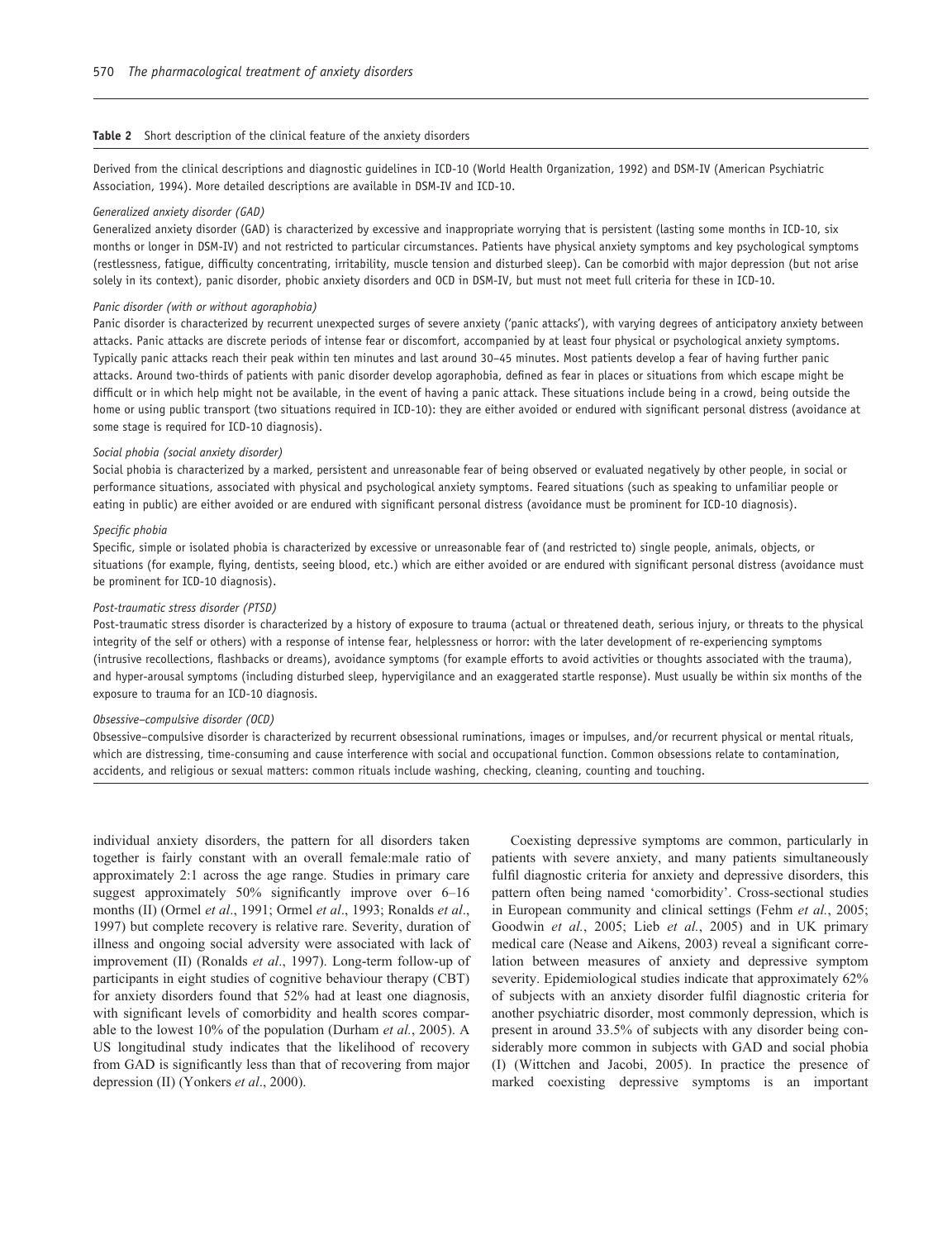**Table 2** Short description of the clinical feature of the anxiety disorders

Derived from the clinical descriptions and diagnostic guidelines in ICD-10 (World Health Organization, 1992) and DSM-IV (American Psychiatric Association, 1994). More detailed descriptions are available in DSM-IV and ICD-10.

*Generalized anxiety disorder (GAD)*

Generalized anxiety disorder (GAD) is characterized by excessive and inappropriate worrying that is persistent (lasting some months in ICD-10, six months or longer in DSM-IV) and not restricted to particular circumstances. Patients have physical anxiety symptoms and key psychological symptoms (restlessness, fatigue, difficulty concentrating, irritability, muscle tension and disturbed sleep). Can be comorbid with major depression (but not arise solely in its context), panic disorder, phobic anxiety disorders and OCD in DSM-IV, but must not meet full criteria for these in ICD-10.

*Panic disorder (with or without agoraphobia)*

Panic disorder is characterized by recurrent unexpected surges of severe anxiety ('panic attacks'), with varying degrees of anticipatory anxiety between attacks. Panic attacks are discrete periods of intense fear or discomfort, accompanied by at least four physical or psychological anxiety symptoms. Typically panic attacks reach their peak within ten minutes and last around 30–45 minutes. Most patients develop a fear of having further panic attacks. Around two-thirds of patients with panic disorder develop agoraphobia, defined as fear in places or situations from which escape might be difficult or in which help might not be available, in the event of having a panic attack. These situations include being in a crowd, being outside the home or using public transport (two situations required in ICD-10): they are either avoided or endured with significant personal distress (avoidance at some stage is required for ICD-10 diagnosis).

*Social phobia (social anxiety disorder)*

Social phobia is characterized by a marked, persistent and unreasonable fear of being observed or evaluated negatively by other people, in social or performance situations, associated with physical and psychological anxiety symptoms. Feared situations (such as speaking to unfamiliar people or eating in public) are either avoided or are endured with significant personal distress (avoidance must be prominent for ICD-10 diagnosis).

*Specific phobia*

Specific, simple or isolated phobia is characterized by excessive or unreasonable fear of (and restricted to) single people, animals, objects, or situations (for example, flying, dentists, seeing blood, etc.) which are either avoided or are endured with significant personal distress (avoidance must be prominent for ICD-10 diagnosis).

*Post-traumatic stress disorder (PTSD)*

Post-traumatic stress disorder is characterized by a history of exposure to trauma (actual or threatened death, serious injury, or threats to the physical integrity of the self or others) with a response of intense fear, helplessness or horror: with the later development of re-experiencing symptoms (intrusive recollections, flashbacks or dreams), avoidance symptoms (for example efforts to avoid activities or thoughts associated with the trauma), and hyper-arousal symptoms (including disturbed sleep, hypervigilance and an exaggerated startle response). Must usually be within six months of the exposure to trauma for an ICD-10 diagnosis.

*Obsessive–compulsive disorder (OCD)*

Obsessive–compulsive disorder is characterized by recurrent obsessional ruminations, images or impulses, and/or recurrent physical or mental rituals, which are distressing, time-consuming and cause interference with social and occupational function. Common obsessions relate to contamination, accidents, and religious or sexual matters: common rituals include washing, checking, cleaning, counting and touching.

individual anxiety disorders, the pattern for all disorders taken together is fairly constant with an overall female:male ratio of approximately 2:1 across the age range. Studies in primary care suggest approximately 50% significantly improve over 6–16 months (II) (Ormel *et al*., 1991; Ormel *et al*., 1993; Ronalds *et al*., 1997) but complete recovery is relative rare. Severity, duration of illness and ongoing social adversity were associated with lack of improvement (II) (Ronalds *et al*., 1997). Long-term follow-up of participants in eight studies of cognitive behaviour therapy (CBT) for anxiety disorders found that 52% had at least one diagnosis, with significant levels of comorbidity and health scores comparable to the lowest 10% of the population (Durham *et al.*, 2005). A US longitudinal study indicates that the likelihood of recovery from GAD is significantly less than that of recovering from major depression (II) (Yonkers *et al*., 2000).

Coexisting depressive symptoms are common, particularly in patients with severe anxiety, and many patients simultaneously fulfil diagnostic criteria for anxiety and depressive disorders, this pattern often being named 'comorbidity'. Cross-sectional studies in European community and clinical settings (Fehm *et al.*, 2005; Goodwin *et al.*, 2005; Lieb *et al.*, 2005) and in UK primary medical care (Nease and Aikens, 2003) reveal a significant correlation between measures of anxiety and depressive symptom severity. Epidemiological studies indicate that approximately 62% of subjects with an anxiety disorder fulfil diagnostic criteria for another psychiatric disorder, most commonly depression, which is present in around 33.5% of subjects with any disorder being considerably more common in subjects with GAD and social phobia (I) (Wittchen and Jacobi, 2005). In practice the presence of marked coexisting depressive symptoms is an important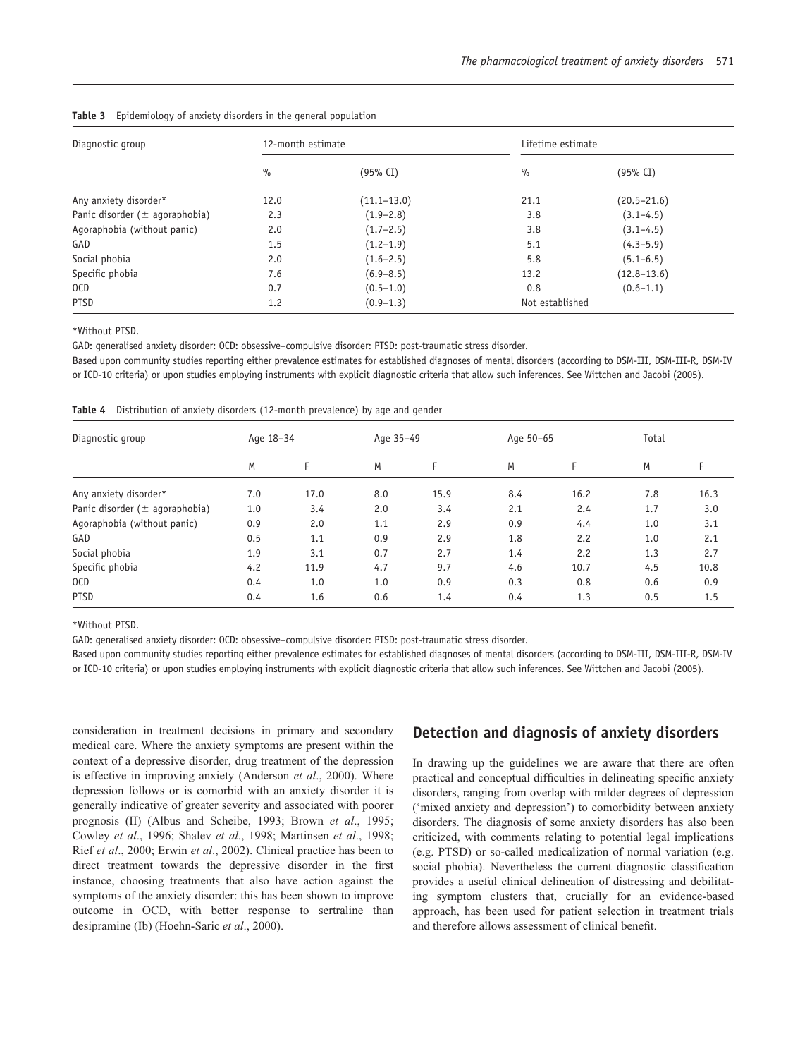**Table 3** Epidemiology of anxiety disorders in the general population

| Diagnostic group | 12-month estimate | | Lifetime estimate | |
|---|---|---|---|---|
| | % | (95% CI) | % | (95% CI) |
| Any anxiety disorder* | 12.0 | (11.1–13.0) | 21.1 | (20.5–21.6) |
| Panic disorder (± agoraphobia) | 2.3 | (1.9–2.8) | 3.8 | (3.1–4.5) |
| Agoraphobia (without panic) | 2.0 | (1.7–2.5) | 3.8 | (3.1–4.5) |
| GAD | 1.5 | (1.2–1.9) | 5.1 | (4.3–5.9) |
| Social phobia | 2.0 | (1.6–2.5) | 5.8 | (5.1–6.5) |
| Specific phobia | 7.6 | (6.9–8.5) | 13.2 | (12.8–13.6) |
| OCD | 0.7 | (0.5–1.0) | 0.8 | (0.6–1.1) |
| PTSD | 1.2 | (0.9–1.3) | Not established | |

*Without PTSD.

GAD: generalised anxiety disorder: OCD: obsessive–compulsive disorder: PTSD: post-traumatic stress disorder.

Based upon community studies reporting either prevalence estimates for established diagnoses of mental disorders (according to DSM-III, DSM-III-R, DSM-IV or ICD-10 criteria) or upon studies employing instruments with explicit diagnostic criteria that allow such inferences. See Wittchen and Jacobi (2005).

**Table 4** Distribution of anxiety disorders (12-month prevalence) by age and gender

| Diagnostic group | Age 18–34 | | Age 35–49 | | Age 50–65 | | Total | |
|---|---|---|---|---|---|---|---|---|
| | M | F | M | F | M | F | M | F |
| Any anxiety disorder* | 7.0 | 17.0 | 8.0 | 15.9 | 8.4 | 16.2 | 7.8 | 16.3 |
| Panic disorder (± agoraphobia) | 1.0 | 3.4 | 2.0 | 3.4 | 2.1 | 2.4 | 1.7 | 3.0 |
| Agoraphobia (without panic) | 0.9 | 2.0 | 1.1 | 2.9 | 0.9 | 4.4 | 1.0 | 3.1 |
| GAD | 0.5 | 1.1 | 0.9 | 2.9 | 1.8 | 2.2 | 1.0 | 2.1 |
| Social phobia | 1.9 | 3.1 | 0.7 | 2.7 | 1.4 | 2.2 | 1.3 | 2.7 |
| Specific phobia | 4.2 | 11.9 | 4.7 | 9.7 | 4.6 | 10.7 | 4.5 | 10.8 |
| OCD | 0.4 | 1.0 | 1.0 | 0.9 | 0.3 | 0.8 | 0.6 | 0.9 |
| PTSD | 0.4 | 1.6 | 0.6 | 1.4 | 0.4 | 1.3 | 0.5 | 1.5 |

*Without PTSD.

GAD: generalised anxiety disorder: OCD: obsessive–compulsive disorder: PTSD: post-traumatic stress disorder.

Based upon community studies reporting either prevalence estimates for established diagnoses of mental disorders (according to DSM-III, DSM-III-R, DSM-IV or ICD-10 criteria) or upon studies employing instruments with explicit diagnostic criteria that allow such inferences. See Wittchen and Jacobi (2005).

consideration in treatment decisions in primary and secondary medical care. Where the anxiety symptoms are present within the context of a depressive disorder, drug treatment of the depression is effective in improving anxiety (Anderson *et al*., 2000). Where depression follows or is comorbid with an anxiety disorder it is generally indicative of greater severity and associated with poorer prognosis (II) (Albus and Scheibe, 1993; Brown *et al*., 1995; Cowley *et al*., 1996; Shalev *et al*., 1998; Martinsen *et al*., 1998; Rief *et al*., 2000; Erwin *et al*., 2002). Clinical practice has been to direct treatment towards the depressive disorder in the first instance, choosing treatments that also have action against the symptoms of the anxiety disorder: this has been shown to improve outcome in OCD, with better response to sertraline than desipramine (Ib) (Hoehn-Saric *et al*., 2000).

## Detection and diagnosis of anxiety disorders

In drawing up the guidelines we are aware that there are often practical and conceptual difficulties in delineating specific anxiety disorders, ranging from overlap with milder degrees of depression ('mixed anxiety and depression') to comorbidity between anxiety disorders. The diagnosis of some anxiety disorders has also been criticized, with comments relating to potential legal implications (e.g. PTSD) or so-called medicalization of normal variation (e.g. social phobia). Nevertheless the current diagnostic classification provides a useful clinical delineation of distressing and debilitating symptom clusters that, crucially for an evidence-based approach, has been used for patient selection in treatment trials and therefore allows assessment of clinical benefit.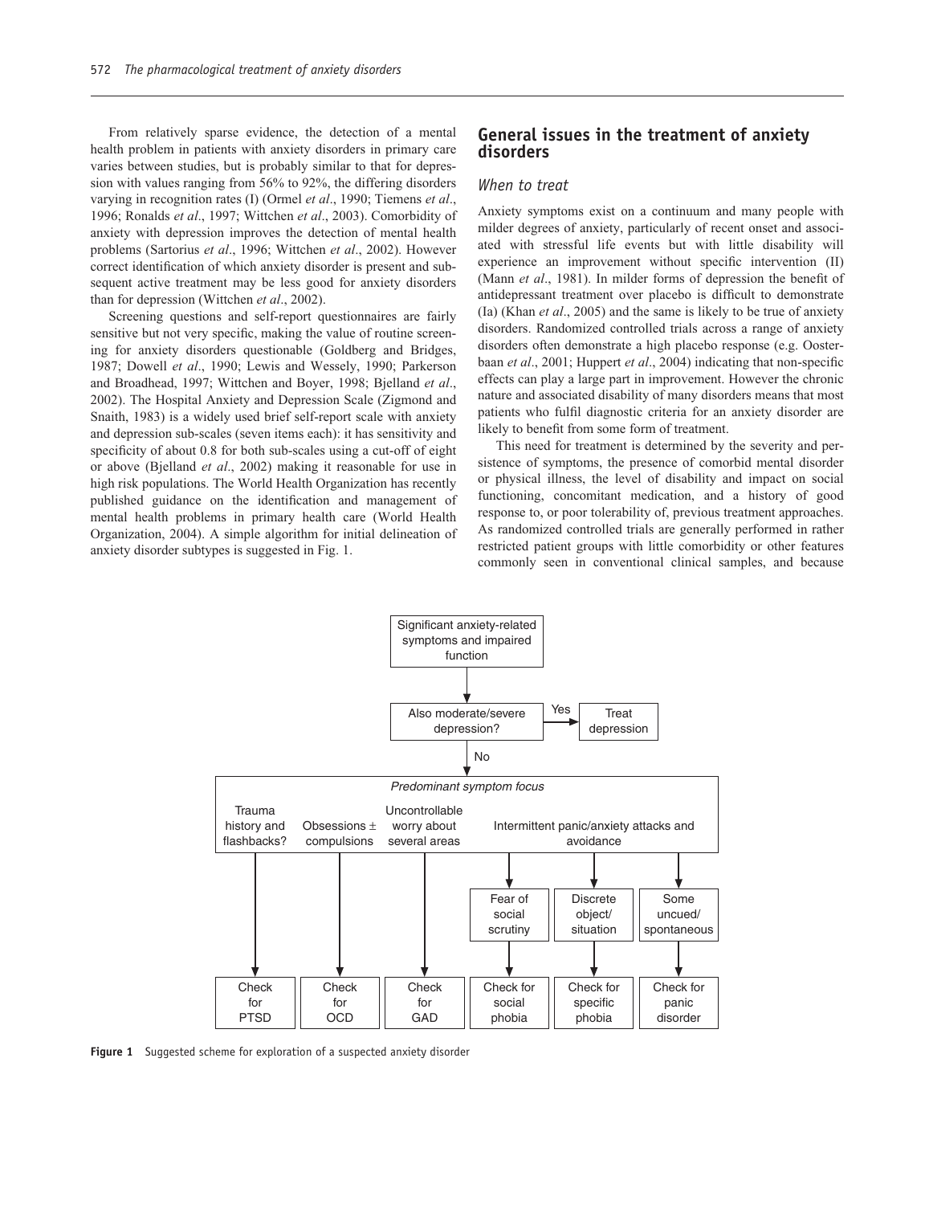From relatively sparse evidence, the detection of a mental health problem in patients with anxiety disorders in primary care varies between studies, but is probably similar to that for depression with values ranging from 56% to 92%, the differing disorders varying in recognition rates (I) (Ormel *et al*., 1990; Tiemens *et al*., 1996; Ronalds *et al*., 1997; Wittchen *et al*., 2003). Comorbidity of anxiety with depression improves the detection of mental health problems (Sartorius *et al*., 1996; Wittchen *et al*., 2002). However correct identification of which anxiety disorder is present and subsequent active treatment may be less good for anxiety disorders than for depression (Wittchen *et al*., 2002).

Screening questions and self-report questionnaires are fairly sensitive but not very specific, making the value of routine screening for anxiety disorders questionable (Goldberg and Bridges, 1987; Dowell *et al*., 1990; Lewis and Wessely, 1990; Parkerson and Broadhead, 1997; Wittchen and Boyer, 1998; Bjelland *et al*., 2002). The Hospital Anxiety and Depression Scale (Zigmond and Snaith, 1983) is a widely used brief self-report scale with anxiety and depression sub-scales (seven items each): it has sensitivity and specificity of about 0.8 for both sub-scales using a cut-off of eight or above (Bjelland *et al*., 2002) making it reasonable for use in high risk populations. The World Health Organization has recently published guidance on the identification and management of mental health problems in primary health care (World Health Organization, 2004). A simple algorithm for initial delineation of anxiety disorder subtypes is suggested in Fig. 1.

## General issues in the treatment of anxiety disorders

### *When to treat*

Anxiety symptoms exist on a continuum and many people with milder degrees of anxiety, particularly of recent onset and associated with stressful life events but with little disability will experience an improvement without specific intervention (II) (Mann *et al*., 1981). In milder forms of depression the benefit of antidepressant treatment over placebo is difficult to demonstrate (Ia) (Khan *et al*., 2005) and the same is likely to be true of anxiety disorders. Randomized controlled trials across a range of anxiety disorders often demonstrate a high placebo response (e.g. Oosterbaan *et al*., 2001; Huppert *et al*., 2004) indicating that non-specific effects can play a large part in improvement. However the chronic nature and associated disability of many disorders means that most patients who fulfil diagnostic criteria for an anxiety disorder are likely to benefit from some form of treatment.

This need for treatment is determined by the severity and persistence of symptoms, the presence of comorbid mental disorder or physical illness, the level of disability and impact on social functioning, concomitant medication, and a history of good response to, or poor tolerability of, previous treatment approaches. As randomized controlled trials are generally performed in rather restricted patient groups with little comorbidity or other features commonly seen in conventional clinical samples, and because

```
Significant anxiety-related symptoms and impaired function
  |
  v
Also moderate/severe depression? --Yes--> Treat depression
  |
  No
  v
Predominant symptom focus
  - Trauma history and flashbacks?              -> Check for PTSD
  - Obsessions ± compulsions                    -> Check for OCD
  - Uncontrollable worry about several areas    -> Check for GAD
  - Intermittent panic/anxiety attacks and avoidance
      - Fear of social scrutiny                 -> Check for social phobia
      - Discrete object/situation               -> Check for specific phobia
      - Some uncued/spontaneous                 -> Check for panic disorder
```

**Figure 1** Suggested scheme for exploration of a suspected anxiety disorder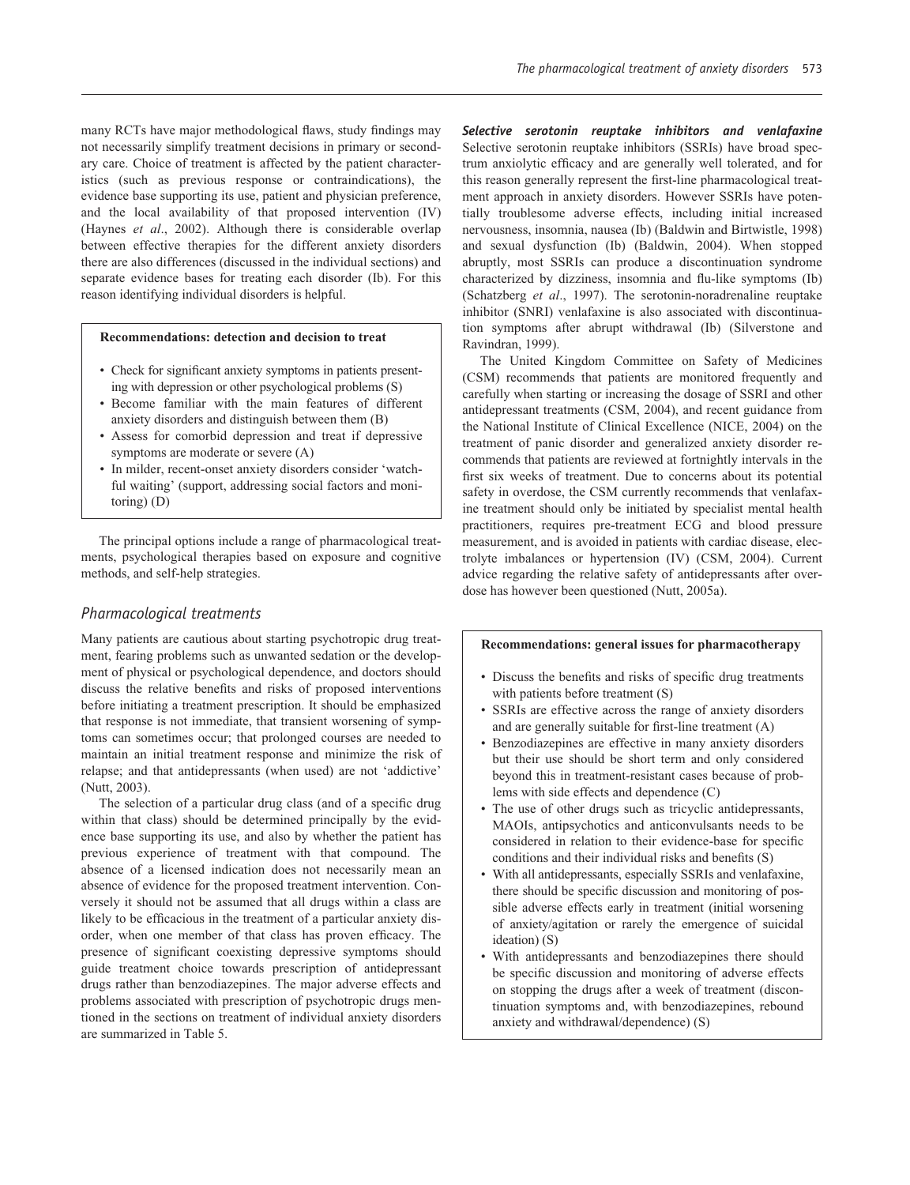many RCTs have major methodological flaws, study findings may not necessarily simplify treatment decisions in primary or secondary care. Choice of treatment is affected by the patient characteristics (such as previous response or contraindications), the evidence base supporting its use, patient and physician preference, and the local availability of that proposed intervention (IV) (Haynes *et al*., 2002). Although there is considerable overlap between effective therapies for the different anxiety disorders there are also differences (discussed in the individual sections) and separate evidence bases for treating each disorder (Ib). For this reason identifying individual disorders is helpful.

**Recommendations: detection and decision to treat**

- Check for significant anxiety symptoms in patients presenting with depression or other psychological problems (S)
- Become familiar with the main features of different anxiety disorders and distinguish between them (B)
- Assess for comorbid depression and treat if depressive symptoms are moderate or severe (A)
- In milder, recent-onset anxiety disorders consider 'watchful waiting' (support, addressing social factors and monitoring) (D)

The principal options include a range of pharmacological treatments, psychological therapies based on exposure and cognitive methods, and self-help strategies.

## *Pharmacological treatments*

Many patients are cautious about starting psychotropic drug treatment, fearing problems such as unwanted sedation or the development of physical or psychological dependence, and doctors should discuss the relative benefits and risks of proposed interventions before initiating a treatment prescription. It should be emphasized that response is not immediate, that transient worsening of symptoms can sometimes occur; that prolonged courses are needed to maintain an initial treatment response and minimize the risk of relapse; and that antidepressants (when used) are not 'addictive' (Nutt, 2003).

The selection of a particular drug class (and of a specific drug within that class) should be determined principally by the evidence base supporting its use, and also by whether the patient has previous experience of treatment with that compound. The absence of a licensed indication does not necessarily mean an absence of evidence for the proposed treatment intervention. Conversely it should not be assumed that all drugs within a class are likely to be efficacious in the treatment of a particular anxiety disorder, when one member of that class has proven efficacy. The presence of significant coexisting depressive symptoms should guide treatment choice towards prescription of antidepressant drugs rather than benzodiazepines. The major adverse effects and problems associated with prescription of psychotropic drugs mentioned in the sections on treatment of individual anxiety disorders are summarized in Table 5.

***Selective serotonin reuptake inhibitors and venlafaxine*** Selective serotonin reuptake inhibitors (SSRIs) have broad spectrum anxiolytic efficacy and are generally well tolerated, and for this reason generally represent the first-line pharmacological treatment approach in anxiety disorders. However SSRIs have potentially troublesome adverse effects, including initial increased nervousness, insomnia, nausea (Ib) (Baldwin and Birtwistle, 1998) and sexual dysfunction (Ib) (Baldwin, 2004). When stopped abruptly, most SSRIs can produce a discontinuation syndrome characterized by dizziness, insomnia and flu-like symptoms (Ib) (Schatzberg *et al*., 1997). The serotonin-noradrenaline reuptake inhibitor (SNRI) venlafaxine is also associated with discontinuation symptoms after abrupt withdrawal (Ib) (Silverstone and Ravindran, 1999).

The United Kingdom Committee on Safety of Medicines (CSM) recommends that patients are monitored frequently and carefully when starting or increasing the dosage of SSRI and other antidepressant treatments (CSM, 2004), and recent guidance from the National Institute of Clinical Excellence (NICE, 2004) on the treatment of panic disorder and generalized anxiety disorder recommends that patients are reviewed at fortnightly intervals in the first six weeks of treatment. Due to concerns about its potential safety in overdose, the CSM currently recommends that venlafaxine treatment should only be initiated by specialist mental health practitioners, requires pre-treatment ECG and blood pressure measurement, and is avoided in patients with cardiac disease, electrolyte imbalances or hypertension (IV) (CSM, 2004). Current advice regarding the relative safety of antidepressants after overdose has however been questioned (Nutt, 2005a).

**Recommendations: general issues for pharmacotherapy**

- Discuss the benefits and risks of specific drug treatments with patients before treatment (S)
- SSRIs are effective across the range of anxiety disorders and are generally suitable for first-line treatment (A)
- Benzodiazepines are effective in many anxiety disorders but their use should be short term and only considered beyond this in treatment-resistant cases because of problems with side effects and dependence (C)
- The use of other drugs such as tricyclic antidepressants, MAOIs, antipsychotics and anticonvulsants needs to be considered in relation to their evidence-base for specific conditions and their individual risks and benefits (S)
- With all antidepressants, especially SSRIs and venlafaxine, there should be specific discussion and monitoring of possible adverse effects early in treatment (initial worsening of anxiety/agitation or rarely the emergence of suicidal ideation) (S)
- With antidepressants and benzodiazepines there should be specific discussion and monitoring of adverse effects on stopping the drugs after a week of treatment (discontinuation symptoms and, with benzodiazepines, rebound anxiety and withdrawal/dependence) (S)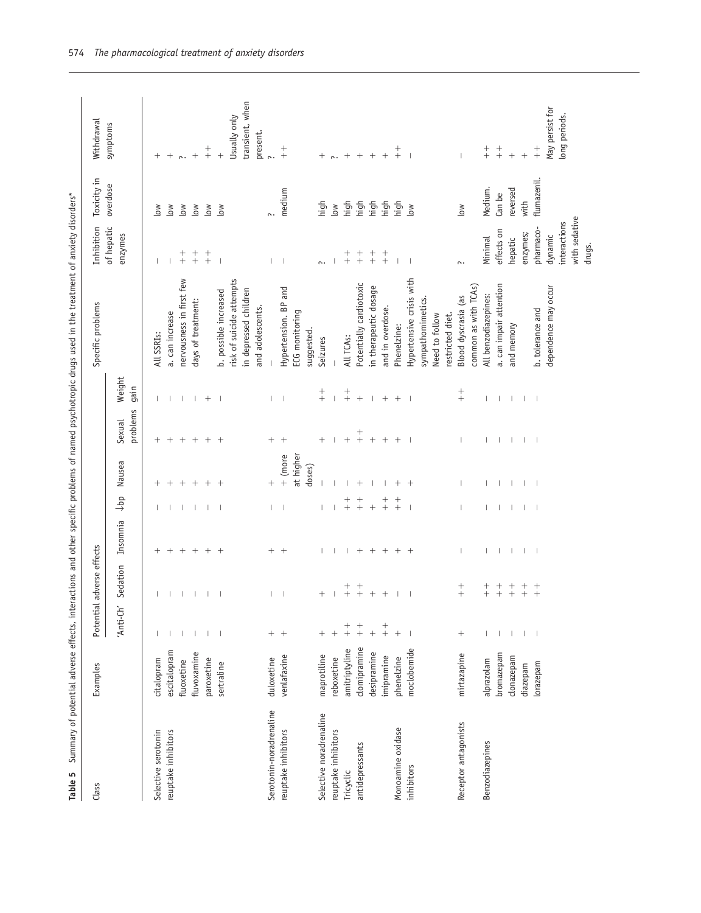**Table 5** Summary of potential adverse effects, interactions and other specific problems of named psychotropic drugs used in the treatment of anxiety disorders*

| Class | Examples | Potential adverse effects | | | | | | | Specific problems | Inhibition of hepatic enzymes | Toxicity in overdose | Withdrawal symptoms |
|---|---|---|---|---|---|---|---|---|---|---|---|---|
| | | 'Anti-Ch' | Sedation | Insomnia | ↓bp | Nausea | Sexual problems | Weight gain | | | | |
| Selective serotonin reuptake inhibitors | citalopram | – | – | + | – | + | + | – | All SSRIs: | – | low | + |
| | escitalopram | – | – | + | – | + | + | – | a. can increase | – | low | + |
| | fluoxetine | – | – | + | – | + | + | – | nervousness in first few | ++ | low | ? |
| | fluvoxamine | – | – | + | – | + | + | – | days of treatment: | ++ | low | + |
| | paroxetine | – | – | + | – | + | + | + | | ++ | low | ++ |
| | sertraline | – | – | + | – | + | + | – | b. possible increased risk of suicide attempts in depressed children and adolescents. | – | low | + Usually only transient, when present. |
| Serotonin-noradrenaline reuptake inhibitors | duloxetine | + | – | + | – | + | + | – | – | – | ? | ? |
| | venlafaxine | + | – | + | – | + (more at higher doses) | + | – | Hypertension. BP and ECG monitoring suggested. | – | medium | ++ |
| Selective noradrenaline reuptake inhibitors | maprotiline | + | + | – | – | – | + | ++ | Seizures | ? | high | + |
| | reboxetine | + | – | – | – | – | – | – | – | – | low | ? |
| Tricyclic antidepressants | amitriptyline | ++ | ++ | – | ++ | – | + | ++ | All TCAs: | ++ | high | + |
| | clomipramine | ++ | ++ | + | ++ | + | ++ | + | Potentially cardiotoxic | ++ | high | + |
| | desipramine | + | + | + | + | – | + | – | in therapeutic dosage | ++ | high | + |
| | imipramine | ++ | + | + | ++ | – | + | + | and in overdose. | ++ | high | + |
| Monoamine oxidase inhibitors | phenelzine | + | – | + | ++ | + | + | + | Phenelzine: Hypertensive crisis with sympathomimetics. Need to follow restricted diet. | – | high | ++ |
| | moclobemide | – | – | + | – | + | – | – | | – | low | – |
| Receptor antagonists | mirtazapine | + | ++ | – | – | – | – | ++ | Blood dyscrasia (as common as with TCAs) | ? | low | – |
| Benzodiazepines | alprazolam | – | ++ | – | – | – | – | – | All benzodiazepines: | Minimal effects on hepatic enzymes; pharmaco-dynamic interactions with sedative drugs. | Medium. Can be reversed with flumazenil. | ++ |
| | bromazepam | – | ++ | – | – | – | – | – | a. can impair attention and memory | | | ++ |
| | clonazepam | – | ++ | – | – | – | – | – | | | | + |
| | diazepam | – | ++ | – | – | – | – | – | | | | + |
| | lorazepam | – | ++ | – | – | – | – | – | b. tolerance and dependence may occur | | | ++ May persist for long periods. |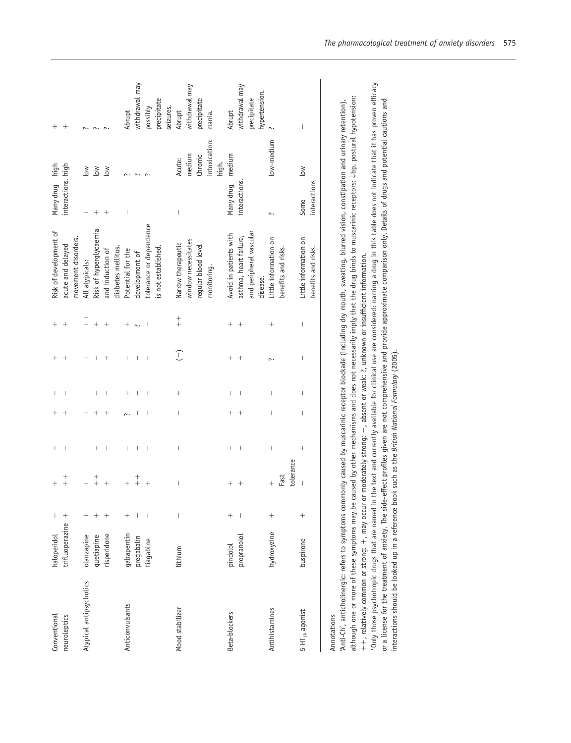| | | | | | | | | | | | | |
|---|---|---|---|---|---|---|---|---|---|---|---|---|
| Conventional neuroleptics | haloperidol | – | + | – | + | – | + | + | Risk of development of acute and delayed movement disorders. | Many drug interactions. | high | + |
| | trifluoperazine | + | ++ | – | + | – | + | + | | | high | + |
| Atypical antipsychotics | olanzapine | + | + | – | + | – | + | ++ | All atypicals: Risk of hyperglycaemia and induction of diabetes mellitus. | + | low | ? |
| | quetiapine | + | ++ | – | + | – | – | + | | + | low | ? |
| | risperidone | + | + | – | + | – | + | + | | + | low | ? |
| Anticonvulsants | gabapentin | + | + | – | ? | + | – | + | Potential for the development of tolerance or dependence is not established. | – | ? | Abrupt withdrawal may possibly precipitate seizures. |
| | pregabalin | – | ++ | – | – | – | – | ? | | | ? | |
| | tiagabine | – | + | – | – | – | – | – | | | ? | |
| Mood stabilizer | lithium | – | – | – | – | + | (–) | ++ | Narrow therapeutic window necessitates regular blood level monitoring. | – | Acute: medium Chronic intoxication: high. | Abrupt withdrawal may precipitate mania. |
| Beta-blockers | pindolol | + | + | – | + | – | + | + | Avoid in patients with asthma, heart failure, and peripheral vascular disease. | Many drug interactions. | medium | Abrupt withdrawal may precipitate hypertension. |
| | propranolol | – | + | – | + | – | + | + | | | | |
| Antihistamines | hydroxyzine | + | + Fast tolerance | – | – | – | ? | + | Little information on benefits and risks. | ? | low–medium | ? |
| 5-HT$_{1A}$ agonist | buspirone | + | – | + | – | + | – | – | Little information on benefits and risks. | Some interactions | low | – |

Annotations

'Anti-Ch', anticholinergic: refers to symptoms commonly caused by muscarinic receptor blockade (including dry mouth, sweating, blurred vision, constipation and urinary retention), although one or more of these symptoms may be caused by other mechanisms and does not necessarily imply that the drug binds to muscarinic receptors: ↓bp, postural hypotension: ++, relatively common or strong: +, may occur or moderately strong: –, absent or weak: ?, unknown or insufficient information.

*Only those psychotropic drugs that are named in the text and currently available for clinical use are considered: naming a drug in this table does not indicate that it has proven efficacy or a license for the treatment of anxiety. The side-effect profiles given are not comprehensive and provide approximate comparison only. Details of drugs and potential cautions and interactions should be looked up in a reference book such as the *British National Formulary* (2005).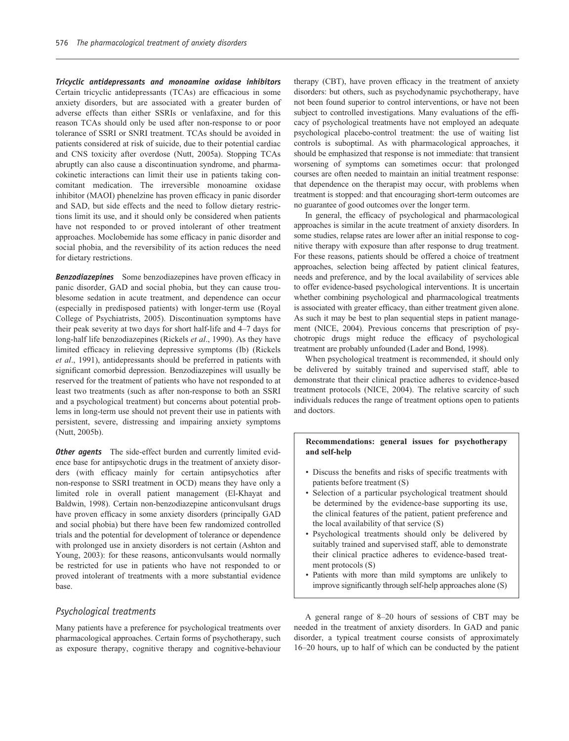***Tricyclic antidepressants and monoamine oxidase inhibitors*** Certain tricyclic antidepressants (TCAs) are efficacious in some anxiety disorders, but are associated with a greater burden of adverse effects than either SSRIs or venlafaxine, and for this reason TCAs should only be used after non-response to or poor tolerance of SSRI or SNRI treatment. TCAs should be avoided in patients considered at risk of suicide, due to their potential cardiac and CNS toxicity after overdose (Nutt, 2005a). Stopping TCAs abruptly can also cause a discontinuation syndrome, and pharmacokinetic interactions can limit their use in patients taking concomitant medication. The irreversible monoamine oxidase inhibitor (MAOI) phenelzine has proven efficacy in panic disorder and SAD, but side effects and the need to follow dietary restrictions limit its use, and it should only be considered when patients have not responded to or proved intolerant of other treatment approaches. Moclobemide has some efficacy in panic disorder and social phobia, and the reversibility of its action reduces the need for dietary restrictions.

***Benzodiazepines*** Some benzodiazepines have proven efficacy in panic disorder, GAD and social phobia, but they can cause troublesome sedation in acute treatment, and dependence can occur (especially in predisposed patients) with longer-term use (Royal College of Psychiatrists, 2005). Discontinuation symptoms have their peak severity at two days for short half-life and 4–7 days for long-half life benzodiazepines (Rickels *et al*., 1990). As they have limited efficacy in relieving depressive symptoms (Ib) (Rickels *et al*., 1991), antidepressants should be preferred in patients with significant comorbid depression. Benzodiazepines will usually be reserved for the treatment of patients who have not responded to at least two treatments (such as after non-response to both an SSRI and a psychological treatment) but concerns about potential problems in long-term use should not prevent their use in patients with persistent, severe, distressing and impairing anxiety symptoms (Nutt, 2005b).

***Other agents*** The side-effect burden and currently limited evidence base for antipsychotic drugs in the treatment of anxiety disorders (with efficacy mainly for certain antipsychotics after non-response to SSRI treatment in OCD) means they have only a limited role in overall patient management (El-Khayat and Baldwin, 1998). Certain non-benzodiazepine anticonvulsant drugs have proven efficacy in some anxiety disorders (principally GAD and social phobia) but there have been few randomized controlled trials and the potential for development of tolerance or dependence with prolonged use in anxiety disorders is not certain (Ashton and Young, 2003): for these reasons, anticonvulsants would normally be restricted for use in patients who have not responded to or proved intolerant of treatments with a more substantial evidence base.

## *Psychological treatments*

Many patients have a preference for psychological treatments over pharmacological approaches. Certain forms of psychotherapy, such as exposure therapy, cognitive therapy and cognitive-behaviour therapy (CBT), have proven efficacy in the treatment of anxiety disorders: but others, such as psychodynamic psychotherapy, have not been found superior to control interventions, or have not been subject to controlled investigations. Many evaluations of the efficacy of psychological treatments have not employed an adequate psychological placebo-control treatment: the use of waiting list controls is suboptimal. As with pharmacological approaches, it should be emphasized that response is not immediate: that transient worsening of symptoms can sometimes occur: that prolonged courses are often needed to maintain an initial treatment response: that dependence on the therapist may occur, with problems when treatment is stopped: and that encouraging short-term outcomes are no guarantee of good outcomes over the longer term.

In general, the efficacy of psychological and pharmacological approaches is similar in the acute treatment of anxiety disorders. In some studies, relapse rates are lower after an initial response to cognitive therapy with exposure than after response to drug treatment. For these reasons, patients should be offered a choice of treatment approaches, selection being affected by patient clinical features, needs and preference, and by the local availability of services able to offer evidence-based psychological interventions. It is uncertain whether combining psychological and pharmacological treatments is associated with greater efficacy, than either treatment given alone. As such it may be best to plan sequential steps in patient management (NICE, 2004). Previous concerns that prescription of psychotropic drugs might reduce the efficacy of psychological treatment are probably unfounded (Lader and Bond, 1998).

When psychological treatment is recommended, it should only be delivered by suitably trained and supervised staff, able to demonstrate that their clinical practice adheres to evidence-based treatment protocols (NICE, 2004). The relative scarcity of such individuals reduces the range of treatment options open to patients and doctors.

**Recommendations: general issues for psychotherapy and self-help**

- Discuss the benefits and risks of specific treatments with patients before treatment (S)
- Selection of a particular psychological treatment should be determined by the evidence-base supporting its use, the clinical features of the patient, patient preference and the local availability of that service (S)
- Psychological treatments should only be delivered by suitably trained and supervised staff, able to demonstrate their clinical practice adheres to evidence-based treatment protocols (S)
- Patients with more than mild symptoms are unlikely to improve significantly through self-help approaches alone (S)

A general range of 8–20 hours of sessions of CBT may be needed in the treatment of anxiety disorders. In GAD and panic disorder, a typical treatment course consists of approximately 16–20 hours, up to half of which can be conducted by the patient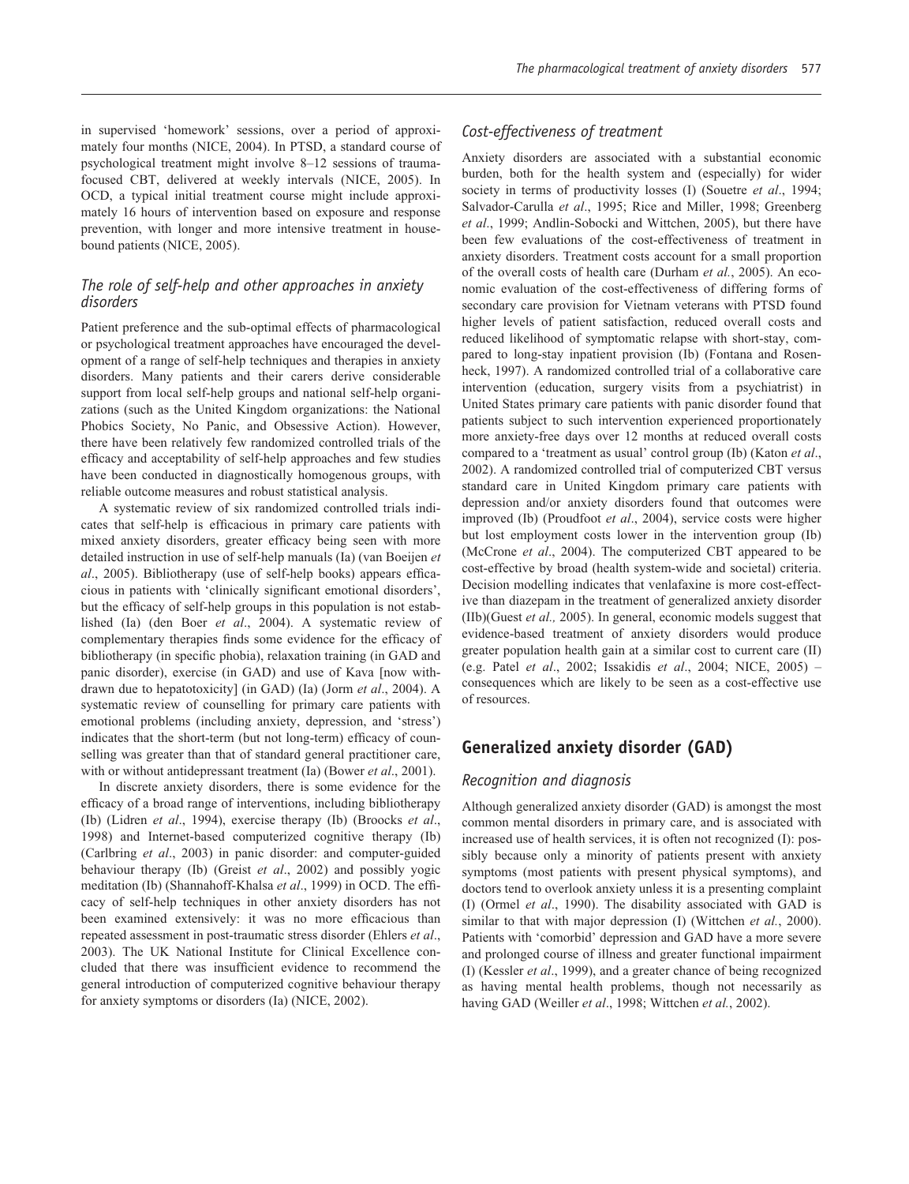in supervised 'homework' sessions, over a period of approximately four months (NICE, 2004). In PTSD, a standard course of psychological treatment might involve 8–12 sessions of trauma-focused CBT, delivered at weekly intervals (NICE, 2005). In OCD, a typical initial treatment course might include approximately 16 hours of intervention based on exposure and response prevention, with longer and more intensive treatment in housebound patients (NICE, 2005).

### *The role of self-help and other approaches in anxiety disorders*

Patient preference and the sub-optimal effects of pharmacological or psychological treatment approaches have encouraged the development of a range of self-help techniques and therapies in anxiety disorders. Many patients and their carers derive considerable support from local self-help groups and national self-help organizations (such as the United Kingdom organizations: the National Phobics Society, No Panic, and Obsessive Action). However, there have been relatively few randomized controlled trials of the efficacy and acceptability of self-help approaches and few studies have been conducted in diagnostically homogenous groups, with reliable outcome measures and robust statistical analysis.

A systematic review of six randomized controlled trials indicates that self-help is efficacious in primary care patients with mixed anxiety disorders, greater efficacy being seen with more detailed instruction in use of self-help manuals (Ia) (van Boeijen *et al*., 2005). Bibliotherapy (use of self-help books) appears efficacious in patients with 'clinically significant emotional disorders', but the efficacy of self-help groups in this population is not established (Ia) (den Boer *et al*., 2004). A systematic review of complementary therapies finds some evidence for the efficacy of bibliotherapy (in specific phobia), relaxation training (in GAD and panic disorder), exercise (in GAD) and use of Kava [now withdrawn due to hepatotoxicity] (in GAD) (Ia) (Jorm *et al*., 2004). A systematic review of counselling for primary care patients with emotional problems (including anxiety, depression, and 'stress') indicates that the short-term (but not long-term) efficacy of counselling was greater than that of standard general practitioner care, with or without antidepressant treatment (Ia) (Bower *et al*., 2001).

In discrete anxiety disorders, there is some evidence for the efficacy of a broad range of interventions, including bibliotherapy (Ib) (Lidren *et al*., 1994), exercise therapy (Ib) (Broocks *et al*., 1998) and Internet-based computerized cognitive therapy (Ib) (Carlbring *et al*., 2003) in panic disorder: and computer-guided behaviour therapy (Ib) (Greist *et al*., 2002) and possibly yogic meditation (Ib) (Shannahoff-Khalsa *et al*., 1999) in OCD. The efficacy of self-help techniques in other anxiety disorders has not been examined extensively: it was no more efficacious than repeated assessment in post-traumatic stress disorder (Ehlers *et al*., 2003). The UK National Institute for Clinical Excellence concluded that there was insufficient evidence to recommend the general introduction of computerized cognitive behaviour therapy for anxiety symptoms or disorders (Ia) (NICE, 2002).

### *Cost-effectiveness of treatment*

Anxiety disorders are associated with a substantial economic burden, both for the health system and (especially) for wider society in terms of productivity losses (I) (Souetre *et al*., 1994; Salvador-Carulla *et al*., 1995; Rice and Miller, 1998; Greenberg *et al*., 1999; Andlin-Sobocki and Wittchen, 2005), but there have been few evaluations of the cost-effectiveness of treatment in anxiety disorders. Treatment costs account for a small proportion of the overall costs of health care (Durham *et al.*, 2005). An economic evaluation of the cost-effectiveness of differing forms of secondary care provision for Vietnam veterans with PTSD found higher levels of patient satisfaction, reduced overall costs and reduced likelihood of symptomatic relapse with short-stay, compared to long-stay inpatient provision (Ib) (Fontana and Rosenheck, 1997). A randomized controlled trial of a collaborative care intervention (education, surgery visits from a psychiatrist) in United States primary care patients with panic disorder found that patients subject to such intervention experienced proportionately more anxiety-free days over 12 months at reduced overall costs compared to a 'treatment as usual' control group (Ib) (Katon *et al*., 2002). A randomized controlled trial of computerized CBT versus standard care in United Kingdom primary care patients with depression and/or anxiety disorders found that outcomes were improved (Ib) (Proudfoot *et al*., 2004), service costs were higher but lost employment costs lower in the intervention group (Ib) (McCrone *et al*., 2004). The computerized CBT appeared to be cost-effective by broad (health system-wide and societal) criteria. Decision modelling indicates that venlafaxine is more cost-effective than diazepam in the treatment of generalized anxiety disorder (IIb)(Guest *et al.,* 2005). In general, economic models suggest that evidence-based treatment of anxiety disorders would produce greater population health gain at a similar cost to current care (II) (e.g. Patel *et al*., 2002; Issakidis *et al*., 2004; NICE, 2005) – consequences which are likely to be seen as a cost-effective use of resources.

## Generalized anxiety disorder (GAD)

### *Recognition and diagnosis*

Although generalized anxiety disorder (GAD) is amongst the most common mental disorders in primary care, and is associated with increased use of health services, it is often not recognized (I): possibly because only a minority of patients present with anxiety symptoms (most patients with present physical symptoms), and doctors tend to overlook anxiety unless it is a presenting complaint (I) (Ormel *et al*., 1990). The disability associated with GAD is similar to that with major depression (I) (Wittchen *et al.*, 2000). Patients with 'comorbid' depression and GAD have a more severe and prolonged course of illness and greater functional impairment (I) (Kessler *et al*., 1999), and a greater chance of being recognized as having mental health problems, though not necessarily as having GAD (Weiller *et al*., 1998; Wittchen *et al.*, 2002).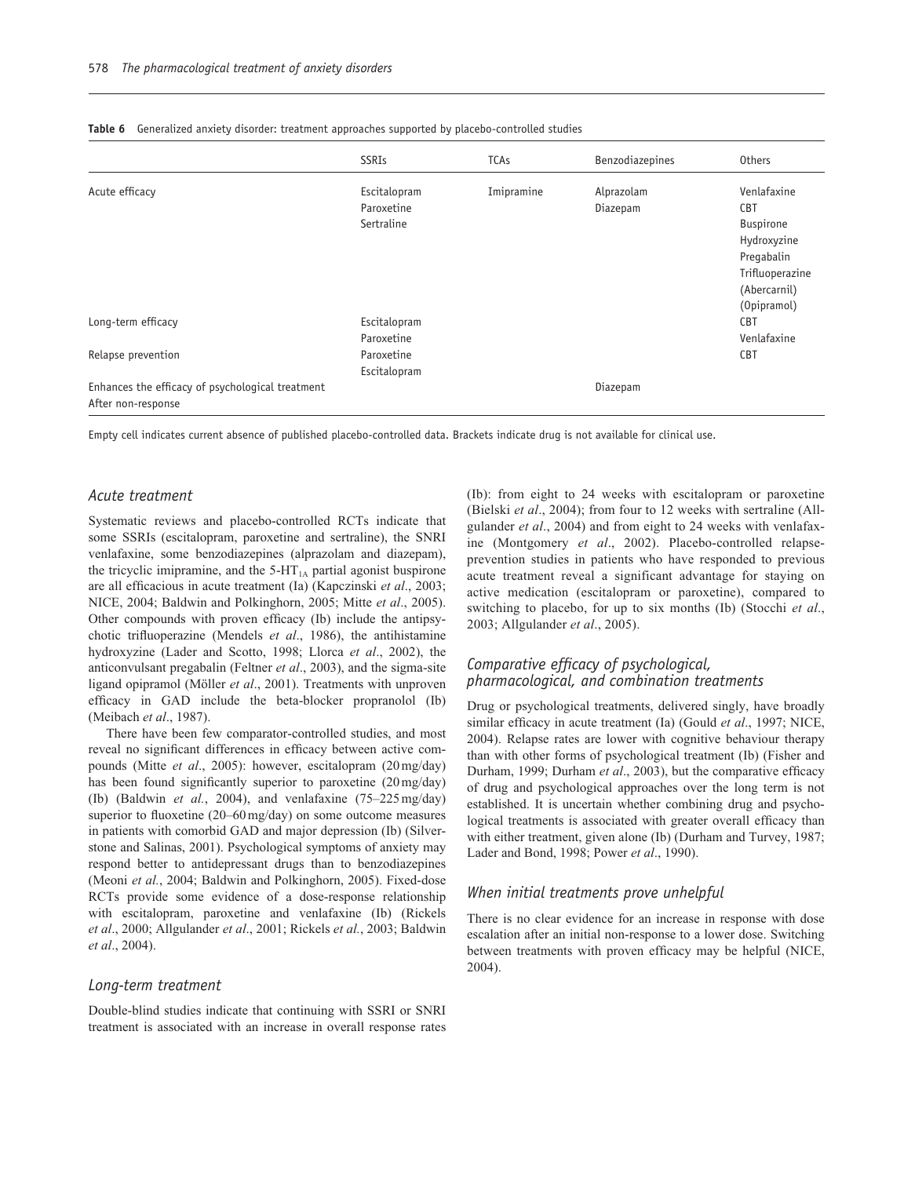**Table 6** Generalized anxiety disorder: treatment approaches supported by placebo-controlled studies

| | SSRIs | TCAs | Benzodiazepines | Others |
|---|---|---|---|---|
| Acute efficacy | Escitalopram<br>Paroxetine<br>Sertraline | Imipramine | Alprazolam<br>Diazepam | Venlafaxine<br>CBT<br>Buspirone<br>Hydroxyzine<br>Pregabalin<br>Trifluoperazine<br>(Abercarnil)<br>(Opipramol) |
| Long-term efficacy | Escitalopram<br>Paroxetine | | | CBT<br>Venlafaxine |
| Relapse prevention | Paroxetine<br>Escitalopram | | | CBT |
| Enhances the efficacy of psychological treatment | | | Diazepam | |
| After non-response | | | | |

Empty cell indicates current absence of published placebo-controlled data. Brackets indicate drug is not available for clinical use.

### *Acute treatment*

Systematic reviews and placebo-controlled RCTs indicate that some SSRIs (escitalopram, paroxetine and sertraline), the SNRI venlafaxine, some benzodiazepines (alprazolam and diazepam), the tricyclic imipramine, and the $5\text{-HT}_{1A}$ partial agonist buspirone are all efficacious in acute treatment (Ia) (Kapczinski *et al*., 2003; NICE, 2004; Baldwin and Polkinghorn, 2005; Mitte *et al*., 2005). Other compounds with proven efficacy (Ib) include the antipsychotic trifluoperazine (Mendels *et al*., 1986), the antihistamine hydroxyzine (Lader and Scotto, 1998; Llorca *et al*., 2002), the anticonvulsant pregabalin (Feltner *et al*., 2003), and the sigma-site ligand opipramol (Möller *et al*., 2001). Treatments with unproven efficacy in GAD include the beta-blocker propranolol (Ib) (Meibach *et al*., 1987).

There have been few comparator-controlled studies, and most reveal no significant differences in efficacy between active compounds (Mitte *et al*., 2005): however, escitalopram (20 mg/day) has been found significantly superior to paroxetine (20 mg/day) (Ib) (Baldwin *et al.*, 2004), and venlafaxine (75–225 mg/day) superior to fluoxetine (20–60 mg/day) on some outcome measures in patients with comorbid GAD and major depression (Ib) (Silverstone and Salinas, 2001). Psychological symptoms of anxiety may respond better to antidepressant drugs than to benzodiazepines (Meoni *et al.*, 2004; Baldwin and Polkinghorn, 2005). Fixed-dose RCTs provide some evidence of a dose-response relationship with escitalopram, paroxetine and venlafaxine (Ib) (Rickels *et al*., 2000; Allgulander *et al*., 2001; Rickels *et al.*, 2003; Baldwin *et al*., 2004).

### *Long-term treatment*

Double-blind studies indicate that continuing with SSRI or SNRI treatment is associated with an increase in overall response rates (Ib): from eight to 24 weeks with escitalopram or paroxetine (Bielski *et al*., 2004); from four to 12 weeks with sertraline (Allgulander *et al*., 2004) and from eight to 24 weeks with venlafaxine (Montgomery *et al*., 2002). Placebo-controlled relapse-prevention studies in patients who have responded to previous acute treatment reveal a significant advantage for staying on active medication (escitalopram or paroxetine), compared to switching to placebo, for up to six months (Ib) (Stocchi *et al*., 2003; Allgulander *et al*., 2005).

### *Comparative efficacy of psychological, pharmacological, and combination treatments*

Drug or psychological treatments, delivered singly, have broadly similar efficacy in acute treatment (Ia) (Gould *et al*., 1997; NICE, 2004). Relapse rates are lower with cognitive behaviour therapy than with other forms of psychological treatment (Ib) (Fisher and Durham, 1999; Durham *et al*., 2003), but the comparative efficacy of drug and psychological approaches over the long term is not established. It is uncertain whether combining drug and psychological treatments is associated with greater overall efficacy than with either treatment, given alone (Ib) (Durham and Turvey, 1987; Lader and Bond, 1998; Power *et al*., 1990).

### *When initial treatments prove unhelpful*

There is no clear evidence for an increase in response with dose escalation after an initial non-response to a lower dose. Switching between treatments with proven efficacy may be helpful (NICE, 2004).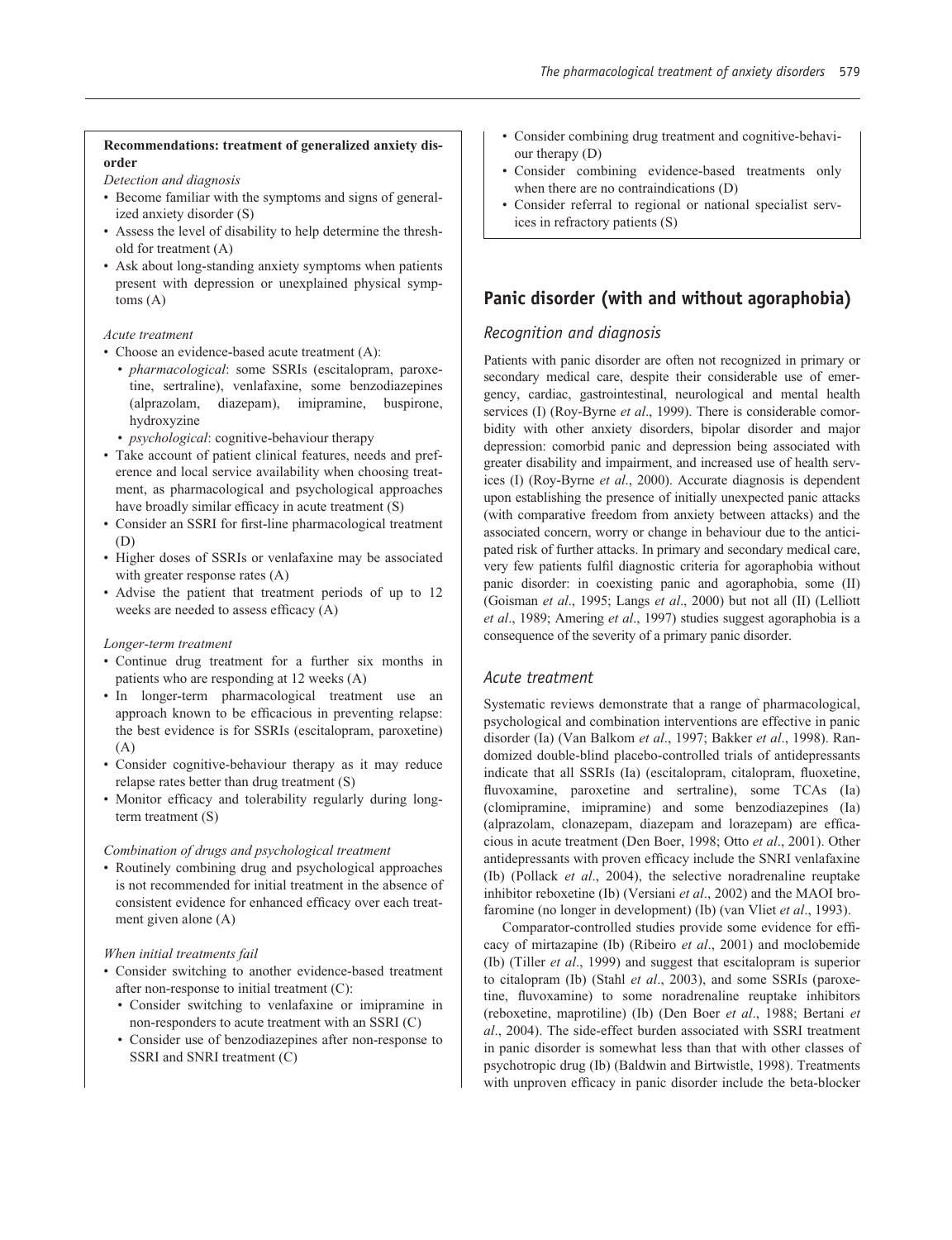**Recommendations: treatment of generalized anxiety disorder**

*Detection and diagnosis*

- Become familiar with the symptoms and signs of generalized anxiety disorder (S)
- Assess the level of disability to help determine the threshold for treatment (A)
- Ask about long-standing anxiety symptoms when patients present with depression or unexplained physical symptoms (A)

*Acute treatment*

- Choose an evidence-based acute treatment (A):
  - *pharmacological*: some SSRIs (escitalopram, paroxetine, sertraline), venlafaxine, some benzodiazepines (alprazolam, diazepam), imipramine, buspirone, hydroxyzine
  - *psychological*: cognitive-behaviour therapy
- Take account of patient clinical features, needs and preference and local service availability when choosing treatment, as pharmacological and psychological approaches have broadly similar efficacy in acute treatment (S)
- Consider an SSRI for first-line pharmacological treatment (D)
- Higher doses of SSRIs or venlafaxine may be associated with greater response rates (A)
- Advise the patient that treatment periods of up to 12 weeks are needed to assess efficacy (A)

*Longer-term treatment*

- Continue drug treatment for a further six months in patients who are responding at 12 weeks (A)
- In longer-term pharmacological treatment use an approach known to be efficacious in preventing relapse: the best evidence is for SSRIs (escitalopram, paroxetine) (A)
- Consider cognitive-behaviour therapy as it may reduce relapse rates better than drug treatment (S)
- Monitor efficacy and tolerability regularly during longterm treatment (S)

*Combination of drugs and psychological treatment*

- Routinely combining drug and psychological approaches is not recommended for initial treatment in the absence of consistent evidence for enhanced efficacy over each treatment given alone (A)

*When initial treatments fail*

- Consider switching to another evidence-based treatment after non-response to initial treatment (C):
  - Consider switching to venlafaxine or imipramine in non-responders to acute treatment with an SSRI (C)
  - Consider use of benzodiazepines after non-response to SSRI and SNRI treatment (C)
- Consider combining drug treatment and cognitive-behaviour therapy (D)
- Consider combining evidence-based treatments only when there are no contraindications (D)
- Consider referral to regional or national specialist services in refractory patients (S)

## Panic disorder (with and without agoraphobia)

### Recognition and diagnosis

Patients with panic disorder are often not recognized in primary or secondary medical care, despite their considerable use of emergency, cardiac, gastrointestinal, neurological and mental health services (I) (Roy-Byrne *et al*., 1999). There is considerable comorbidity with other anxiety disorders, bipolar disorder and major depression: comorbid panic and depression being associated with greater disability and impairment, and increased use of health services (I) (Roy-Byrne *et al*., 2000). Accurate diagnosis is dependent upon establishing the presence of initially unexpected panic attacks (with comparative freedom from anxiety between attacks) and the associated concern, worry or change in behaviour due to the anticipated risk of further attacks. In primary and secondary medical care, very few patients fulfil diagnostic criteria for agoraphobia without panic disorder: in coexisting panic and agoraphobia, some (II) (Goisman *et al*., 1995; Langs *et al*., 2000) but not all (II) (Lelliott *et al*., 1989; Amering *et al*., 1997) studies suggest agoraphobia is a consequence of the severity of a primary panic disorder.

### Acute treatment

Systematic reviews demonstrate that a range of pharmacological, psychological and combination interventions are effective in panic disorder (Ia) (Van Balkom *et al*., 1997; Bakker *et al*., 1998). Randomized double-blind placebo-controlled trials of antidepressants indicate that all SSRIs (Ia) (escitalopram, citalopram, fluoxetine, fluvoxamine, paroxetine and sertraline), some TCAs (Ia) (clomipramine, imipramine) and some benzodiazepines (Ia) (alprazolam, clonazepam, diazepam and lorazepam) are efficacious in acute treatment (Den Boer, 1998; Otto *et al*., 2001). Other antidepressants with proven efficacy include the SNRI venlafaxine (Ib) (Pollack *et al*., 2004), the selective noradrenaline reuptake inhibitor reboxetine (Ib) (Versiani *et al*., 2002) and the MAOI brofaromine (no longer in development) (Ib) (van Vliet *et al*., 1993).

Comparator-controlled studies provide some evidence for efficacy of mirtazapine (Ib) (Ribeiro *et al*., 2001) and moclobemide (Ib) (Tiller *et al*., 1999) and suggest that escitalopram is superior to citalopram (Ib) (Stahl *et al*., 2003), and some SSRIs (paroxetine, fluvoxamine) to some noradrenaline reuptake inhibitors (reboxetine, maprotiline) (Ib) (Den Boer *et al*., 1988; Bertani *et al*., 2004). The side-effect burden associated with SSRI treatment in panic disorder is somewhat less than that with other classes of psychotropic drug (Ib) (Baldwin and Birtwistle, 1998). Treatments with unproven efficacy in panic disorder include the beta-blocker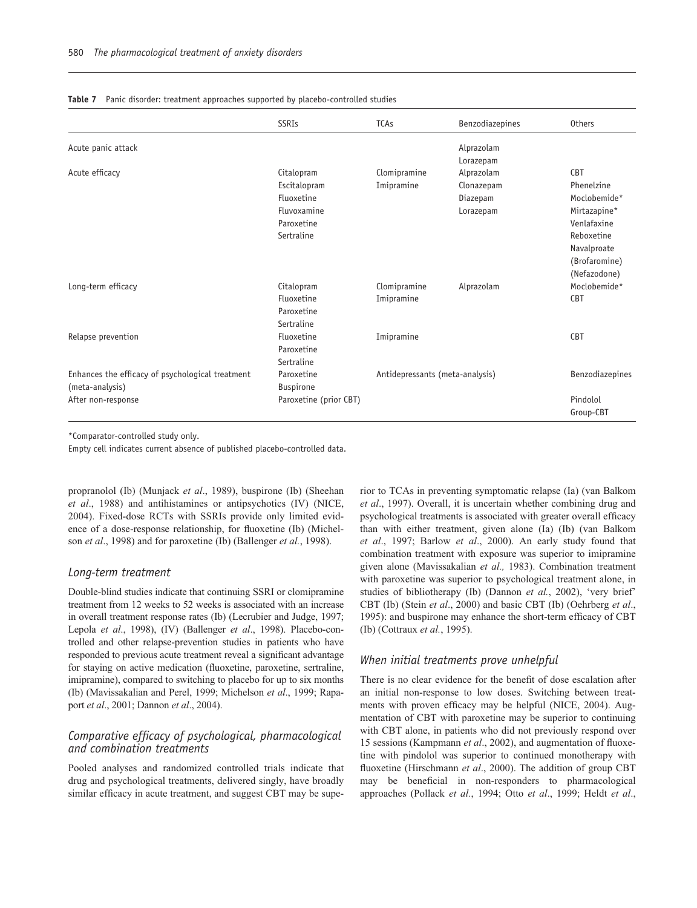**Table 7** Panic disorder: treatment approaches supported by placebo-controlled studies

| | SSRIs | TCAs | Benzodiazepines | Others |
|---|---|---|---|---|
| Acute panic attack | | | Alprazolam<br>Lorazepam | |
| Acute efficacy | Citalopram<br>Escitalopram<br>Fluoxetine<br>Fluvoxamine<br>Paroxetine<br>Sertraline | Clomipramine<br>Imipramine | Alprazolam<br>Clonazepam<br>Diazepam<br>Lorazepam | CBT<br>Phenelzine<br>Moclobemide*<br>Mirtazapine*<br>Venlafaxine<br>Reboxetine<br>Navalproate<br>(Brofaromine)<br>(Nefazodone) |
| Long-term efficacy | Citalopram<br>Fluoxetine<br>Paroxetine<br>Sertraline | Clomipramine<br>Imipramine | Alprazolam | Moclobemide*<br>CBT |
| Relapse prevention | Fluoxetine<br>Paroxetine<br>Sertraline | Imipramine | | CBT |
| Enhances the efficacy of psychological treatment (meta-analysis) | Paroxetine<br>Buspirone | Antidepressants (meta-analysis) | | Benzodiazepines |
| After non-response | Paroxetine (prior CBT) | | | Pindolol<br>Group-CBT |

*Comparator-controlled study only.

Empty cell indicates current absence of published placebo-controlled data.

propranolol (Ib) (Munjack *et al*., 1989), buspirone (Ib) (Sheehan *et al*., 1988) and antihistamines or antipsychotics (IV) (NICE, 2004). Fixed-dose RCTs with SSRIs provide only limited evidence of a dose-response relationship, for fluoxetine (Ib) (Michelson *et al*., 1998) and for paroxetine (Ib) (Ballenger *et al.*, 1998).

### *Long-term treatment*

Double-blind studies indicate that continuing SSRI or clomipramine treatment from 12 weeks to 52 weeks is associated with an increase in overall treatment response rates (Ib) (Lecrubier and Judge, 1997; Lepola *et al*., 1998), (IV) (Ballenger *et al*., 1998). Placebo-controlled and other relapse-prevention studies in patients who have responded to previous acute treatment reveal a significant advantage for staying on active medication (fluoxetine, paroxetine, sertraline, imipramine), compared to switching to placebo for up to six months (Ib) (Mavissakalian and Perel, 1999; Michelson *et al*., 1999; Rapaport *et al*., 2001; Dannon *et al*., 2004).

### *Comparative efficacy of psychological, pharmacological and combination treatments*

Pooled analyses and randomized controlled trials indicate that drug and psychological treatments, delivered singly, have broadly similar efficacy in acute treatment, and suggest CBT may be superior to TCAs in preventing symptomatic relapse (Ia) (van Balkom *et al*., 1997). Overall, it is uncertain whether combining drug and psychological treatments is associated with greater overall efficacy than with either treatment, given alone (Ia) (Ib) (van Balkom *et al*., 1997; Barlow *et al*., 2000). An early study found that combination treatment with exposure was superior to imipramine given alone (Mavissakalian *et al.,* 1983). Combination treatment with paroxetine was superior to psychological treatment alone, in studies of bibliotherapy (Ib) (Dannon *et al.*, 2002), 'very brief' CBT (Ib) (Stein *et al*., 2000) and basic CBT (Ib) (Oehrberg *et al*., 1995): and buspirone may enhance the short-term efficacy of CBT (Ib) (Cottraux *et al.*, 1995).

### *When initial treatments prove unhelpful*

There is no clear evidence for the benefit of dose escalation after an initial non-response to low doses. Switching between treatments with proven efficacy may be helpful (NICE, 2004). Augmentation of CBT with paroxetine may be superior to continuing with CBT alone, in patients who did not previously respond over 15 sessions (Kampmann *et al*., 2002), and augmentation of fluoxetine with pindolol was superior to continued monotherapy with fluoxetine (Hirschmann *et al*., 2000). The addition of group CBT may be beneficial in non-responders to pharmacological approaches (Pollack *et al.*, 1994; Otto *et al*., 1999; Heldt *et al*.,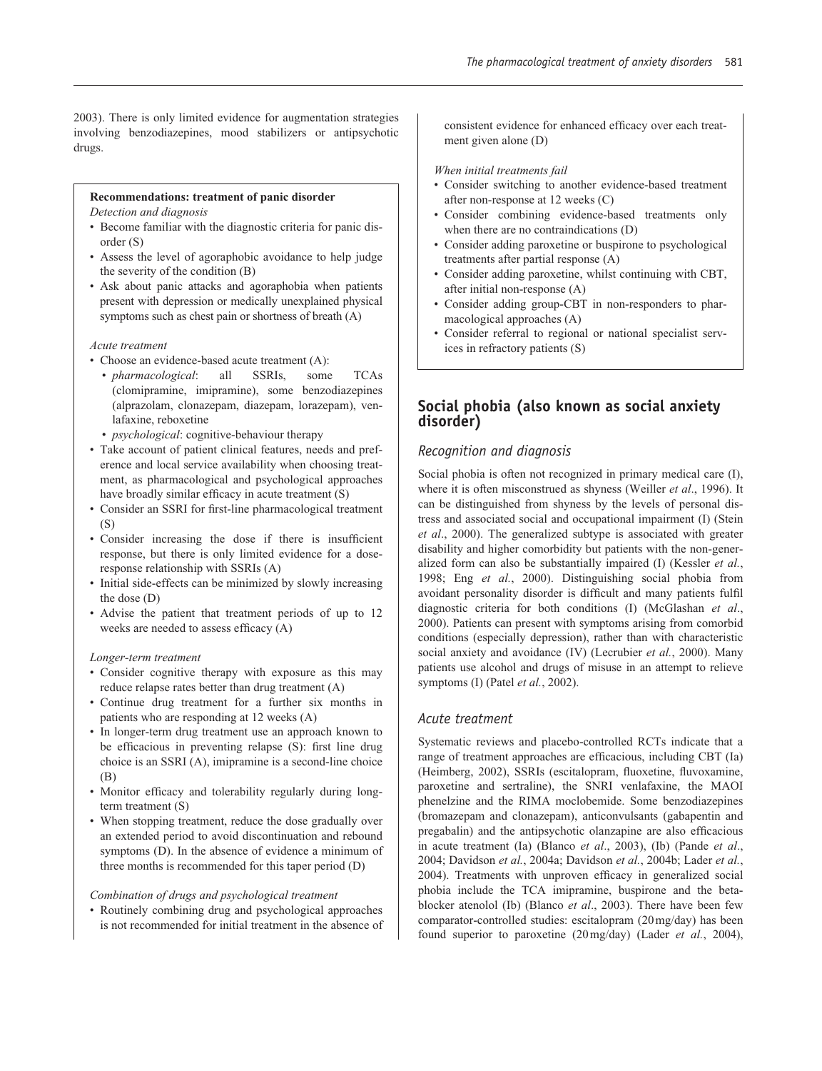2003). There is only limited evidence for augmentation strategies involving benzodiazepines, mood stabilizers or antipsychotic drugs.

**Recommendations: treatment of panic disorder**

*Detection and diagnosis*

- Become familiar with the diagnostic criteria for panic disorder (S)
- Assess the level of agoraphobic avoidance to help judge the severity of the condition (B)
- Ask about panic attacks and agoraphobia when patients present with depression or medically unexplained physical symptoms such as chest pain or shortness of breath (A)

*Acute treatment*

- Choose an evidence-based acute treatment (A):
  - *pharmacological*: all SSRIs, some TCAs (clomipramine, imipramine), some benzodiazepines (alprazolam, clonazepam, diazepam, lorazepam), venlafaxine, reboxetine
  - *psychological*: cognitive-behaviour therapy
- Take account of patient clinical features, needs and preference and local service availability when choosing treatment, as pharmacological and psychological approaches have broadly similar efficacy in acute treatment (S)
- Consider an SSRI for first-line pharmacological treatment (S)
- Consider increasing the dose if there is insufficient response, but there is only limited evidence for a dose-response relationship with SSRIs (A)
- Initial side-effects can be minimized by slowly increasing the dose (D)
- Advise the patient that treatment periods of up to 12 weeks are needed to assess efficacy (A)

*Longer-term treatment*

- Consider cognitive therapy with exposure as this may reduce relapse rates better than drug treatment (A)
- Continue drug treatment for a further six months in patients who are responding at 12 weeks (A)
- In longer-term drug treatment use an approach known to be efficacious in preventing relapse (S): first line drug choice is an SSRI (A), imipramine is a second-line choice (B)
- Monitor efficacy and tolerability regularly during long-term treatment (S)
- When stopping treatment, reduce the dose gradually over an extended period to avoid discontinuation and rebound symptoms (D). In the absence of evidence a minimum of three months is recommended for this taper period (D)

*Combination of drugs and psychological treatment*

- Routinely combining drug and psychological approaches is not recommended for initial treatment in the absence of consistent evidence for enhanced efficacy over each treatment given alone (D)

*When initial treatments fail*

- Consider switching to another evidence-based treatment after non-response at 12 weeks (C)
- Consider combining evidence-based treatments only when there are no contraindications (D)
- Consider adding paroxetine or buspirone to psychological treatments after partial response (A)
- Consider adding paroxetine, whilst continuing with CBT, after initial non-response (A)
- Consider adding group-CBT in non-responders to pharmacological approaches (A)
- Consider referral to regional or national specialist services in refractory patients (S)

## Social phobia (also known as social anxiety disorder)

### Recognition and diagnosis

Social phobia is often not recognized in primary medical care (I), where it is often misconstrued as shyness (Weiller *et al*., 1996). It can be distinguished from shyness by the levels of personal distress and associated social and occupational impairment (I) (Stein *et al*., 2000). The generalized subtype is associated with greater disability and higher comorbidity but patients with the non-generalized form can also be substantially impaired (I) (Kessler *et al.*, 1998; Eng *et al.*, 2000). Distinguishing social phobia from avoidant personality disorder is difficult and many patients fulfil diagnostic criteria for both conditions (I) (McGlashan *et al*., 2000). Patients can present with symptoms arising from comorbid conditions (especially depression), rather than with characteristic social anxiety and avoidance (IV) (Lecrubier *et al.*, 2000). Many patients use alcohol and drugs of misuse in an attempt to relieve symptoms (I) (Patel *et al.*, 2002).

### Acute treatment

Systematic reviews and placebo-controlled RCTs indicate that a range of treatment approaches are efficacious, including CBT (Ia) (Heimberg, 2002), SSRIs (escitalopram, fluoxetine, fluvoxamine, paroxetine and sertraline), the SNRI venlafaxine, the MAOI phenelzine and the RIMA moclobemide. Some benzodiazepines (bromazepam and clonazepam), anticonvulsants (gabapentin and pregabalin) and the antipsychotic olanzapine are also efficacious in acute treatment (Ia) (Blanco *et al*., 2003), (Ib) (Pande *et al*., 2004; Davidson *et al.*, 2004a; Davidson *et al.*, 2004b; Lader *et al.*, 2004). Treatments with unproven efficacy in generalized social phobia include the TCA imipramine, buspirone and the beta-blocker atenolol (Ib) (Blanco *et al*., 2003). There have been few comparator-controlled studies: escitalopram (20 mg/day) has been found superior to paroxetine (20 mg/day) (Lader *et al.*, 2004),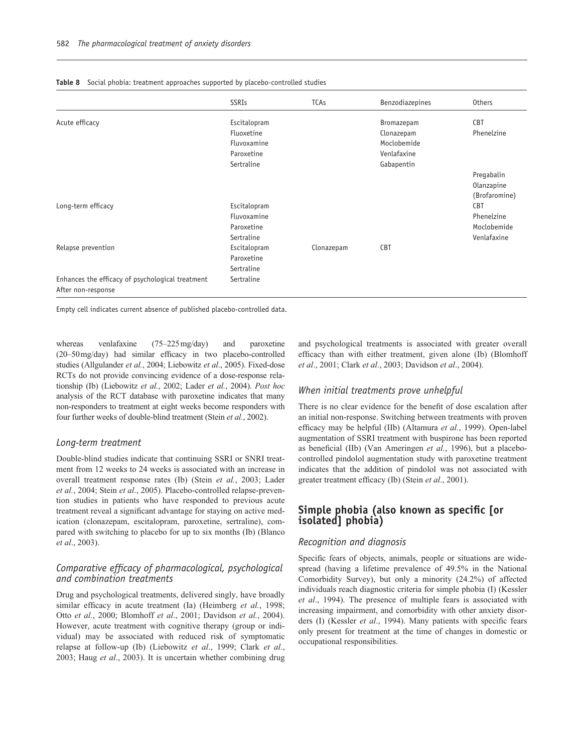**Table 8** Social phobia: treatment approaches supported by placebo-controlled studies

| | SSRIs | TCAs | Benzodiazepines | Others |
|---|---|---|---|---|
| Acute efficacy | Escitalopram<br>Fluoxetine<br>Fluvoxamine<br>Paroxetine<br>Sertraline | | Bromazepam<br>Clonazepam<br>Moclobemide<br>Venlafaxine<br>Gabapentin | CBT<br>Phenelzine<br><br><br><br>Pregabalin<br>Olanzapine<br>(Brofaromine) |
| Long-term efficacy | Escitalopram<br>Fluvoxamine<br>Paroxetine<br>Sertraline | | | CBT<br>Phenelzine<br>Moclobemide<br>Venlafaxine |
| Relapse prevention | Escitalopram<br>Paroxetine<br>Sertraline | Clonazepam | CBT | |
| Enhances the efficacy of psychological treatment<br>After non-response | Sertraline | | | |

Empty cell indicates current absence of published placebo-controlled data.

whereas venlafaxine (75–225 mg/day) and paroxetine (20–50 mg/day) had similar efficacy in two placebo-controlled studies (Allgulander *et al.*, 2004; Liebowitz *et al*., 2005). Fixed-dose RCTs do not provide convincing evidence of a dose-response relationship (Ib) (Liebowitz *et al.*, 2002; Lader *et al.*, 2004). *Post hoc* analysis of the RCT database with paroxetine indicates that many non-responders to treatment at eight weeks become responders with four further weeks of double-blind treatment (Stein *et al.*, 2002).

### *Long-term treatment*

Double-blind studies indicate that continuing SSRI or SNRI treatment from 12 weeks to 24 weeks is associated with an increase in overall treatment response rates (Ib) (Stein *et al.*, 2003; Lader *et al.*, 2004; Stein *et al*., 2005). Placebo-controlled relapse-prevention studies in patients who have responded to previous acute treatment reveal a significant advantage for staying on active medication (clonazepam, escitalopram, paroxetine, sertraline), compared with switching to placebo for up to six months (Ib) (Blanco *et al*., 2003).

### *Comparative efficacy of pharmacological, psychological and combination treatments*

Drug and psychological treatments, delivered singly, have broadly similar efficacy in acute treatment (Ia) (Heimberg *et al.*, 1998; Otto *et al.*, 2000; Blomhoff *et al*., 2001; Davidson *et al.*, 2004). However, acute treatment with cognitive therapy (group or individual) may be associated with reduced risk of symptomatic relapse at follow-up (Ib) (Liebowitz *et al*., 1999; Clark *et al*., 2003; Haug *et al*., 2003). It is uncertain whether combining drug and psychological treatments is associated with greater overall efficacy than with either treatment, given alone (Ib) (Blomhoff *et al*., 2001; Clark *et al*., 2003; Davidson *et al*., 2004).

### *When initial treatments prove unhelpful*

There is no clear evidence for the benefit of dose escalation after an initial non-response. Switching between treatments with proven efficacy may be helpful (IIb) (Altamura *et al.*, 1999). Open-label augmentation of SSRI treatment with buspirone has been reported as beneficial (IIb) (Van Ameringen *et al.*, 1996), but a placebo-controlled pindolol augmentation study with paroxetine treatment indicates that the addition of pindolol was not associated with greater treatment efficacy (Ib) (Stein *et al*., 2001).

## Simple phobia (also known as specific [or isolated] phobia)

### *Recognition and diagnosis*

Specific fears of objects, animals, people or situations are widespread (having a lifetime prevalence of 49.5% in the National Comorbidity Survey), but only a minority (24.2%) of affected individuals reach diagnostic criteria for simple phobia (I) (Kessler *et al*., 1994). The presence of multiple fears is associated with increasing impairment, and comorbidity with other anxiety disorders (I) (Kessler *et al*., 1994). Many patients with specific fears only present for treatment at the time of changes in domestic or occupational responsibilities.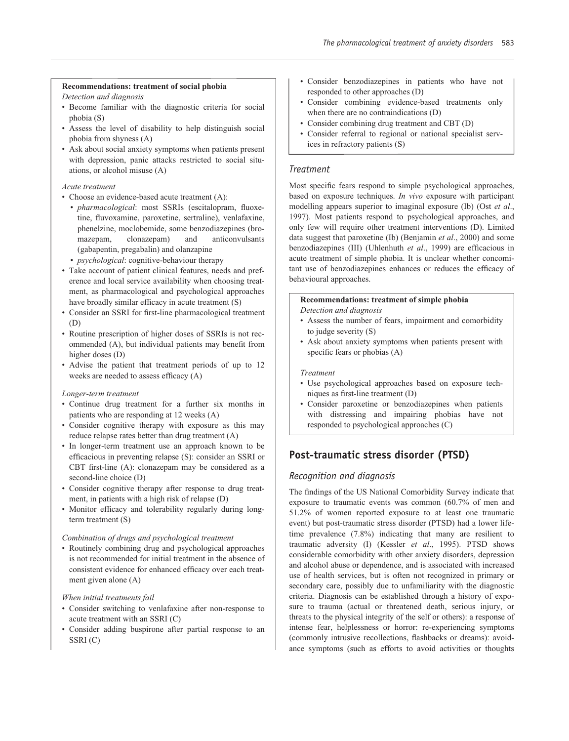**Recommendations: treatment of social phobia**

*Detection and diagnosis*

- Become familiar with the diagnostic criteria for social phobia (S)
- Assess the level of disability to help distinguish social phobia from shyness (A)
- Ask about social anxiety symptoms when patients present with depression, panic attacks restricted to social situations, or alcohol misuse (A)

*Acute treatment*

- Choose an evidence-based acute treatment (A):
  - *pharmacological*: most SSRIs (escitalopram, fluoxetine, fluvoxamine, paroxetine, sertraline), venlafaxine, phenelzine, moclobemide, some benzodiazepines (bromazepam, clonazepam) and anticonvulsants (gabapentin, pregabalin) and olanzapine
  - *psychological*: cognitive-behaviour therapy
- Take account of patient clinical features, needs and preference and local service availability when choosing treatment, as pharmacological and psychological approaches have broadly similar efficacy in acute treatment (S)
- Consider an SSRI for first-line pharmacological treatment (D)
- Routine prescription of higher doses of SSRIs is not recommended (A), but individual patients may benefit from higher doses (D)
- Advise the patient that treatment periods of up to 12 weeks are needed to assess efficacy (A)

*Longer-term treatment*

- Continue drug treatment for a further six months in patients who are responding at 12 weeks (A)
- Consider cognitive therapy with exposure as this may reduce relapse rates better than drug treatment (A)
- In longer-term treatment use an approach known to be efficacious in preventing relapse (S): consider an SSRI or CBT first-line (A): clonazepam may be considered as a second-line choice (D)
- Consider cognitive therapy after response to drug treatment, in patients with a high risk of relapse (D)
- Monitor efficacy and tolerability regularly during long-term treatment (S)

*Combination of drugs and psychological treatment*

- Routinely combining drug and psychological approaches is not recommended for initial treatment in the absence of consistent evidence for enhanced efficacy over each treatment given alone (A)

*When initial treatments fail*

- Consider switching to venlafaxine after non-response to acute treatment with an SSRI (C)
- Consider adding buspirone after partial response to an SSRI (C)
- Consider benzodiazepines in patients who have not responded to other approaches (D)
- Consider combining evidence-based treatments only when there are no contraindications (D)
- Consider combining drug treatment and CBT (D)
- Consider referral to regional or national specialist services in refractory patients (S)

### Treatment

Most specific fears respond to simple psychological approaches, based on exposure techniques. *In vivo* exposure with participant modelling appears superior to imaginal exposure (Ib) (Ost *et al*., 1997). Most patients respond to psychological approaches, and only few will require other treatment interventions (D). Limited data suggest that paroxetine (Ib) (Benjamin *et al*., 2000) and some benzodiazepines (III) (Uhlenhuth *et al*., 1999) are efficacious in acute treatment of simple phobia. It is unclear whether concomitant use of benzodiazepines enhances or reduces the efficacy of behavioural approaches.

**Recommendations: treatment of simple phobia**

*Detection and diagnosis*

- Assess the number of fears, impairment and comorbidity to judge severity (S)
- Ask about anxiety symptoms when patients present with specific fears or phobias (A)

*Treatment*

- Use psychological approaches based on exposure techniques as first-line treatment (D)
- Consider paroxetine or benzodiazepines when patients with distressing and impairing phobias have not responded to psychological approaches (C)

## Post-traumatic stress disorder (PTSD)

### Recognition and diagnosis

The findings of the US National Comorbidity Survey indicate that exposure to traumatic events was common (60.7% of men and 51.2% of women reported exposure to at least one traumatic event) but post-traumatic stress disorder (PTSD) had a lower lifetime prevalence (7.8%) indicating that many are resilient to traumatic adversity (I) (Kessler *et al*., 1995). PTSD shows considerable comorbidity with other anxiety disorders, depression and alcohol abuse or dependence, and is associated with increased use of health services, but is often not recognized in primary or secondary care, possibly due to unfamiliarity with the diagnostic criteria. Diagnosis can be established through a history of exposure to trauma (actual or threatened death, serious injury, or threats to the physical integrity of the self or others): a response of intense fear, helplessness or horror: re-experiencing symptoms (commonly intrusive recollections, flashbacks or dreams): avoidance symptoms (such as efforts to avoid activities or thoughts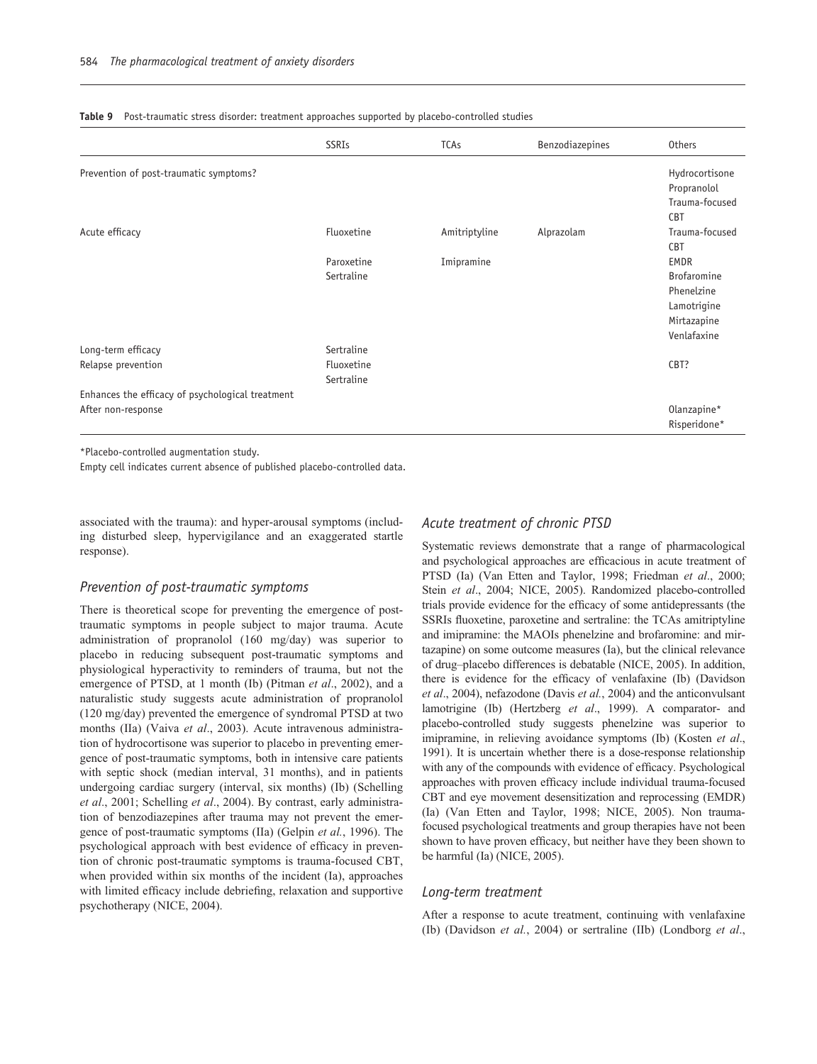**Table 9** Post-traumatic stress disorder: treatment approaches supported by placebo-controlled studies

| | SSRIs | TCAs | Benzodiazepines | Others |
|---|---|---|---|---|
| Prevention of post-traumatic symptoms? | | | | Hydrocortisone<br>Propranolol<br>Trauma-focused CBT |
| Acute efficacy | Fluoxetine<br>Paroxetine<br>Sertraline | Amitriptyline<br>Imipramine | Alprazolam | Trauma-focused CBT<br>EMDR<br>Brofaromine<br>Phenelzine<br>Lamotrigine<br>Mirtazapine<br>Venlafaxine |
| Long-term efficacy | Sertraline | | | |
| Relapse prevention | Fluoxetine<br>Sertraline | | | CBT? |
| Enhances the efficacy of psychological treatment | | | | |
| After non-response | | | | Olanzapine*<br>Risperidone* |

*Placebo-controlled augmentation study.

Empty cell indicates current absence of published placebo-controlled data.

associated with the trauma): and hyper-arousal symptoms (including disturbed sleep, hypervigilance and an exaggerated startle response).

### *Prevention of post-traumatic symptoms*

There is theoretical scope for preventing the emergence of post-traumatic symptoms in people subject to major trauma. Acute administration of propranolol (160 mg/day) was superior to placebo in reducing subsequent post-traumatic symptoms and physiological hyperactivity to reminders of trauma, but not the emergence of PTSD, at 1 month (Ib) (Pitman *et al*., 2002), and a naturalistic study suggests acute administration of propranolol (120 mg/day) prevented the emergence of syndromal PTSD at two months (IIa) (Vaiva *et al*., 2003). Acute intravenous administration of hydrocortisone was superior to placebo in preventing emergence of post-traumatic symptoms, both in intensive care patients with septic shock (median interval, 31 months), and in patients undergoing cardiac surgery (interval, six months) (Ib) (Schelling *et al*., 2001; Schelling *et al*., 2004). By contrast, early administration of benzodiazepines after trauma may not prevent the emergence of post-traumatic symptoms (IIa) (Gelpin *et al.*, 1996). The psychological approach with best evidence of efficacy in prevention of chronic post-traumatic symptoms is trauma-focused CBT, when provided within six months of the incident (Ia), approaches with limited efficacy include debriefing, relaxation and supportive psychotherapy (NICE, 2004).

### *Acute treatment of chronic PTSD*

Systematic reviews demonstrate that a range of pharmacological and psychological approaches are efficacious in acute treatment of PTSD (Ia) (Van Etten and Taylor, 1998; Friedman *et al*., 2000; Stein *et al*., 2004; NICE, 2005). Randomized placebo-controlled trials provide evidence for the efficacy of some antidepressants (the SSRIs fluoxetine, paroxetine and sertraline: the TCAs amitriptyline and imipramine: the MAOIs phenelzine and brofaromine: and mirtazapine) on some outcome measures (Ia), but the clinical relevance of drug–placebo differences is debatable (NICE, 2005). In addition, there is evidence for the efficacy of venlafaxine (Ib) (Davidson *et al*., 2004), nefazodone (Davis *et al.*, 2004) and the anticonvulsant lamotrigine (Ib) (Hertzberg *et al*., 1999). A comparator- and placebo-controlled study suggests phenelzine was superior to imipramine, in relieving avoidance symptoms (Ib) (Kosten *et al*., 1991). It is uncertain whether there is a dose-response relationship with any of the compounds with evidence of efficacy. Psychological approaches with proven efficacy include individual trauma-focused CBT and eye movement desensitization and reprocessing (EMDR) (Ia) (Van Etten and Taylor, 1998; NICE, 2005). Non trauma-focused psychological treatments and group therapies have not been shown to have proven efficacy, but neither have they been shown to be harmful (Ia) (NICE, 2005).

### *Long-term treatment*

After a response to acute treatment, continuing with venlafaxine (Ib) (Davidson *et al.*, 2004) or sertraline (IIb) (Londborg *et al*.,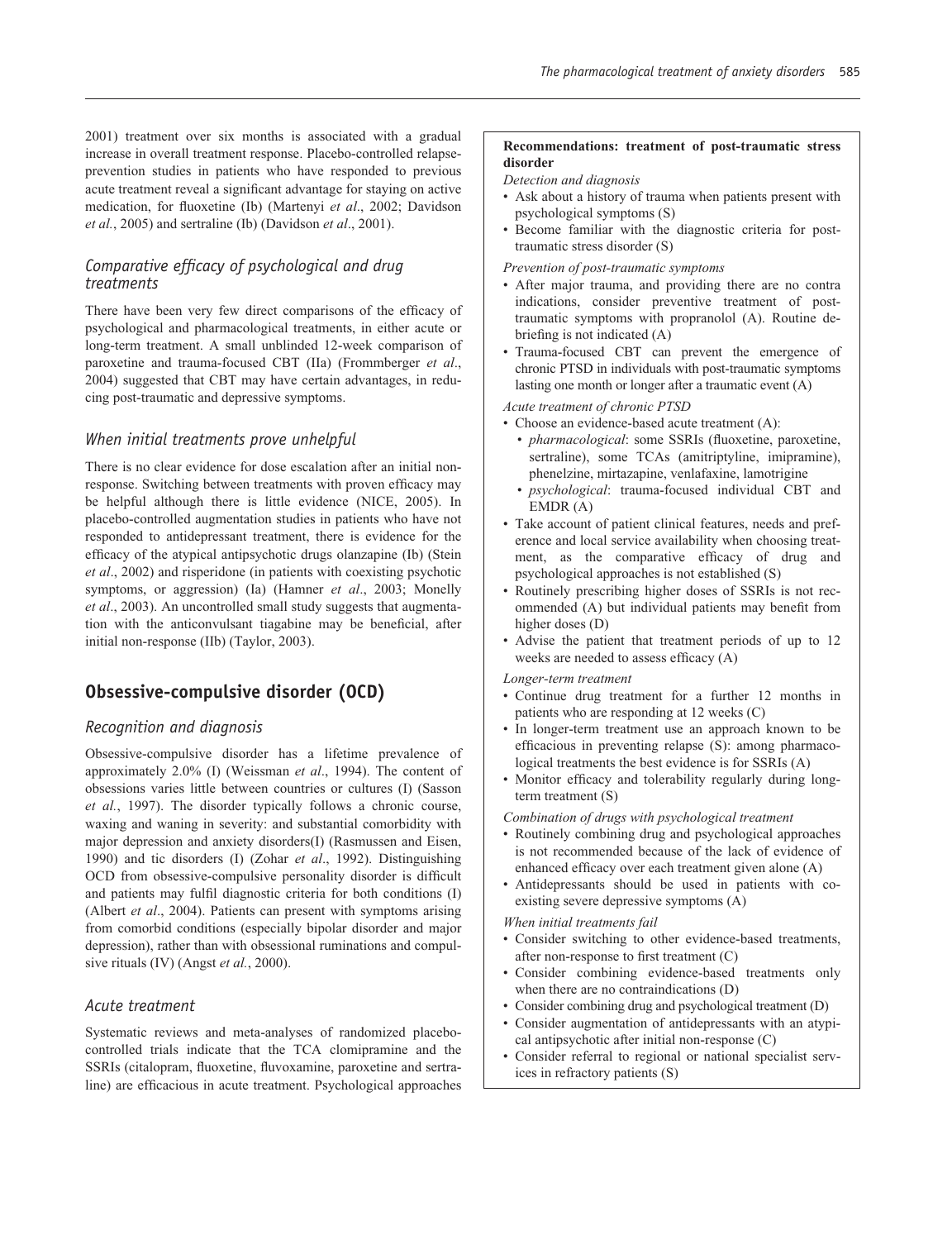2001) treatment over six months is associated with a gradual increase in overall treatment response. Placebo-controlled relapse-prevention studies in patients who have responded to previous acute treatment reveal a significant advantage for staying on active medication, for fluoxetine (Ib) (Martenyi *et al*., 2002; Davidson *et al.*, 2005) and sertraline (Ib) (Davidson *et al*., 2001).

### *Comparative efficacy of psychological and drug treatments*

There have been very few direct comparisons of the efficacy of psychological and pharmacological treatments, in either acute or long-term treatment. A small unblinded 12-week comparison of paroxetine and trauma-focused CBT (IIa) (Frommberger *et al*., 2004) suggested that CBT may have certain advantages, in reducing post-traumatic and depressive symptoms.

### *When initial treatments prove unhelpful*

There is no clear evidence for dose escalation after an initial non-response. Switching between treatments with proven efficacy may be helpful although there is little evidence (NICE, 2005). In placebo-controlled augmentation studies in patients who have not responded to antidepressant treatment, there is evidence for the efficacy of the atypical antipsychotic drugs olanzapine (Ib) (Stein *et al*., 2002) and risperidone (in patients with coexisting psychotic symptoms, or aggression) (Ia) (Hamner *et al*., 2003; Monelly *et al*., 2003). An uncontrolled small study suggests that augmentation with the anticonvulsant tiagabine may be beneficial, after initial non-response (IIb) (Taylor, 2003).

## Obsessive-compulsive disorder (OCD)

### *Recognition and diagnosis*

Obsessive-compulsive disorder has a lifetime prevalence of approximately 2.0% (I) (Weissman *et al*., 1994). The content of obsessions varies little between countries or cultures (I) (Sasson *et al.*, 1997). The disorder typically follows a chronic course, waxing and waning in severity: and substantial comorbidity with major depression and anxiety disorders(I) (Rasmussen and Eisen, 1990) and tic disorders (I) (Zohar *et al*., 1992). Distinguishing OCD from obsessive-compulsive personality disorder is difficult and patients may fulfil diagnostic criteria for both conditions (I) (Albert *et al*., 2004). Patients can present with symptoms arising from comorbid conditions (especially bipolar disorder and major depression), rather than with obsessional ruminations and compulsive rituals (IV) (Angst *et al.*, 2000).

### *Acute treatment*

Systematic reviews and meta-analyses of randomized placebo-controlled trials indicate that the TCA clomipramine and the SSRIs (citalopram, fluoxetine, fluvoxamine, paroxetine and sertraline) are efficacious in acute treatment. Psychological approaches

**Recommendations: treatment of post-traumatic stress disorder**

*Detection and diagnosis*

- Ask about a history of trauma when patients present with psychological symptoms (S)
- Become familiar with the diagnostic criteria for post-traumatic stress disorder (S)

*Prevention of post-traumatic symptoms*

- After major trauma, and providing there are no contra indications, consider preventive treatment of post-traumatic symptoms with propranolol (A). Routine de-briefing is not indicated (A)
- Trauma-focused CBT can prevent the emergence of chronic PTSD in individuals with post-traumatic symptoms lasting one month or longer after a traumatic event (A)

*Acute treatment of chronic PTSD*

- Choose an evidence-based acute treatment (A):
  - *pharmacological*: some SSRIs (fluoxetine, paroxetine, sertraline), some TCAs (amitriptyline, imipramine), phenelzine, mirtazapine, venlafaxine, lamotrigine
  - *psychological*: trauma-focused individual CBT and EMDR (A)
- Take account of patient clinical features, needs and preference and local service availability when choosing treatment, as the comparative efficacy of drug and psychological approaches is not established (S)
- Routinely prescribing higher doses of SSRIs is not recommended (A) but individual patients may benefit from higher doses (D)
- Advise the patient that treatment periods of up to 12 weeks are needed to assess efficacy (A)

*Longer-term treatment*

- Continue drug treatment for a further 12 months in patients who are responding at 12 weeks (C)
- In longer-term treatment use an approach known to be efficacious in preventing relapse (S): among pharmacological treatments the best evidence is for SSRIs (A)
- Monitor efficacy and tolerability regularly during long-term treatment (S)

*Combination of drugs with psychological treatment*

- Routinely combining drug and psychological approaches is not recommended because of the lack of evidence of enhanced efficacy over each treatment given alone (A)
- Antidepressants should be used in patients with co-existing severe depressive symptoms (A)

*When initial treatments fail*

- Consider switching to other evidence-based treatments, after non-response to first treatment (C)
- Consider combining evidence-based treatments only when there are no contraindications (D)
- Consider combining drug and psychological treatment (D)
- Consider augmentation of antidepressants with an atypical antipsychotic after initial non-response (C)
- Consider referral to regional or national specialist services in refractory patients (S)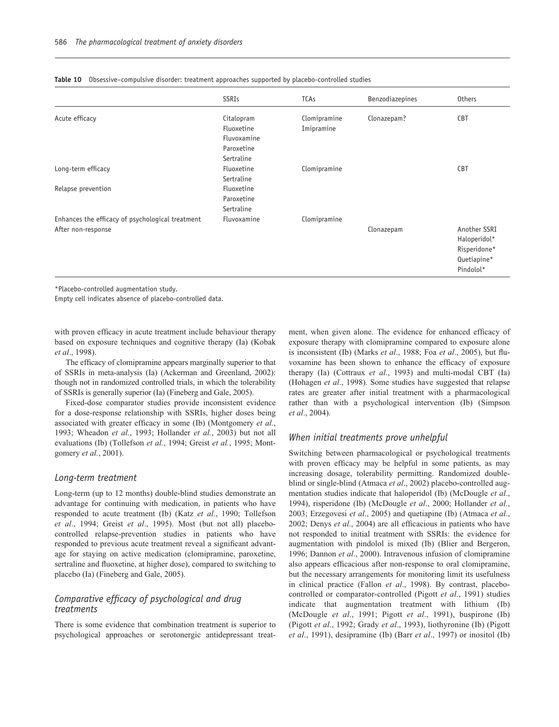**Table 10** Obsessive–compulsive disorder: treatment approaches supported by placebo-controlled studies

| | SSRIs | TCAs | Benzodiazepines | Others |
|---|---|---|---|---|
| Acute efficacy | Citalopram<br>Fluoxetine<br>Fluvoxamine<br>Paroxetine<br>Sertraline | Clomipramine<br>Imipramine | Clonazepam? | CBT |
| Long-term efficacy | Fluoxetine<br>Sertraline | Clomipramine | | CBT |
| Relapse prevention | Fluoxetine<br>Paroxetine<br>Sertraline | | | |
| Enhances the efficacy of psychological treatment | Fluvoxamine | Clomipramine | | |
| After non-response | | | Clonazepam | Another SSRI<br>Haloperidol*<br>Risperidone*<br>Quetiapine*<br>Pindolol* |

*Placebo-controlled augmentation study.
Empty cell indicates absence of placebo-controlled data.

with proven efficacy in acute treatment include behaviour therapy based on exposure techniques and cognitive therapy (Ia) (Kobak *et al*., 1998).

The efficacy of clomipramine appears marginally superior to that of SSRIs in meta-analysis (Ia) (Ackerman and Greenland, 2002): though not in randomized controlled trials, in which the tolerability of SSRIs is generally superior (Ia) (Fineberg and Gale, 2005).

Fixed-dose comparator studies provide inconsistent evidence for a dose-response relationship with SSRIs, higher doses being associated with greater efficacy in some (Ib) (Montgomery *et al.*, 1993; Wheadon *et al.*, 1993; Hollander *et al.*, 2003) but not all evaluations (Ib) (Tollefson *et al.*, 1994; Greist *et al.*, 1995; Montgomery *et al.*, 2001).

### *Long-term treatment*

Long-term (up to 12 months) double-blind studies demonstrate an advantage for continuing with medication, in patients who have responded to acute treatment (Ib) (Katz *et al*., 1990; Tollefson *et al*., 1994; Greist *et al*., 1995). Most (but not all) placebo-controlled relapse-prevention studies in patients who have responded to previous acute treatment reveal a significant advantage for staying on active medication (clomipramine, paroxetine, sertraline and fluoxetine, at higher dose), compared to switching to placebo (Ia) (Fineberg and Gale, 2005).

### *Comparative efficacy of psychological and drug treatments*

There is some evidence that combination treatment is superior to psychological approaches or serotonergic antidepressant treatment, when given alone. The evidence for enhanced efficacy of exposure therapy with clomipramine compared to exposure alone is inconsistent (Ib) (Marks *et al*., 1988; Foa *et al*., 2005), but fluvoxamine has been shown to enhance the efficacy of exposure therapy (Ia) (Cottraux *et al*., 1993) and multi-modal CBT (Ia) (Hohagen *et al*., 1998). Some studies have suggested that relapse rates are greater after initial treatment with a pharmacological rather than with a psychological intervention (Ib) (Simpson *et al*., 2004).

### *When initial treatments prove unhelpful*

Switching between pharmacological or psychological treatments with proven efficacy may be helpful in some patients, as may increasing dosage, tolerability permitting. Randomized double-blind or single-blind (Atmaca *et al*., 2002) placebo-controlled augmentation studies indicate that haloperidol (Ib) (McDougle *et al*., 1994), risperidone (Ib) (McDougle *et al*., 2000; Hollander *et al*., 2003; Erzegovesi *et al*., 2005) and quetiapine (Ib) (Atmaca *et al*., 2002; Denys *et al*., 2004) are all efficacious in patients who have not responded to initial treatment with SSRIs: the evidence for augmentation with pindolol is mixed (Ib) (Blier and Bergeron, 1996; Dannon *et al*., 2000). Intravenous infusion of clomipramine also appears efficacious after non-response to oral clomipramine, but the necessary arrangements for monitoring limit its usefulness in clinical practice (Fallon *et al*., 1998). By contrast, placebo-controlled or comparator-controlled (Pigott *et al*., 1991) studies indicate that augmentation treatment with lithium (Ib) (McDougle *et al*., 1991; Pigott *et al*., 1991), buspirone (Ib) (Pigott *et al*., 1992; Grady *et al*., 1993), liothyronine (Ib) (Pigott *et al*., 1991), desipramine (Ib) (Barr *et al*., 1997) or inositol (Ib)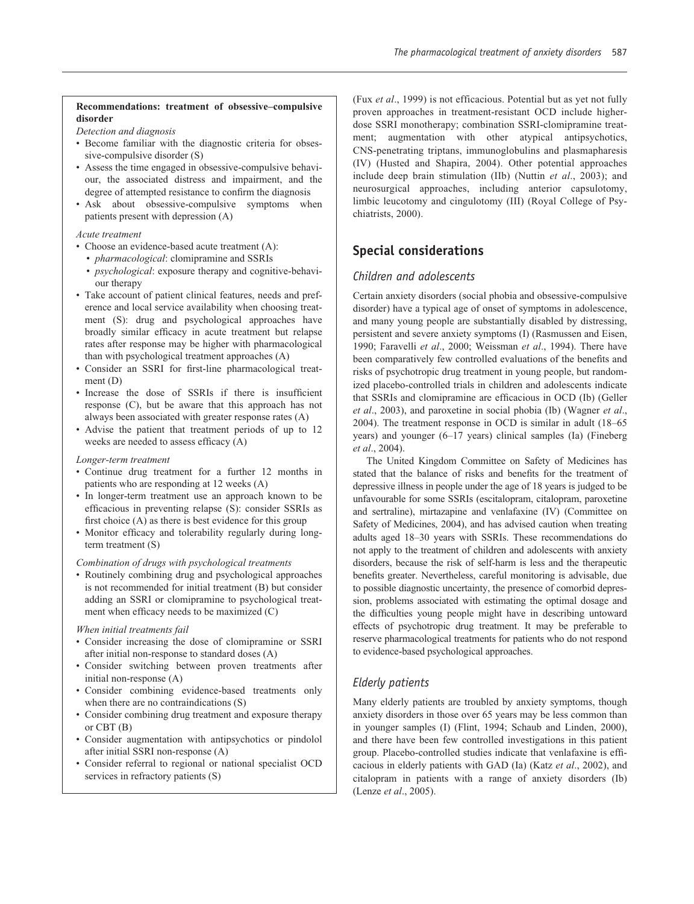**Recommendations: treatment of obsessive–compulsive disorder**

*Detection and diagnosis*

- Become familiar with the diagnostic criteria for obsessive-compulsive disorder (S)
- Assess the time engaged in obsessive-compulsive behaviour, the associated distress and impairment, and the degree of attempted resistance to confirm the diagnosis
- Ask about obsessive-compulsive symptoms when patients present with depression (A)

*Acute treatment*

- Choose an evidence-based acute treatment (A):
  - *pharmacological*: clomipramine and SSRIs
  - *psychological*: exposure therapy and cognitive-behaviour therapy
- Take account of patient clinical features, needs and preference and local service availability when choosing treatment (S): drug and psychological approaches have broadly similar efficacy in acute treatment but relapse rates after response may be higher with pharmacological than with psychological treatment approaches (A)
- Consider an SSRI for first-line pharmacological treatment (D)
- Increase the dose of SSRIs if there is insufficient response (C), but be aware that this approach has not always been associated with greater response rates (A)
- Advise the patient that treatment periods of up to 12 weeks are needed to assess efficacy (A)

*Longer-term treatment*

- Continue drug treatment for a further 12 months in patients who are responding at 12 weeks (A)
- In longer-term treatment use an approach known to be efficacious in preventing relapse (S): consider SSRIs as first choice (A) as there is best evidence for this group
- Monitor efficacy and tolerability regularly during long-term treatment (S)

*Combination of drugs with psychological treatments*

- Routinely combining drug and psychological approaches is not recommended for initial treatment (B) but consider adding an SSRI or clomipramine to psychological treatment when efficacy needs to be maximized (C)

*When initial treatments fail*

- Consider increasing the dose of clomipramine or SSRI after initial non-response to standard doses (A)
- Consider switching between proven treatments after initial non-response (A)
- Consider combining evidence-based treatments only when there are no contraindications (S)
- Consider combining drug treatment and exposure therapy or CBT (B)
- Consider augmentation with antipsychotics or pindolol after initial SSRI non-response (A)
- Consider referral to regional or national specialist OCD services in refractory patients (S)

(Fux *et al*., 1999) is not efficacious. Potential but as yet not fully proven approaches in treatment-resistant OCD include higher-dose SSRI monotherapy; combination SSRI-clomipramine treatment; augmentation with other atypical antipsychotics, CNS-penetrating triptans, immunoglobulins and plasmapharesis (IV) (Husted and Shapira, 2004). Other potential approaches include deep brain stimulation (IIb) (Nuttin *et al*., 2003); and neurosurgical approaches, including anterior capsulotomy, limbic leucotomy and cingulotomy (III) (Royal College of Psychiatrists, 2000).

## Special considerations

### Children and adolescents

Certain anxiety disorders (social phobia and obsessive-compulsive disorder) have a typical age of onset of symptoms in adolescence, and many young people are substantially disabled by distressing, persistent and severe anxiety symptoms (I) (Rasmussen and Eisen, 1990; Faravelli *et al*., 2000; Weissman *et al*., 1994). There have been comparatively few controlled evaluations of the benefits and risks of psychotropic drug treatment in young people, but randomized placebo-controlled trials in children and adolescents indicate that SSRIs and clomipramine are efficacious in OCD (Ib) (Geller *et al*., 2003), and paroxetine in social phobia (Ib) (Wagner *et al*., 2004). The treatment response in OCD is similar in adult (18–65 years) and younger (6–17 years) clinical samples (Ia) (Fineberg *et al*., 2004).

The United Kingdom Committee on Safety of Medicines has stated that the balance of risks and benefits for the treatment of depressive illness in people under the age of 18 years is judged to be unfavourable for some SSRIs (escitalopram, citalopram, paroxetine and sertraline), mirtazapine and venlafaxine (IV) (Committee on Safety of Medicines, 2004), and has advised caution when treating adults aged 18–30 years with SSRIs. These recommendations do not apply to the treatment of children and adolescents with anxiety disorders, because the risk of self-harm is less and the therapeutic benefits greater. Nevertheless, careful monitoring is advisable, due to possible diagnostic uncertainty, the presence of comorbid depression, problems associated with estimating the optimal dosage and the difficulties young people might have in describing untoward effects of psychotropic drug treatment. It may be preferable to reserve pharmacological treatments for patients who do not respond to evidence-based psychological approaches.

### Elderly patients

Many elderly patients are troubled by anxiety symptoms, though anxiety disorders in those over 65 years may be less common than in younger samples (I) (Flint, 1994; Schaub and Linden, 2000), and there have been few controlled investigations in this patient group. Placebo-controlled studies indicate that venlafaxine is efficacious in elderly patients with GAD (Ia) (Katz *et al*., 2002), and citalopram in patients with a range of anxiety disorders (Ib) (Lenze *et al*., 2005).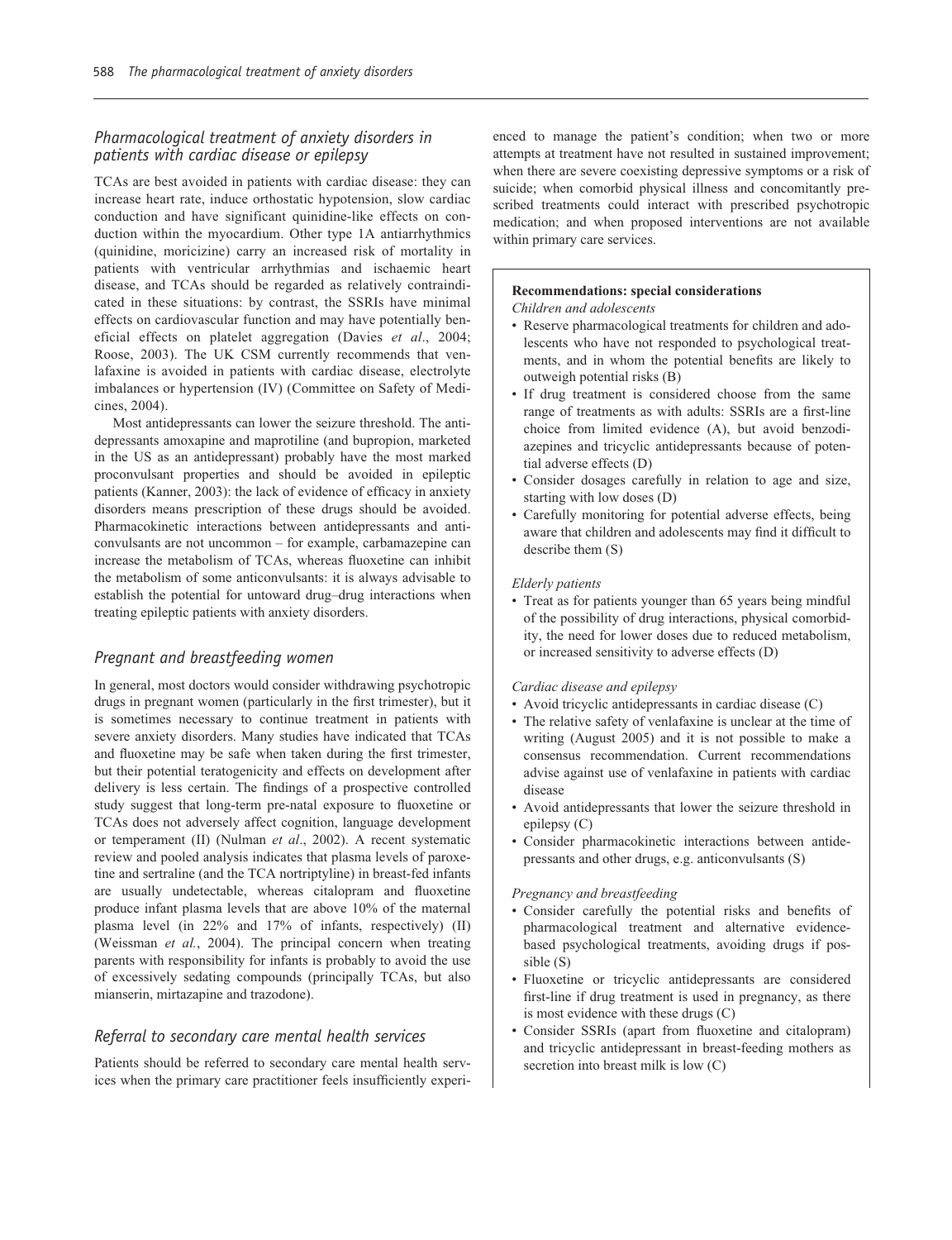## Pharmacological treatment of anxiety disorders in patients with cardiac disease or epilepsy

TCAs are best avoided in patients with cardiac disease: they can increase heart rate, induce orthostatic hypotension, slow cardiac conduction and have significant quinidine-like effects on conduction within the myocardium. Other type 1A antiarrhythmics (quinidine, moricizine) carry an increased risk of mortality in patients with ventricular arrhythmias and ischaemic heart disease, and TCAs should be regarded as relatively contraindicated in these situations: by contrast, the SSRIs have minimal effects on cardiovascular function and may have potentially beneficial effects on platelet aggregation (Davies *et al*., 2004; Roose, 2003). The UK CSM currently recommends that venlafaxine is avoided in patients with cardiac disease, electrolyte imbalances or hypertension (IV) (Committee on Safety of Medicines, 2004).

Most antidepressants can lower the seizure threshold. The antidepressants amoxapine and maprotiline (and bupropion, marketed in the US as an antidepressant) probably have the most marked proconvulsant properties and should be avoided in epileptic patients (Kanner, 2003): the lack of evidence of efficacy in anxiety disorders means prescription of these drugs should be avoided. Pharmacokinetic interactions between antidepressants and anticonvulsants are not uncommon – for example, carbamazepine can increase the metabolism of TCAs, whereas fluoxetine can inhibit the metabolism of some anticonvulsants: it is always advisable to establish the potential for untoward drug–drug interactions when treating epileptic patients with anxiety disorders.

## Pregnant and breastfeeding women

In general, most doctors would consider withdrawing psychotropic drugs in pregnant women (particularly in the first trimester), but it is sometimes necessary to continue treatment in patients with severe anxiety disorders. Many studies have indicated that TCAs and fluoxetine may be safe when taken during the first trimester, but their potential teratogenicity and effects on development after delivery is less certain. The findings of a prospective controlled study suggest that long-term pre-natal exposure to fluoxetine or TCAs does not adversely affect cognition, language development or temperament (II) (Nulman *et al*., 2002). A recent systematic review and pooled analysis indicates that plasma levels of paroxetine and sertraline (and the TCA nortriptyline) in breast-fed infants are usually undetectable, whereas citalopram and fluoxetine produce infant plasma levels that are above 10% of the maternal plasma level (in 22% and 17% of infants, respectively) (II) (Weissman *et al.*, 2004). The principal concern when treating parents with responsibility for infants is probably to avoid the use of excessively sedating compounds (principally TCAs, but also mianserin, mirtazapine and trazodone).

## Referral to secondary care mental health services

Patients should be referred to secondary care mental health services when the primary care practitioner feels insufficiently experienced to manage the patient's condition; when two or more attempts at treatment have not resulted in sustained improvement; when there are severe coexisting depressive symptoms or a risk of suicide; when comorbid physical illness and concomitantly prescribed treatments could interact with prescribed psychotropic medication; and when proposed interventions are not available within primary care services.

**Recommendations: special considerations**

*Children and adolescents*

- Reserve pharmacological treatments for children and adolescents who have not responded to psychological treatments, and in whom the potential benefits are likely to outweigh potential risks (B)
- If drug treatment is considered choose from the same range of treatments as with adults: SSRIs are a first-line choice from limited evidence (A), but avoid benzodiazepines and tricyclic antidepressants because of potential adverse effects (D)
- Consider dosages carefully in relation to age and size, starting with low doses (D)
- Carefully monitoring for potential adverse effects, being aware that children and adolescents may find it difficult to describe them (S)

*Elderly patients*

- Treat as for patients younger than 65 years being mindful of the possibility of drug interactions, physical comorbidity, the need for lower doses due to reduced metabolism, or increased sensitivity to adverse effects (D)

*Cardiac disease and epilepsy*

- Avoid tricyclic antidepressants in cardiac disease (C)
- The relative safety of venlafaxine is unclear at the time of writing (August 2005) and it is not possible to make a consensus recommendation. Current recommendations advise against use of venlafaxine in patients with cardiac disease
- Avoid antidepressants that lower the seizure threshold in epilepsy (C)
- Consider pharmacokinetic interactions between antidepressants and other drugs, e.g. anticonvulsants (S)

*Pregnancy and breastfeeding*

- Consider carefully the potential risks and benefits of pharmacological treatment and alternative evidence-based psychological treatments, avoiding drugs if possible (S)
- Fluoxetine or tricyclic antidepressants are considered first-line if drug treatment is used in pregnancy, as there is most evidence with these drugs (C)
- Consider SSRIs (apart from fluoxetine and citalopram) and tricyclic antidepressant in breast-feeding mothers as secretion into breast milk is low (C)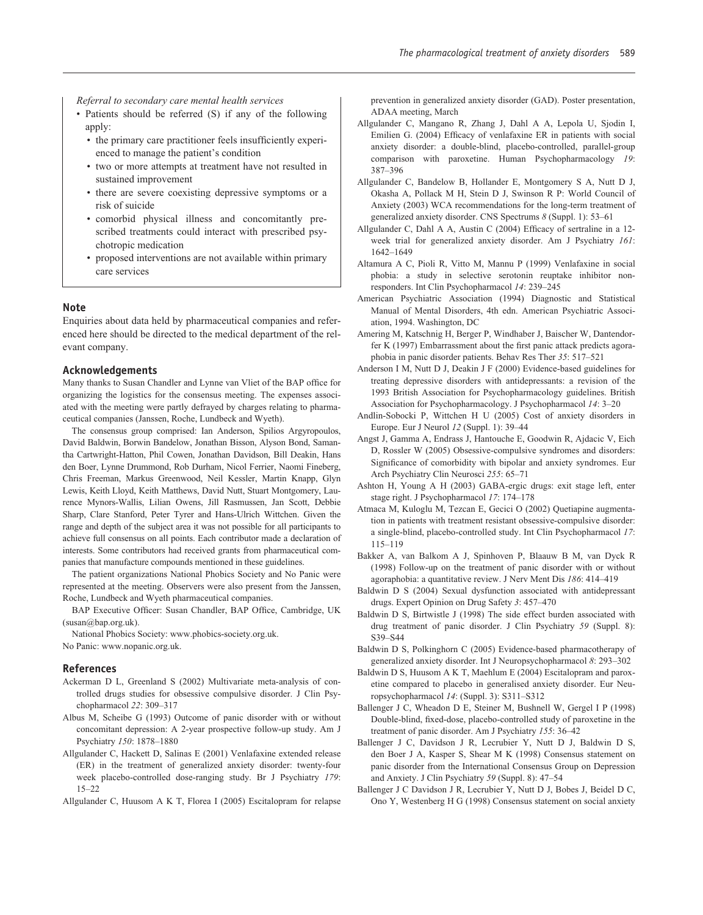*Referral to secondary care mental health services*

- Patients should be referred (S) if any of the following apply:
  - the primary care practitioner feels insufficiently experienced to manage the patient's condition
  - two or more attempts at treatment have not resulted in sustained improvement
  - there are severe coexisting depressive symptoms or a risk of suicide
  - comorbid physical illness and concomitantly prescribed treatments could interact with prescribed psychotropic medication
  - proposed interventions are not available within primary care services

## Note

Enquiries about data held by pharmaceutical companies and referenced here should be directed to the medical department of the relevant company.

## Acknowledgements

Many thanks to Susan Chandler and Lynne van Vliet of the BAP office for organizing the logistics for the consensus meeting. The expenses associated with the meeting were partly defrayed by charges relating to pharmaceutical companies (Janssen, Roche, Lundbeck and Wyeth).

The consensus group comprised: Ian Anderson, Spilios Argyropoulos, David Baldwin, Borwin Bandelow, Jonathan Bisson, Alyson Bond, Samantha Cartwright-Hatton, Phil Cowen, Jonathan Davidson, Bill Deakin, Hans den Boer, Lynne Drummond, Rob Durham, Nicol Ferrier, Naomi Fineberg, Chris Freeman, Markus Greenwood, Neil Kessler, Martin Knapp, Glyn Lewis, Keith Lloyd, Keith Matthews, David Nutt, Stuart Montgomery, Laurence Mynors-Wallis, Lilian Owens, Jill Rasmussen, Jan Scott, Debbie Sharp, Clare Stanford, Peter Tyrer and Hans-Ulrich Wittchen. Given the range and depth of the subject area it was not possible for all participants to achieve full consensus on all points. Each contributor made a declaration of interests. Some contributors had received grants from pharmaceutical companies that manufacture compounds mentioned in these guidelines.

The patient organizations National Phobics Society and No Panic were represented at the meeting. Observers were also present from the Janssen, Roche, Lundbeck and Wyeth pharmaceutical companies.

BAP Executive Officer: Susan Chandler, BAP Office, Cambridge, UK (susan@bap.org.uk).

National Phobics Society: www.phobics-society.org.uk.

No Panic: www.nopanic.org.uk.

## References

Ackerman D L, Greenland S (2002) Multivariate meta-analysis of controlled drugs studies for obsessive compulsive disorder. J Clin Psychopharmacol *22*: 309–317

Albus M, Scheibe G (1993) Outcome of panic disorder with or without concomitant depression: A 2-year prospective follow-up study. Am J Psychiatry *150*: 1878–1880

Allgulander C, Hackett D, Salinas E (2001) Venlafaxine extended release (ER) in the treatment of generalized anxiety disorder: twenty-four week placebo-controlled dose-ranging study. Br J Psychiatry *179*: 15–22

Allgulander C, Huusom A K T, Florea I (2005) Escitalopram for relapse prevention in generalized anxiety disorder (GAD). Poster presentation, ADAA meeting, March

Allgulander C, Mangano R, Zhang J, Dahl A A, Lepola U, Sjodin I, Emilien G. (2004) Efficacy of venlafaxine ER in patients with social anxiety disorder: a double-blind, placebo-controlled, parallel-group comparison with paroxetine. Human Psychopharmacology *19*: 387–396

Allgulander C, Bandelow B, Hollander E, Montgomery S A, Nutt D J, Okasha A, Pollack M H, Stein D J, Swinson R P: World Council of Anxiety (2003) WCA recommendations for the long-term treatment of generalized anxiety disorder. CNS Spectrums *8* (Suppl. 1): 53–61

Allgulander C, Dahl A A, Austin C (2004) Efficacy of sertraline in a 12-week trial for generalized anxiety disorder. Am J Psychiatry *161*: 1642–1649

Altamura A C, Pioli R, Vitto M, Mannu P (1999) Venlafaxine in social phobia: a study in selective serotonin reuptake inhibitor non-responders. Int Clin Psychopharmacol *14*: 239–245

American Psychiatric Association (1994) Diagnostic and Statistical Manual of Mental Disorders, 4th edn. American Psychiatric Association, 1994. Washington, DC

Amering M, Katschnig H, Berger P, Windhaber J, Baischer W, Dantendorfer K (1997) Embarrassment about the first panic attack predicts agoraphobia in panic disorder patients. Behav Res Ther *35*: 517–521

Anderson I M, Nutt D J, Deakin J F (2000) Evidence-based guidelines for treating depressive disorders with antidepressants: a revision of the 1993 British Association for Psychopharmacology guidelines. British Association for Psychopharmacology. J Psychopharmacol *14*: 3–20

Andlin-Sobocki P, Wittchen H U (2005) Cost of anxiety disorders in Europe. Eur J Neurol *12* (Suppl. 1): 39–44

Angst J, Gamma A, Endrass J, Hantouche E, Goodwin R, Ajdacic V, Eich D, Rossler W (2005) Obsessive-compulsive syndromes and disorders: Significance of comorbidity with bipolar and anxiety syndromes. Eur Arch Psychiatry Clin Neurosci *255*: 65–71

Ashton H, Young A H (2003) GABA-ergic drugs: exit stage left, enter stage right. J Psychopharmacol *17*: 174–178

Atmaca M, Kuloglu M, Tezcan E, Gecici O (2002) Quetiapine augmentation in patients with treatment resistant obsessive-compulsive disorder: a single-blind, placebo-controlled study. Int Clin Psychopharmacol *17*: 115–119

Bakker A, van Balkom A J, Spinhoven P, Blaauw B M, van Dyck R (1998) Follow-up on the treatment of panic disorder with or without agoraphobia: a quantitative review. J Nerv Ment Dis *186*: 414–419

Baldwin D S (2004) Sexual dysfunction associated with antidepressant drugs. Expert Opinion on Drug Safety *3*: 457–470

Baldwin D S, Birtwistle J (1998) The side effect burden associated with drug treatment of panic disorder. J Clin Psychiatry *59* (Suppl. 8): S39–S44

Baldwin D S, Polkinghorn C (2005) Evidence-based pharmacotherapy of generalized anxiety disorder. Int J Neuropsychopharmacol *8*: 293–302

Baldwin D S, Huusom A K T, Maehlum E (2004) Escitalopram and paroxetine compared to placebo in generalised anxiety disorder. Eur Neuropsychopharmacol *14*: (Suppl. 3): S311–S312

Ballenger J C, Wheadon D E, Steiner M, Bushnell W, Gergel I P (1998) Double-blind, fixed-dose, placebo-controlled study of paroxetine in the treatment of panic disorder. Am J Psychiatry *155*: 36–42

Ballenger J C, Davidson J R, Lecrubier Y, Nutt D J, Baldwin D S, den Boer J A, Kasper S, Shear M K (1998) Consensus statement on panic disorder from the International Consensus Group on Depression and Anxiety. J Clin Psychiatry *59* (Suppl. 8): 47–54

Ballenger J C Davidson J R, Lecrubier Y, Nutt D J, Bobes J, Beidel D C, Ono Y, Westenberg H G (1998) Consensus statement on social anxiety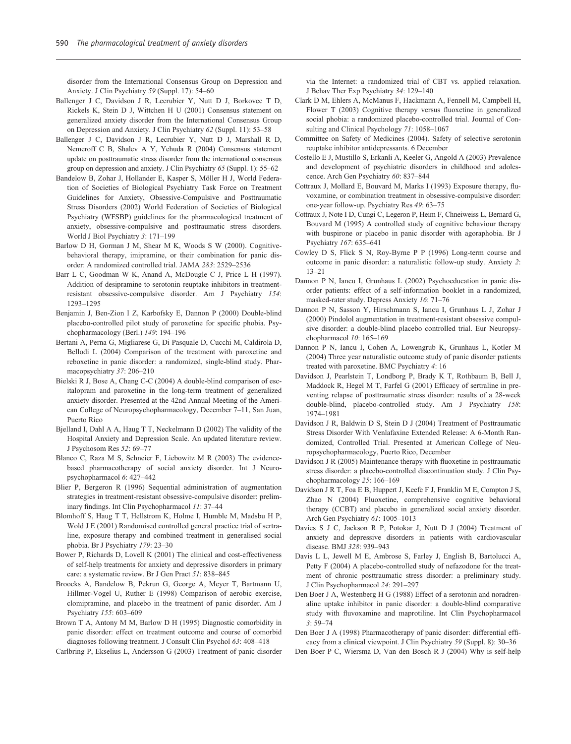disorder from the International Consensus Group on Depression and Anxiety. J Clin Psychiatry *59* (Suppl. 17): 54–60

Ballenger J C, Davidson J R, Lecrubier Y, Nutt D J, Borkovec T D, Rickels K, Stein D J, Wittchen H U (2001) Consensus statement on generalized anxiety disorder from the International Consensus Group on Depression and Anxiety. J Clin Psychiatry *62* (Suppl. 11): 53–58

Ballenger J C, Davidson J R, Lecrubier Y, Nutt D J, Marshall R D, Nemeroff C B, Shalev A Y, Yehuda R (2004) Consensus statement update on posttraumatic stress disorder from the international consensus group on depression and anxiety. J Clin Psychiatry *65* (Suppl. 1): 55–62

Bandelow B, Zohar J, Hollander E, Kasper S, Möller H J, World Federation of Societies of Biological Psychiatry Task Force on Treatment Guidelines for Anxiety, Obsessive-Compulsive and Posttraumatic Stress Disorders (2002) World Federation of Societies of Biological Psychiatry (WFSBP) guidelines for the pharmacological treatment of anxiety, obsessive-compulsive and posttraumatic stress disorders. World J Biol Psychiatry *3*: 171–199

Barlow D H, Gorman J M, Shear M K, Woods S W (2000). Cognitive-behavioral therapy, imipramine, or their combination for panic disorder: A randomized controlled trial. JAMA *283*: 2529–2536

Barr L C, Goodman W K, Anand A, McDougle C J, Price L H (1997). Addition of desipramine to serotonin reuptake inhibitors in treatment-resistant obsessive-compulsive disorder. Am J Psychiatry *154*: 1293–1295

Benjamin J, Ben-Zion I Z, Karbofsky E, Dannon P (2000) Double-blind placebo-controlled pilot study of paroxetine for specific phobia. Psychopharmacology (Berl.) *149*: 194–196

Bertani A, Perna G, Migliarese G, Di Pasquale D, Cucchi M, Caldirola D, Bellodi L (2004) Comparison of the treatment with paroxetine and reboxetine in panic disorder: a randomized, single-blind study. Pharmacopsychiatry *37*: 206–210

Bielski R J, Bose A, Chang C-C (2004) A double-blind comparison of escitalopram and paroxetine in the long-term treatment of generalized anxiety disorder. Presented at the 42nd Annual Meeting of the American College of Neuropsychopharmacology, December 7–11, San Juan, Puerto Rico

Bjelland I, Dahl A A, Haug T T, Neckelmann D (2002) The validity of the Hospital Anxiety and Depression Scale. An updated literature review. J Psychosom Res *52*: 69–77

Blanco C, Raza M S, Schneier F, Liebowitz M R (2003) The evidence-based pharmacotherapy of social anxiety disorder. Int J Neuropsychopharmacol *6*: 427–442

Blier P, Bergeron R (1996) Sequential administration of augmentation strategies in treatment-resistant obsessive-compulsive disorder: preliminary findings. Int Clin Psychopharmacol *11*: 37–44

Blomhoff S, Haug T T, Hellstrom K, Holme I, Humble M, Madsbu H P, Wold J E (2001) Randomised controlled general practice trial of sertraline, exposure therapy and combined treatment in generalised social phobia. Br J Psychiatry *179*: 23–30

Bower P, Richards D, Lovell K (2001) The clinical and cost-effectiveness of self-help treatments for anxiety and depressive disorders in primary care: a systematic review. Br J Gen Pract *51*: 838–845

Broocks A, Bandelow B, Pekrun G, George A, Meyer T, Bartmann U, Hillmer-Vogel U, Ruther E (1998) Comparison of aerobic exercise, clomipramine, and placebo in the treatment of panic disorder. Am J Psychiatry *155*: 603–609

Brown T A, Antony M M, Barlow D H (1995) Diagnostic comorbidity in panic disorder: effect on treatment outcome and course of comorbid diagnoses following treatment. J Consult Clin Psychol *63*: 408–418

Carlbring P, Ekselius L, Andersson G (2003) Treatment of panic disorder via the Internet: a randomized trial of CBT vs. applied relaxation. J Behav Ther Exp Psychiatry *34*: 129–140

Clark D M, Ehlers A, McManus F, Hackmann A, Fennell M, Campbell H, Flower T (2003) Cognitive therapy versus fluoxetine in generalized social phobia: a randomized placebo-controlled trial. Journal of Consulting and Clinical Psychology *71*: 1058–1067

Committee on Safety of Medicines (2004). Safety of selective serotonin reuptake inhibitor antidepressants. 6 December

Costello E J, Mustillo S, Erkanli A, Keeler G, Angold A (2003) Prevalence and development of psychiatric disorders in childhood and adolescence. Arch Gen Psychiatry *60*: 837–844

Cottraux J, Mollard E, Bouvard M, Marks I (1993) Exposure therapy, fluvoxamine, or combination treatment in obsessive-compulsive disorder: one-year follow-up. Psychiatry Res *49*: 63–75

Cottraux J, Note I D, Cungi C, Legeron P, Heim F, Chneiweiss L, Bernard G, Bouvard M (1995) A controlled study of cognitive behaviour therapy with buspirone or placebo in panic disorder with agoraphobia. Br J Psychiatry *167*: 635–641

Cowley D S, Flick S N, Roy-Byrne P P (1996) Long-term course and outcome in panic disorder: a naturalistic follow-up study. Anxiety *2*: 13–21

Dannon P N, Iancu I, Grunhaus L (2002) Psychoeducation in panic disorder patients: effect of a self-information booklet in a randomized, masked-rater study. Depress Anxiety *16*: 71–76

Dannon P N, Sasson Y, Hirschmann S, Iancu I, Grunhaus L J, Zohar J (2000) Pindolol augmentation in treatment-resistant obsessive compulsive disorder: a double-blind placebo controlled trial. Eur Neuropsychopharmacol *10*: 165–169

Dannon P N, Iancu I, Cohen A, Lowengrub K, Grunhaus L, Kotler M (2004) Three year naturalistic outcome study of panic disorder patients treated with paroxetine. BMC Psychiatry *4*: 16

Davidson J, Pearlstein T, Londborg P, Brady K T, Rothbaum B, Bell J, Maddock R, Hegel M T, Farfel G (2001) Efficacy of sertraline in preventing relapse of posttraumatic stress disorder: results of a 28-week double-blind, placebo-controlled study. Am J Psychiatry *158*: 1974–1981

Davidson J R, Baldwin D S, Stein D J (2004) Treatment of Posttraumatic Stress Disorder With Venlafaxine Extended Release: A 6-Month Randomized, Controlled Trial. Presented at American College of Neuropsychopharmacology, Puerto Rico, December

Davidson J R (2005) Maintenance therapy with fluoxetine in posttraumatic stress disorder: a placebo-controlled discontinuation study. J Clin Psychopharmacology *25*: 166–169

Davidson J R T, Foa E B, Huppert J, Keefe F J, Franklin M E, Compton J S, Zhao N (2004) Fluoxetine, comprehensive cognitive behavioral therapy (CCBT) and placebo in generalized social anxiety disorder. Arch Gen Psychiatry *61*: 1005–1013

Davies S J C, Jackson R P, Potokar J, Nutt D J (2004) Treatment of anxiety and depressive disorders in patients with cardiovascular disease. BMJ *328*: 939–943

Davis L L, Jewell M E, Ambrose S, Farley J, English B, Bartolucci A, Petty F (2004) A placebo-controlled study of nefazodone for the treatment of chronic posttraumatic stress disorder: a preliminary study. J Clin Psychopharmacol *24*: 291–297

Den Boer J A, Westenberg H G (1988) Effect of a serotonin and noradrenaline uptake inhibitor in panic disorder: a double-blind comparative study with fluvoxamine and maprotiline. Int Clin Psychopharmacol *3*: 59–74

Den Boer J A (1998) Pharmacotherapy of panic disorder: differential efficacy from a clinical viewpoint. J Clin Psychiatry *59* (Suppl. 8): 30–36

Den Boer P C, Wiersma D, Van den Bosch R J (2004) Why is self-help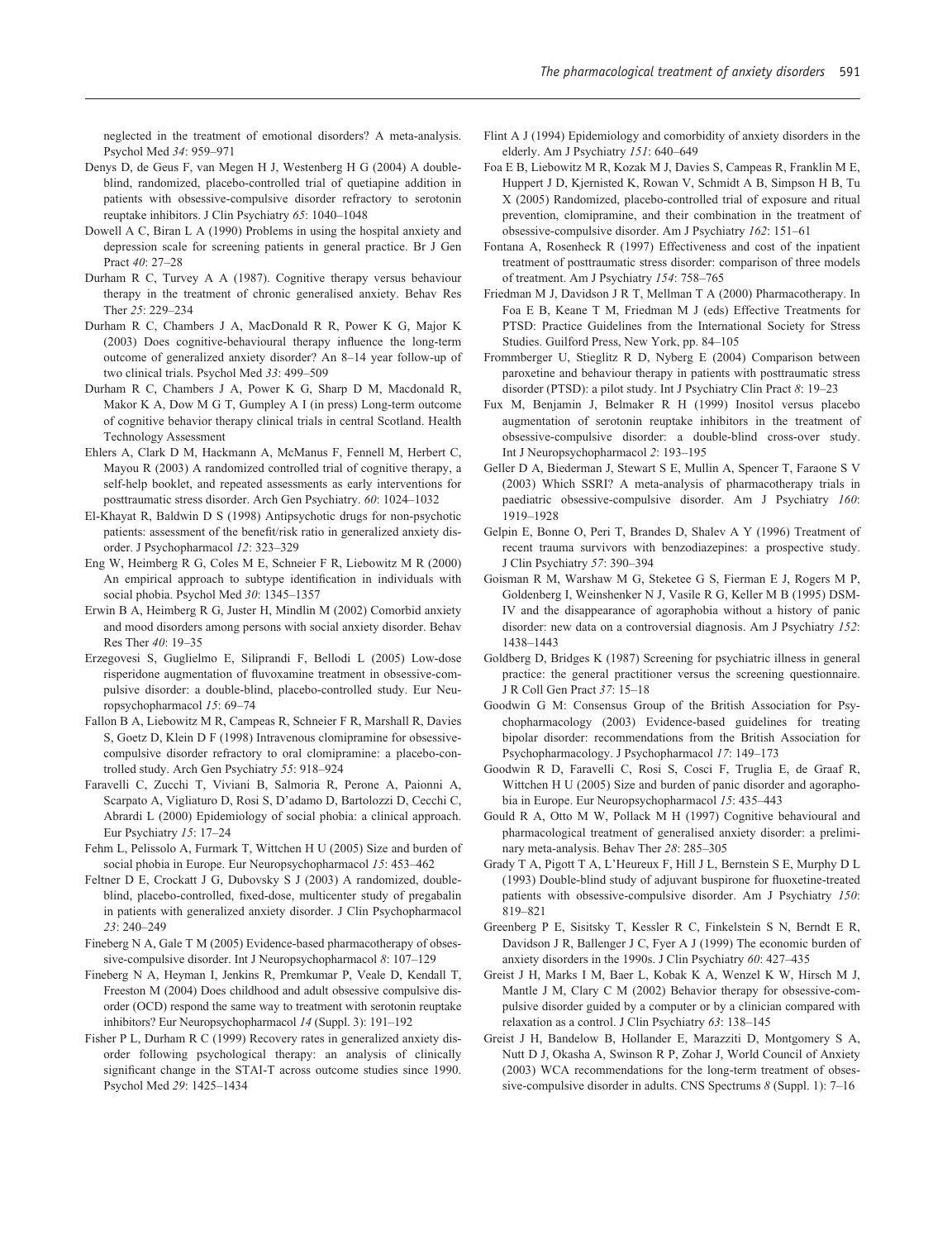neglected in the treatment of emotional disorders? A meta-analysis. Psychol Med *34*: 959–971

Denys D, de Geus F, van Megen H J, Westenberg H G (2004) A double-blind, randomized, placebo-controlled trial of quetiapine addition in patients with obsessive-compulsive disorder refractory to serotonin reuptake inhibitors. J Clin Psychiatry *65*: 1040–1048

Dowell A C, Biran L A (1990) Problems in using the hospital anxiety and depression scale for screening patients in general practice. Br J Gen Pract *40*: 27–28

Durham R C, Turvey A A (1987). Cognitive therapy versus behaviour therapy in the treatment of chronic generalised anxiety. Behav Res Ther *25*: 229–234

Durham R C, Chambers J A, MacDonald R R, Power K G, Major K (2003) Does cognitive-behavioural therapy influence the long-term outcome of generalized anxiety disorder? An 8–14 year follow-up of two clinical trials. Psychol Med *33*: 499–509

Durham R C, Chambers J A, Power K G, Sharp D M, Macdonald R, Makor K A, Dow M G T, Gumpley A I (in press) Long-term outcome of cognitive behavior therapy clinical trials in central Scotland. Health Technology Assessment

Ehlers A, Clark D M, Hackmann A, McManus F, Fennell M, Herbert C, Mayou R (2003) A randomized controlled trial of cognitive therapy, a self-help booklet, and repeated assessments as early interventions for posttraumatic stress disorder. Arch Gen Psychiatry. *60*: 1024–1032

El-Khayat R, Baldwin D S (1998) Antipsychotic drugs for non-psychotic patients: assessment of the benefit/risk ratio in generalized anxiety disorder. J Psychopharmacol *12*: 323–329

Eng W, Heimberg R G, Coles M E, Schneier F R, Liebowitz M R (2000) An empirical approach to subtype identification in individuals with social phobia. Psychol Med *30*: 1345–1357

Erwin B A, Heimberg R G, Juster H, Mindlin M (2002) Comorbid anxiety and mood disorders among persons with social anxiety disorder. Behav Res Ther *40*: 19–35

Erzegovesi S, Guglielmo E, Siliprandi F, Bellodi L (2005) Low-dose risperidone augmentation of fluvoxamine treatment in obsessive-compulsive disorder: a double-blind, placebo-controlled study. Eur Neuropsychopharmacol *15*: 69–74

Fallon B A, Liebowitz M R, Campeas R, Schneier F R, Marshall R, Davies S, Goetz D, Klein D F (1998) Intravenous clomipramine for obsessive-compulsive disorder refractory to oral clomipramine: a placebo-controlled study. Arch Gen Psychiatry *55*: 918–924

Faravelli C, Zucchi T, Viviani B, Salmoria R, Perone A, Paionni A, Scarpato A, Vigliaturo D, Rosi S, D'adamo D, Bartolozzi D, Cecchi C, Abrardi L (2000) Epidemiology of social phobia: a clinical approach. Eur Psychiatry *15*: 17–24

Fehm L, Pelissolo A, Furmark T, Wittchen H U (2005) Size and burden of social phobia in Europe. Eur Neuropsychopharmacol *15*: 453–462

Feltner D E, Crockatt J G, Dubovsky S J (2003) A randomized, double-blind, placebo-controlled, fixed-dose, multicenter study of pregabalin in patients with generalized anxiety disorder. J Clin Psychopharmacol *23*: 240–249

Fineberg N A, Gale T M (2005) Evidence-based pharmacotherapy of obsessive-compulsive disorder. Int J Neuropsychopharmacol *8*: 107–129

Fineberg N A, Heyman I, Jenkins R, Premkumar P, Veale D, Kendall T, Freeston M (2004) Does childhood and adult obsessive compulsive disorder (OCD) respond the same way to treatment with serotonin reuptake inhibitors? Eur Neuropsychopharmacol *14* (Suppl. 3): 191–192

Fisher P L, Durham R C (1999) Recovery rates in generalized anxiety disorder following psychological therapy: an analysis of clinically significant change in the STAI-T across outcome studies since 1990. Psychol Med *29*: 1425–1434

Flint A J (1994) Epidemiology and comorbidity of anxiety disorders in the elderly. Am J Psychiatry *151*: 640–649

Foa E B, Liebowitz M R, Kozak M J, Davies S, Campeas R, Franklin M E, Huppert J D, Kjernisted K, Rowan V, Schmidt A B, Simpson H B, Tu X (2005) Randomized, placebo-controlled trial of exposure and ritual prevention, clomipramine, and their combination in the treatment of obsessive-compulsive disorder. Am J Psychiatry *162*: 151–61

Fontana A, Rosenheck R (1997) Effectiveness and cost of the inpatient treatment of posttraumatic stress disorder: comparison of three models of treatment. Am J Psychiatry *154*: 758–765

Friedman M J, Davidson J R T, Mellman T A (2000) Pharmacotherapy. In Foa E B, Keane T M, Friedman M J (eds) Effective Treatments for PTSD: Practice Guidelines from the International Society for Stress Studies. Guilford Press, New York, pp. 84–105

Frommberger U, Stieglitz R D, Nyberg E (2004) Comparison between paroxetine and behaviour therapy in patients with posttraumatic stress disorder (PTSD): a pilot study. Int J Psychiatry Clin Pract *8*: 19–23

Fux M, Benjamin J, Belmaker R H (1999) Inositol versus placebo augmentation of serotonin reuptake inhibitors in the treatment of obsessive-compulsive disorder: a double-blind cross-over study. Int J Neuropsychopharmacol *2*: 193–195

Geller D A, Biederman J, Stewart S E, Mullin A, Spencer T, Faraone S V (2003) Which SSRI? A meta-analysis of pharmacotherapy trials in paediatric obsessive-compulsive disorder. Am J Psychiatry *160*: 1919–1928

Gelpin E, Bonne O, Peri T, Brandes D, Shalev A Y (1996) Treatment of recent trauma survivors with benzodiazepines: a prospective study. J Clin Psychiatry *57*: 390–394

Goisman R M, Warshaw M G, Steketee G S, Fierman E J, Rogers M P, Goldenberg I, Weinshenker N J, Vasile R G, Keller M B (1995) DSM-IV and the disappearance of agoraphobia without a history of panic disorder: new data on a controversial diagnosis. Am J Psychiatry *152*: 1438–1443

Goldberg D, Bridges K (1987) Screening for psychiatric illness in general practice: the general practitioner versus the screening questionnaire. J R Coll Gen Pract *37*: 15–18

Goodwin G M: Consensus Group of the British Association for Psychopharmacology (2003) Evidence-based guidelines for treating bipolar disorder: recommendations from the British Association for Psychopharmacology. J Psychopharmacol *17*: 149–173

Goodwin R D, Faravelli C, Rosi S, Cosci F, Truglia E, de Graaf R, Wittchen H U (2005) Size and burden of panic disorder and agoraphobia in Europe. Eur Neuropsychopharmacol *15*: 435–443

Gould R A, Otto M W, Pollack M H (1997) Cognitive behavioural and pharmacological treatment of generalised anxiety disorder: a preliminary meta-analysis. Behav Ther *28*: 285–305

Grady T A, Pigott T A, L'Heureux F, Hill J L, Bernstein S E, Murphy D L (1993) Double-blind study of adjuvant buspirone for fluoxetine-treated patients with obsessive-compulsive disorder. Am J Psychiatry *150*: 819–821

Greenberg P E, Sisitsky T, Kessler R C, Finkelstein S N, Berndt E R, Davidson J R, Ballenger J C, Fyer A J (1999) The economic burden of anxiety disorders in the 1990s. J Clin Psychiatry *60*: 427–435

Greist J H, Marks I M, Baer L, Kobak K A, Wenzel K W, Hirsch M J, Mantle J M, Clary C M (2002) Behavior therapy for obsessive-compulsive disorder guided by a computer or by a clinician compared with relaxation as a control. J Clin Psychiatry *63*: 138–145

Greist J H, Bandelow B, Hollander E, Marazziti D, Montgomery S A, Nutt D J, Okasha A, Swinson R P, Zohar J, World Council of Anxiety (2003) WCA recommendations for the long-term treatment of obsessive-compulsive disorder in adults. CNS Spectrums *8* (Suppl. 1): 7–16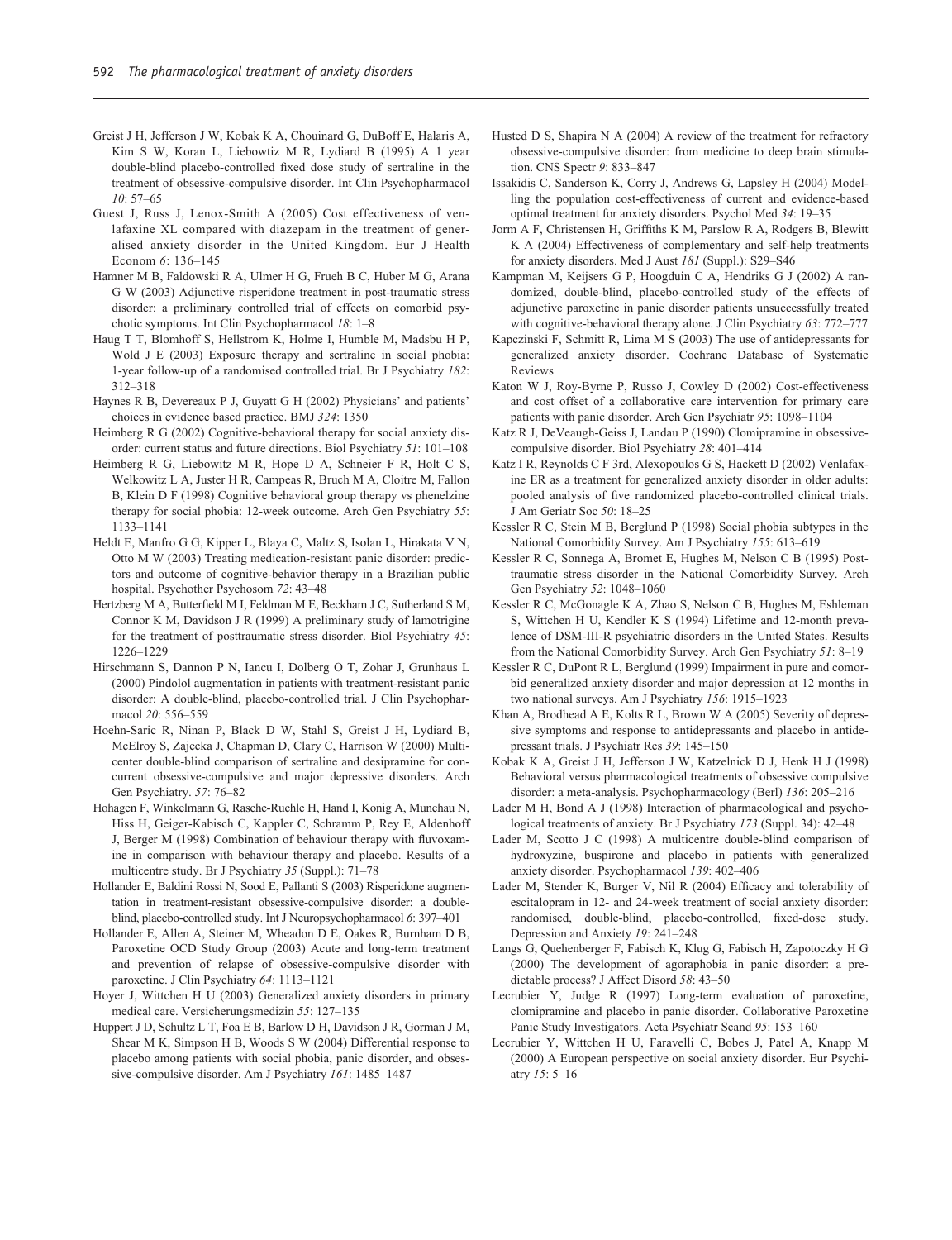Greist J H, Jefferson J W, Kobak K A, Chouinard G, DuBoff E, Halaris A, Kim S W, Koran L, Liebowitz M R, Lydiard B (1995) A 1 year double-blind placebo-controlled fixed dose study of sertraline in the treatment of obsessive-compulsive disorder. Int Clin Psychopharmacol *10*: 57–65

Guest J, Russ J, Lenox-Smith A (2005) Cost effectiveness of venlafaxine XL compared with diazepam in the treatment of generalised anxiety disorder in the United Kingdom. Eur J Health Econom *6*: 136–145

Hamner M B, Faldowski R A, Ulmer H G, Frueh B C, Huber M G, Arana G W (2003) Adjunctive risperidone treatment in post-traumatic stress disorder: a preliminary controlled trial of effects on comorbid psychotic symptoms. Int Clin Psychopharmacol *18*: 1–8

Haug T T, Blomhoff S, Hellstrom K, Holme I, Humble M, Madsbu H P, Wold J E (2003) Exposure therapy and sertraline in social phobia: 1-year follow-up of a randomised controlled trial. Br J Psychiatry *182*: 312–318

Haynes R B, Devereaux P J, Guyatt G H (2002) Physicians' and patients' choices in evidence based practice. BMJ *324*: 1350

Heimberg R G (2002) Cognitive-behavioral therapy for social anxiety disorder: current status and future directions. Biol Psychiatry *51*: 101–108

Heimberg R G, Liebowitz M R, Hope D A, Schneier F R, Holt C S, Welkowitz L A, Juster H R, Campeas R, Bruch M A, Cloitre M, Fallon B, Klein D F (1998) Cognitive behavioral group therapy vs phenelzine therapy for social phobia: 12-week outcome. Arch Gen Psychiatry *55*: 1133–1141

Heldt E, Manfro G G, Kipper L, Blaya C, Maltz S, Isolan L, Hirakata V N, Otto M W (2003) Treating medication-resistant panic disorder: predictors and outcome of cognitive-behavior therapy in a Brazilian public hospital. Psychother Psychosom *72*: 43–48

Hertzberg M A, Butterfield M I, Feldman M E, Beckham J C, Sutherland S M, Connor K M, Davidson J R (1999) A preliminary study of lamotrigine for the treatment of posttraumatic stress disorder. Biol Psychiatry *45*: 1226–1229

Hirschmann S, Dannon P N, Iancu I, Dolberg O T, Zohar J, Grunhaus L (2000) Pindolol augmentation in patients with treatment-resistant panic disorder: A double-blind, placebo-controlled trial. J Clin Psychopharmacol *20*: 556–559

Hoehn-Saric R, Ninan P, Black D W, Stahl S, Greist J H, Lydiard B, McElroy S, Zajecka J, Chapman D, Clary C, Harrison W (2000) Multicenter double-blind comparison of sertraline and desipramine for concurrent obsessive-compulsive and major depressive disorders. Arch Gen Psychiatry. *57*: 76–82

Hohagen F, Winkelmann G, Rasche-Ruchle H, Hand I, Konig A, Munchau N, Hiss H, Geiger-Kabisch C, Kappler C, Schramm P, Rey E, Aldenhoff J, Berger M (1998) Combination of behaviour therapy with fluvoxamine in comparison with behaviour therapy and placebo. Results of a multicentre study. Br J Psychiatry *35* (Suppl.): 71–78

Hollander E, Baldini Rossi N, Sood E, Pallanti S (2003) Risperidone augmentation in treatment-resistant obsessive-compulsive disorder: a double-blind, placebo-controlled study. Int J Neuropsychopharmacol *6*: 397–401

Hollander E, Allen A, Steiner M, Wheadon D E, Oakes R, Burnham D B, Paroxetine OCD Study Group (2003) Acute and long-term treatment and prevention of relapse of obsessive-compulsive disorder with paroxetine. J Clin Psychiatry *64*: 1113–1121

Hoyer J, Wittchen H U (2003) Generalized anxiety disorders in primary medical care. Versicherungsmedizin *55*: 127–135

Huppert J D, Schultz L T, Foa E B, Barlow D H, Davidson J R, Gorman J M, Shear M K, Simpson H B, Woods S W (2004) Differential response to placebo among patients with social phobia, panic disorder, and obsessive-compulsive disorder. Am J Psychiatry *161*: 1485–1487

Husted D S, Shapira N A (2004) A review of the treatment for refractory obsessive-compulsive disorder: from medicine to deep brain stimulation. CNS Spectr *9*: 833–847

Issakidis C, Sanderson K, Corry J, Andrews G, Lapsley H (2004) Modelling the population cost-effectiveness of current and evidence-based optimal treatment for anxiety disorders. Psychol Med *34*: 19–35

Jorm A F, Christensen H, Griffiths K M, Parslow R A, Rodgers B, Blewitt K A (2004) Effectiveness of complementary and self-help treatments for anxiety disorders. Med J Aust *181* (Suppl.): S29–S46

Kampman M, Keijsers G P, Hoogduin C A, Hendriks G J (2002) A randomized, double-blind, placebo-controlled study of the effects of adjunctive paroxetine in panic disorder patients unsuccessfully treated with cognitive-behavioral therapy alone. J Clin Psychiatry *63*: 772–777

Kapczinski F, Schmitt R, Lima M S (2003) The use of antidepressants for generalized anxiety disorder. Cochrane Database of Systematic Reviews

Katon W J, Roy-Byrne P, Russo J, Cowley D (2002) Cost-effectiveness and cost offset of a collaborative care intervention for primary care patients with panic disorder. Arch Gen Psychiatr *95*: 1098–1104

Katz R J, DeVeaugh-Geiss J, Landau P (1990) Clomipramine in obsessive-compulsive disorder. Biol Psychiatry *28*: 401–414

Katz I R, Reynolds C F 3rd, Alexopoulos G S, Hackett D (2002) Venlafaxine ER as a treatment for generalized anxiety disorder in older adults: pooled analysis of five randomized placebo-controlled clinical trials. J Am Geriatr Soc *50*: 18–25

Kessler R C, Stein M B, Berglund P (1998) Social phobia subtypes in the National Comorbidity Survey. Am J Psychiatry *155*: 613–619

Kessler R C, Sonnega A, Bromet E, Hughes M, Nelson C B (1995) Posttraumatic stress disorder in the National Comorbidity Survey. Arch Gen Psychiatry *52*: 1048–1060

Kessler R C, McGonagle K A, Zhao S, Nelson C B, Hughes M, Eshleman S, Wittchen H U, Kendler K S (1994) Lifetime and 12-month prevalence of DSM-III-R psychiatric disorders in the United States. Results from the National Comorbidity Survey. Arch Gen Psychiatry *51*: 8–19

Kessler R C, DuPont R L, Berglund (1999) Impairment in pure and comorbid generalized anxiety disorder and major depression at 12 months in two national surveys. Am J Psychiatry *156*: 1915–1923

Khan A, Brodhead A E, Kolts R L, Brown W A (2005) Severity of depressive symptoms and response to antidepressants and placebo in antidepressant trials. J Psychiatr Res *39*: 145–150

Kobak K A, Greist J H, Jefferson J W, Katzelnick D J, Henk H J (1998) Behavioral versus pharmacological treatments of obsessive compulsive disorder: a meta-analysis. Psychopharmacology (Berl) *136*: 205–216

Lader M H, Bond A J (1998) Interaction of pharmacological and psychological treatments of anxiety. Br J Psychiatry *173* (Suppl. 34): 42–48

Lader M, Scotto J C (1998) A multicentre double-blind comparison of hydroxyzine, buspirone and placebo in patients with generalized anxiety disorder. Psychopharmacol *139*: 402–406

Lader M, Stender K, Burger V, Nil R (2004) Efficacy and tolerability of escitalopram in 12- and 24-week treatment of social anxiety disorder: randomised, double-blind, placebo-controlled, fixed-dose study. Depression and Anxiety *19*: 241–248

Langs G, Quehenberger F, Fabisch K, Klug G, Fabisch H, Zapotoczky H G (2000) The development of agoraphobia in panic disorder: a predictable process? J Affect Disord *58*: 43–50

Lecrubier Y, Judge R (1997) Long-term evaluation of paroxetine, clomipramine and placebo in panic disorder. Collaborative Paroxetine Panic Study Investigators. Acta Psychiatr Scand *95*: 153–160

Lecrubier Y, Wittchen H U, Faravelli C, Bobes J, Patel A, Knapp M (2000) A European perspective on social anxiety disorder. Eur Psychiatry *15*: 5–16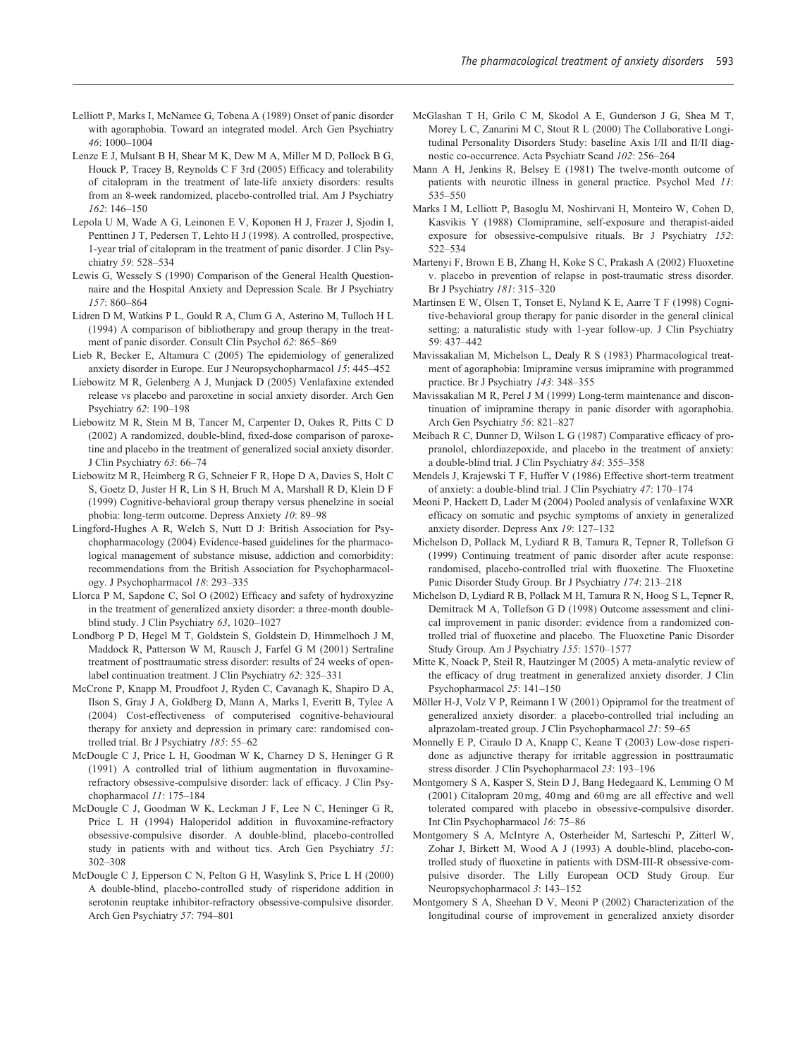Lelliott P, Marks I, McNamee G, Tobena A (1989) Onset of panic disorder with agoraphobia. Toward an integrated model. Arch Gen Psychiatry *46*: 1000–1004

Lenze E J, Mulsant B H, Shear M K, Dew M A, Miller M D, Pollock B G, Houck P, Tracey B, Reynolds C F 3rd (2005) Efficacy and tolerability of citalopram in the treatment of late-life anxiety disorders: results from an 8-week randomized, placebo-controlled trial. Am J Psychiatry *162*: 146–150

Lepola U M, Wade A G, Leinonen E V, Koponen H J, Frazer J, Sjodin I, Penttinen J T, Pedersen T, Lehto H J (1998). A controlled, prospective, 1-year trial of citalopram in the treatment of panic disorder. J Clin Psychiatry *59*: 528–534

Lewis G, Wessely S (1990) Comparison of the General Health Questionnaire and the Hospital Anxiety and Depression Scale. Br J Psychiatry *157*: 860–864

Lidren D M, Watkins P L, Gould R A, Clum G A, Asterino M, Tulloch H L (1994) A comparison of bibliotherapy and group therapy in the treatment of panic disorder. Consult Clin Psychol *62*: 865–869

Lieb R, Becker E, Altamura C (2005) The epidemiology of generalized anxiety disorder in Europe. Eur J Neuropsychopharmacol *15*: 445–452

Liebowitz M R, Gelenberg A J, Munjack D (2005) Venlafaxine extended release vs placebo and paroxetine in social anxiety disorder. Arch Gen Psychiatry *62*: 190–198

Liebowitz M R, Stein M B, Tancer M, Carpenter D, Oakes R, Pitts C D (2002) A randomized, double-blind, fixed-dose comparison of paroxetine and placebo in the treatment of generalized social anxiety disorder. J Clin Psychiatry *63*: 66–74

Liebowitz M R, Heimberg R G, Schneier F R, Hope D A, Davies S, Holt C S, Goetz D, Juster H R, Lin S H, Bruch M A, Marshall R D, Klein D F (1999) Cognitive-behavioral group therapy versus phenelzine in social phobia: long-term outcome. Depress Anxiety *10*: 89–98

Lingford-Hughes A R, Welch S, Nutt D J: British Association for Psychopharmacology (2004) Evidence-based guidelines for the pharmacological management of substance misuse, addiction and comorbidity: recommendations from the British Association for Psychopharmacology. J Psychopharmacol *18*: 293–335

Llorca P M, Sapdone C, Sol O (2002) Efficacy and safety of hydroxyzine in the treatment of generalized anxiety disorder: a three-month double-blind study. J Clin Psychiatry *63*, 1020–1027

Londborg P D, Hegel M T, Goldstein S, Goldstein D, Himmelhoch J M, Maddock R, Patterson W M, Rausch J, Farfel G M (2001) Sertraline treatment of posttraumatic stress disorder: results of 24 weeks of open-label continuation treatment. J Clin Psychiatry *62*: 325–331

McCrone P, Knapp M, Proudfoot J, Ryden C, Cavanagh K, Shapiro D A, Ilson S, Gray J A, Goldberg D, Mann A, Marks I, Everitt B, Tylee A (2004) Cost-effectiveness of computerised cognitive-behavioural therapy for anxiety and depression in primary care: randomised controlled trial. Br J Psychiatry *185*: 55–62

McDougle C J, Price L H, Goodman W K, Charney D S, Heninger G R (1991) A controlled trial of lithium augmentation in fluvoxamine-refractory obsessive-compulsive disorder: lack of efficacy. J Clin Psychopharmacol *11*: 175–184

McDougle C J, Goodman W K, Leckman J F, Lee N C, Heninger G R, Price L H (1994) Haloperidol addition in fluvoxamine-refractory obsessive-compulsive disorder. A double-blind, placebo-controlled study in patients with and without tics. Arch Gen Psychiatry *51*: 302–308

McDougle C J, Epperson C N, Pelton G H, Wasylink S, Price L H (2000) A double-blind, placebo-controlled study of risperidone addition in serotonin reuptake inhibitor-refractory obsessive-compulsive disorder. Arch Gen Psychiatry *57*: 794–801

McGlashan T H, Grilo C M, Skodol A E, Gunderson J G, Shea M T, Morey L C, Zanarini M C, Stout R L (2000) The Collaborative Longitudinal Personality Disorders Study: baseline Axis I/II and II/II diagnostic co-occurrence. Acta Psychiatr Scand *102*: 256–264

Mann A H, Jenkins R, Belsey E (1981) The twelve-month outcome of patients with neurotic illness in general practice. Psychol Med *11*: 535–550

Marks I M, Lelliott P, Basoglu M, Noshirvani H, Monteiro W, Cohen D, Kasvikis Y (1988) Clomipramine, self-exposure and therapist-aided exposure for obsessive-compulsive rituals. Br J Psychiatry *152*: 522–534

Martenyi F, Brown E B, Zhang H, Koke S C, Prakash A (2002) Fluoxetine v. placebo in prevention of relapse in post-traumatic stress disorder. Br J Psychiatry *181*: 315–320

Martinsen E W, Olsen T, Tonset E, Nyland K E, Aarre T F (1998) Cognitive-behavioral group therapy for panic disorder in the general clinical setting: a naturalistic study with 1-year follow-up. J Clin Psychiatry 59: 437–442

Mavissakalian M, Michelson L, Dealy R S (1983) Pharmacological treatment of agoraphobia: Imipramine versus imipramine with programmed practice. Br J Psychiatry *143*: 348–355

Mavissakalian M R, Perel J M (1999) Long-term maintenance and discontinuation of imipramine therapy in panic disorder with agoraphobia. Arch Gen Psychiatry *56*: 821–827

Meibach R C, Dunner D, Wilson L G (1987) Comparative efficacy of propranolol, chlordiazepoxide, and placebo in the treatment of anxiety: a double-blind trial. J Clin Psychiatry *84*: 355–358

Mendels J, Krajewski T F, Huffer V (1986) Effective short-term treatment of anxiety: a double-blind trial. J Clin Psychiatry *47*: 170–174

Meoni P, Hackett D, Lader M (2004) Pooled analysis of venlafaxine WXR efficacy on somatic and psychic symptoms of anxiety in generalized anxiety disorder. Depress Anx *19*: 127–132

Michelson D, Pollack M, Lydiard R B, Tamura R, Tepner R, Tollefson G (1999) Continuing treatment of panic disorder after acute response: randomised, placebo-controlled trial with fluoxetine. The Fluoxetine Panic Disorder Study Group. Br J Psychiatry *174*: 213–218

Michelson D, Lydiard R B, Pollack M H, Tamura R N, Hoog S L, Tepner R, Demitrack M A, Tollefson G D (1998) Outcome assessment and clinical improvement in panic disorder: evidence from a randomized controlled trial of fluoxetine and placebo. The Fluoxetine Panic Disorder Study Group. Am J Psychiatry *155*: 1570–1577

Mitte K, Noack P, Steil R, Hautzinger M (2005) A meta-analytic review of the efficacy of drug treatment in generalized anxiety disorder. J Clin Psychopharmacol *25*: 141–150

Möller H-J, Volz V P, Reimann I W (2001) Opipramol for the treatment of generalized anxiety disorder: a placebo-controlled trial including an alprazolam-treated group. J Clin Psychopharmacol *21*: 59–65

Monnelly E P, Ciraulo D A, Knapp C, Keane T (2003) Low-dose risperidone as adjunctive therapy for irritable aggression in posttraumatic stress disorder. J Clin Psychopharmacol *23*: 193–196

Montgomery S A, Kasper S, Stein D J, Bang Hedegaard K, Lemming O M (2001) Citalopram 20 mg, 40 mg and 60 mg are all effective and well tolerated compared with placebo in obsessive-compulsive disorder. Int Clin Psychopharmacol *16*: 75–86

Montgomery S A, McIntyre A, Osterheider M, Sarteschi P, Zitterl W, Zohar J, Birkett M, Wood A J (1993) A double-blind, placebo-controlled study of fluoxetine in patients with DSM-III-R obsessive-compulsive disorder. The Lilly European OCD Study Group. Eur Neuropsychopharmacol *3*: 143–152

Montgomery S A, Sheehan D V, Meoni P (2002) Characterization of the longitudinal course of improvement in generalized anxiety disorder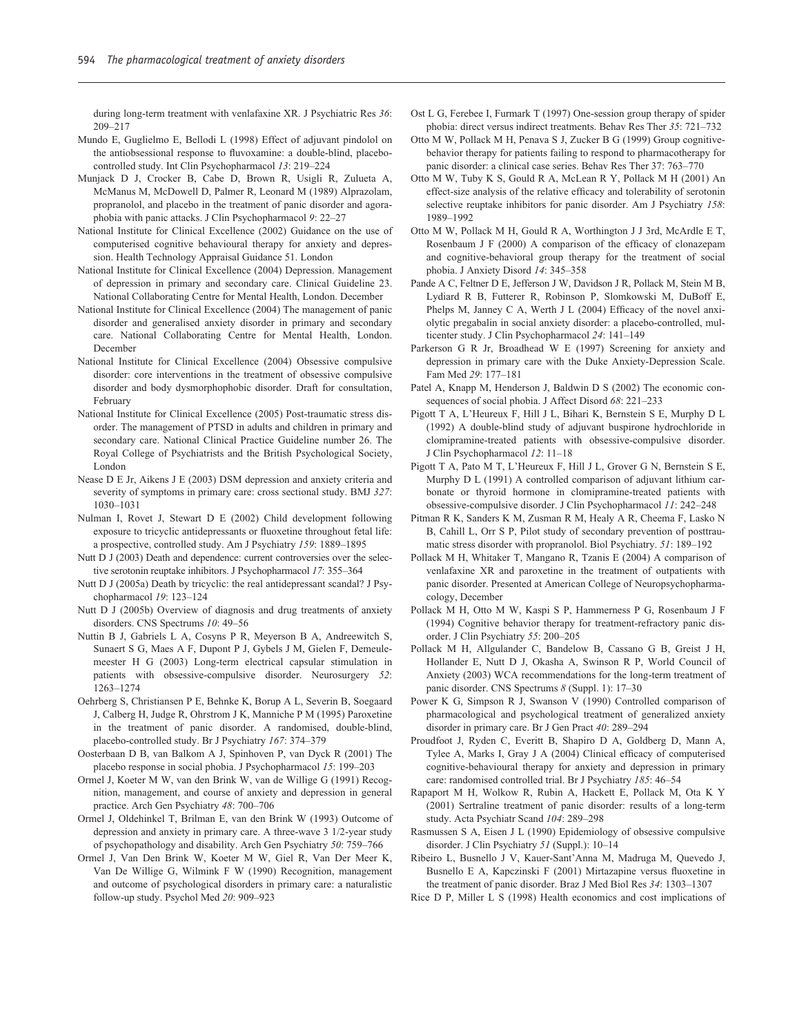during long-term treatment with venlafaxine XR. J Psychiatric Res *36*: 209–217

Mundo E, Guglielmo E, Bellodi L (1998) Effect of adjuvant pindolol on the antiobsessional response to fluvoxamine: a double-blind, placebo-controlled study. Int Clin Psychopharmacol *13*: 219–224

Munjack D J, Crocker B, Cabe D, Brown R, Usigli R, Zulueta A, McManus M, McDowell D, Palmer R, Leonard M (1989) Alprazolam, propranolol, and placebo in the treatment of panic disorder and agoraphobia with panic attacks. J Clin Psychopharmacol *9*: 22–27

National Institute for Clinical Excellence (2002) Guidance on the use of computerised cognitive behavioural therapy for anxiety and depression. Health Technology Appraisal Guidance 51. London

National Institute for Clinical Excellence (2004) Depression. Management of depression in primary and secondary care. Clinical Guideline 23. National Collaborating Centre for Mental Health, London. December

National Institute for Clinical Excellence (2004) The management of panic disorder and generalised anxiety disorder in primary and secondary care. National Collaborating Centre for Mental Health, London. December

National Institute for Clinical Excellence (2004) Obsessive compulsive disorder: core interventions in the treatment of obsessive compulsive disorder and body dysmorphophobic disorder. Draft for consultation, February

National Institute for Clinical Excellence (2005) Post-traumatic stress disorder. The management of PTSD in adults and children in primary and secondary care. National Clinical Practice Guideline number 26. The Royal College of Psychiatrists and the British Psychological Society, London

Nease D E Jr, Aikens J E (2003) DSM depression and anxiety criteria and severity of symptoms in primary care: cross sectional study. BMJ *327*: 1030–1031

Nulman I, Rovet J, Stewart D E (2002) Child development following exposure to tricyclic antidepressants or fluoxetine throughout fetal life: a prospective, controlled study. Am J Psychiatry *159*: 1889–1895

Nutt D J (2003) Death and dependence: current controversies over the selective serotonin reuptake inhibitors. J Psychopharmacol *17*: 355–364

Nutt D J (2005a) Death by tricyclic: the real antidepressant scandal? J Psychopharmacol *19*: 123–124

Nutt D J (2005b) Overview of diagnosis and drug treatments of anxiety disorders. CNS Spectrums *10*: 49–56

Nuttin B J, Gabriels L A, Cosyns P R, Meyerson B A, Andreewitch S, Sunaert S G, Maes A F, Dupont P J, Gybels J M, Gielen F, Demeulemeester H G (2003) Long-term electrical capsular stimulation in patients with obsessive-compulsive disorder. Neurosurgery *52*: 1263–1274

Oehrberg S, Christiansen P E, Behnke K, Borup A L, Severin B, Soegaard J, Calberg H, Judge R, Ohrstrom J K, Manniche P M (1995) Paroxetine in the treatment of panic disorder. A randomised, double-blind, placebo-controlled study. Br J Psychiatry *167*: 374–379

Oosterbaan D B, van Balkom A J, Spinhoven P, van Dyck R (2001) The placebo response in social phobia. J Psychopharmacol *15*: 199–203

Ormel J, Koeter M W, van den Brink W, van de Willige G (1991) Recognition, management, and course of anxiety and depression in general practice. Arch Gen Psychiatry *48*: 700–706

Ormel J, Oldehinkel T, Brilman E, van den Brink W (1993) Outcome of depression and anxiety in primary care. A three-wave 3 1/2-year study of psychopathology and disability. Arch Gen Psychiatry *50*: 759–766

Ormel J, Van Den Brink W, Koeter M W, Giel R, Van Der Meer K, Van De Willige G, Wilmink F W (1990) Recognition, management and outcome of psychological disorders in primary care: a naturalistic follow-up study. Psychol Med *20*: 909–923

Ost L G, Ferebee I, Furmark T (1997) One-session group therapy of spider phobia: direct versus indirect treatments. Behav Res Ther *35*: 721–732

Otto M W, Pollack M H, Penava S J, Zucker B G (1999) Group cognitive-behavior therapy for patients failing to respond to pharmacotherapy for panic disorder: a clinical case series. Behav Res Ther 37: 763–770

Otto M W, Tuby K S, Gould R A, McLean R Y, Pollack M H (2001) An effect-size analysis of the relative efficacy and tolerability of serotonin selective reuptake inhibitors for panic disorder. Am J Psychiatry *158*: 1989–1992

Otto M W, Pollack M H, Gould R A, Worthington J J 3rd, McArdle E T, Rosenbaum J F (2000) A comparison of the efficacy of clonazepam and cognitive-behavioral group therapy for the treatment of social phobia. J Anxiety Disord *14*: 345–358

Pande A C, Feltner D E, Jefferson J W, Davidson J R, Pollack M, Stein M B, Lydiard R B, Futterer R, Robinson P, Slomkowski M, DuBoff E, Phelps M, Janney C A, Werth J L (2004) Efficacy of the novel anxiolytic pregabalin in social anxiety disorder: a placebo-controlled, multicenter study. J Clin Psychopharmacol *24*: 141–149

Parkerson G R Jr, Broadhead W E (1997) Screening for anxiety and depression in primary care with the Duke Anxiety-Depression Scale. Fam Med *29*: 177–181

Patel A, Knapp M, Henderson J, Baldwin D S (2002) The economic consequences of social phobia. J Affect Disord *68*: 221–233

Pigott T A, L'Heureux F, Hill J L, Bihari K, Bernstein S E, Murphy D L (1992) A double-blind study of adjuvant buspirone hydrochloride in clomipramine-treated patients with obsessive-compulsive disorder. J Clin Psychopharmacol *12*: 11–18

Pigott T A, Pato M T, L'Heureux F, Hill J L, Grover G N, Bernstein S E, Murphy D L (1991) A controlled comparison of adjuvant lithium carbonate or thyroid hormone in clomipramine-treated patients with obsessive-compulsive disorder. J Clin Psychopharmacol *11*: 242–248

Pitman R K, Sanders K M, Zusman R M, Healy A R, Cheema F, Lasko N B, Cahill L, Orr S P, Pilot study of secondary prevention of posttraumatic stress disorder with propranolol. Biol Psychiatry. *51*: 189–192

Pollack M H, Whitaker T, Mangano R, Tzanis E (2004) A comparison of venlafaxine XR and paroxetine in the treatment of outpatients with panic disorder. Presented at American College of Neuropsychopharmacology, December

Pollack M H, Otto M W, Kaspi S P, Hammerness P G, Rosenbaum J F (1994) Cognitive behavior therapy for treatment-refractory panic disorder. J Clin Psychiatry *55*: 200–205

Pollack M H, Allgulander C, Bandelow B, Cassano G B, Greist J H, Hollander E, Nutt D J, Okasha A, Swinson R P, World Council of Anxiety (2003) WCA recommendations for the long-term treatment of panic disorder. CNS Spectrums *8* (Suppl. 1): 17–30

Power K G, Simpson R J, Swanson V (1990) Controlled comparison of pharmacological and psychological treatment of generalized anxiety disorder in primary care. Br J Gen Pract *40*: 289–294

Proudfoot J, Ryden C, Everitt B, Shapiro D A, Goldberg D, Mann A, Tylee A, Marks I, Gray J A (2004) Clinical efficacy of computerised cognitive-behavioural therapy for anxiety and depression in primary care: randomised controlled trial. Br J Psychiatry *185*: 46–54

Rapaport M H, Wolkow R, Rubin A, Hackett E, Pollack M, Ota K Y (2001) Sertraline treatment of panic disorder: results of a long-term study. Acta Psychiatr Scand *104*: 289–298

Rasmussen S A, Eisen J L (1990) Epidemiology of obsessive compulsive disorder. J Clin Psychiatry *51* (Suppl.): 10–14

Ribeiro L, Busnello J V, Kauer-Sant'Anna M, Madruga M, Quevedo J, Busnello E A, Kapczinski F (2001) Mirtazapine versus fluoxetine in the treatment of panic disorder. Braz J Med Biol Res *34*: 1303–1307

Rice D P, Miller L S (1998) Health economics and cost implications of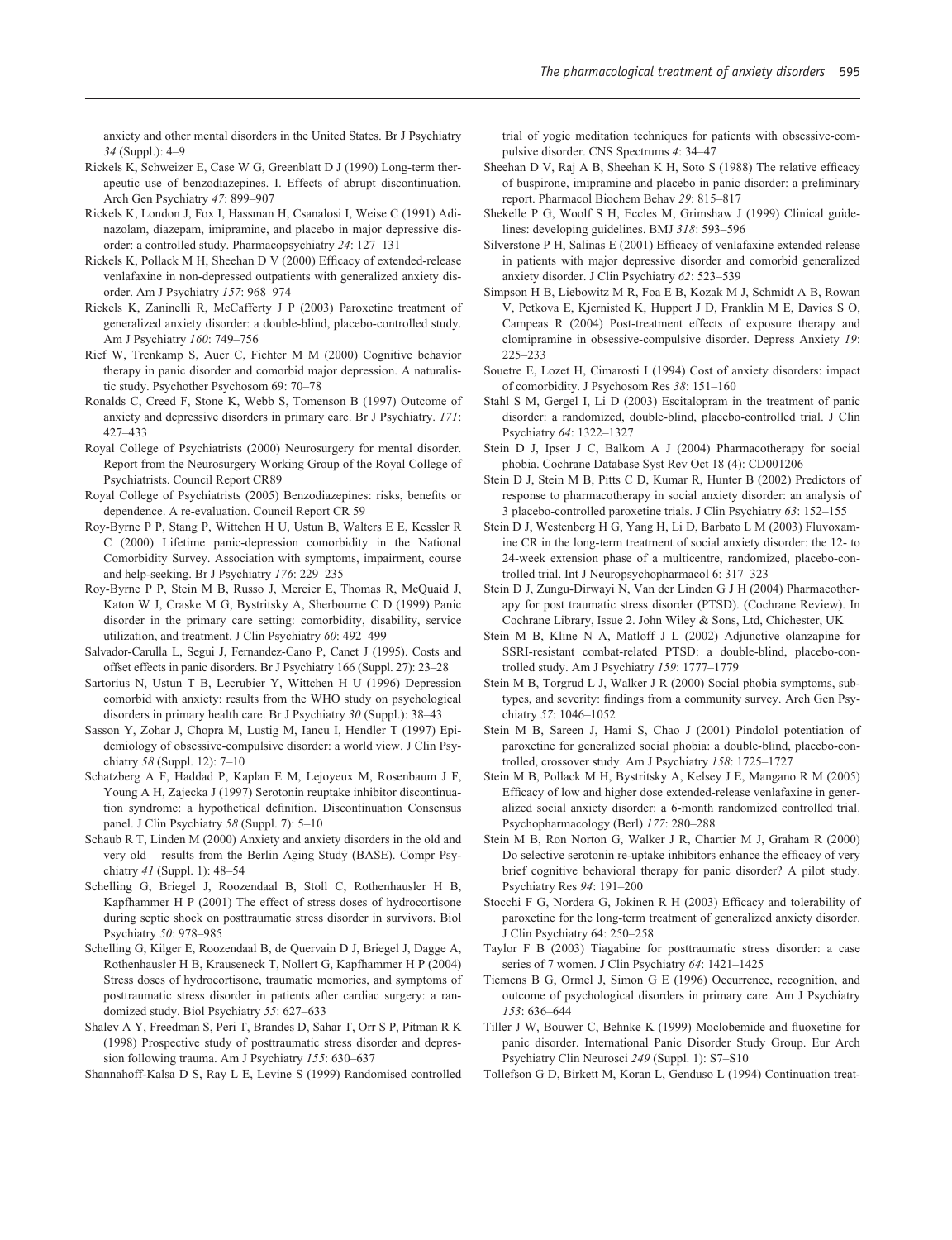anxiety and other mental disorders in the United States. Br J Psychiatry *34* (Suppl.): 4–9

Rickels K, Schweizer E, Case W G, Greenblatt D J (1990) Long-term therapeutic use of benzodiazepines. I. Effects of abrupt discontinuation. Arch Gen Psychiatry *47*: 899–907

Rickels K, London J, Fox I, Hassman H, Csanalosi I, Weise C (1991) Adinazolam, diazepam, imipramine, and placebo in major depressive disorder: a controlled study. Pharmacopsychiatry *24*: 127–131

Rickels K, Pollack M H, Sheehan D V (2000) Efficacy of extended-release venlafaxine in non-depressed outpatients with generalized anxiety disorder. Am J Psychiatry *157*: 968–974

Rickels K, Zaninelli R, McCafferty J P (2003) Paroxetine treatment of generalized anxiety disorder: a double-blind, placebo-controlled study. Am J Psychiatry *160*: 749–756

Rief W, Trenkamp S, Auer C, Fichter M M (2000) Cognitive behavior therapy in panic disorder and comorbid major depression. A naturalistic study. Psychother Psychosom 69: 70–78

Ronalds C, Creed F, Stone K, Webb S, Tomenson B (1997) Outcome of anxiety and depressive disorders in primary care. Br J Psychiatry. *171*: 427–433

Royal College of Psychiatrists (2000) Neurosurgery for mental disorder. Report from the Neurosurgery Working Group of the Royal College of Psychiatrists. Council Report CR89

Royal College of Psychiatrists (2005) Benzodiazepines: risks, benefits or dependence. A re-evaluation. Council Report CR 59

Roy-Byrne P P, Stang P, Wittchen H U, Ustun B, Walters E E, Kessler R C (2000) Lifetime panic-depression comorbidity in the National Comorbidity Survey. Association with symptoms, impairment, course and help-seeking. Br J Psychiatry *176*: 229–235

Roy-Byrne P P, Stein M B, Russo J, Mercier E, Thomas R, McQuaid J, Katon W J, Craske M G, Bystritsky A, Sherbourne C D (1999) Panic disorder in the primary care setting: comorbidity, disability, service utilization, and treatment. J Clin Psychiatry *60*: 492–499

Salvador-Carulla L, Segui J, Fernandez-Cano P, Canet J (1995). Costs and offset effects in panic disorders. Br J Psychiatry 166 (Suppl. 27): 23–28

Sartorius N, Ustun T B, Lecrubier Y, Wittchen H U (1996) Depression comorbid with anxiety: results from the WHO study on psychological disorders in primary health care. Br J Psychiatry *30* (Suppl.): 38–43

Sasson Y, Zohar J, Chopra M, Lustig M, Iancu I, Hendler T (1997) Epidemiology of obsessive-compulsive disorder: a world view. J Clin Psychiatry *58* (Suppl. 12): 7–10

Schatzberg A F, Haddad P, Kaplan E M, Lejoyeux M, Rosenbaum J F, Young A H, Zajecka J (1997) Serotonin reuptake inhibitor discontinuation syndrome: a hypothetical definition. Discontinuation Consensus panel. J Clin Psychiatry *58* (Suppl. 7): 5–10

Schaub R T, Linden M (2000) Anxiety and anxiety disorders in the old and very old – results from the Berlin Aging Study (BASE). Compr Psychiatry *41* (Suppl. 1): 48–54

Schelling G, Briegel J, Roozendaal B, Stoll C, Rothenhausler H B, Kapfhammer H P (2001) The effect of stress doses of hydrocortisone during septic shock on posttraumatic stress disorder in survivors. Biol Psychiatry *50*: 978–985

Schelling G, Kilger E, Roozendaal B, de Quervain D J, Briegel J, Dagge A, Rothenhausler H B, Krauseneck T, Nollert G, Kapfhammer H P (2004) Stress doses of hydrocortisone, traumatic memories, and symptoms of posttraumatic stress disorder in patients after cardiac surgery: a randomized study. Biol Psychiatry *55*: 627–633

Shalev A Y, Freedman S, Peri T, Brandes D, Sahar T, Orr S P, Pitman R K (1998) Prospective study of posttraumatic stress disorder and depression following trauma. Am J Psychiatry *155*: 630–637

Shannahoff-Kalsa D S, Ray L E, Levine S (1999) Randomised controlled trial of yogic meditation techniques for patients with obsessive-compulsive disorder. CNS Spectrums *4*: 34–47

Sheehan D V, Raj A B, Sheehan K H, Soto S (1988) The relative efficacy of buspirone, imipramine and placebo in panic disorder: a preliminary report. Pharmacol Biochem Behav *29*: 815–817

Shekelle P G, Woolf S H, Eccles M, Grimshaw J (1999) Clinical guidelines: developing guidelines. BMJ *318*: 593–596

Silverstone P H, Salinas E (2001) Efficacy of venlafaxine extended release in patients with major depressive disorder and comorbid generalized anxiety disorder. J Clin Psychiatry *62*: 523–539

Simpson H B, Liebowitz M R, Foa E B, Kozak M J, Schmidt A B, Rowan V, Petkova E, Kjernisted K, Huppert J D, Franklin M E, Davies S O, Campeas R (2004) Post-treatment effects of exposure therapy and clomipramine in obsessive-compulsive disorder. Depress Anxiety *19*: 225–233

Souetre E, Lozet H, Cimarosti I (1994) Cost of anxiety disorders: impact of comorbidity. J Psychosom Res *38*: 151–160

Stahl S M, Gergel I, Li D (2003) Escitalopram in the treatment of panic disorder: a randomized, double-blind, placebo-controlled trial. J Clin Psychiatry *64*: 1322–1327

Stein D J, Ipser J C, Balkom A J (2004) Pharmacotherapy for social phobia. Cochrane Database Syst Rev Oct 18 (4): CD001206

Stein D J, Stein M B, Pitts C D, Kumar R, Hunter B (2002) Predictors of response to pharmacotherapy in social anxiety disorder: an analysis of 3 placebo-controlled paroxetine trials. J Clin Psychiatry *63*: 152–155

Stein D J, Westenberg H G, Yang H, Li D, Barbato L M (2003) Fluvoxamine CR in the long-term treatment of social anxiety disorder: the 12- to 24-week extension phase of a multicentre, randomized, placebo-controlled trial. Int J Neuropsychopharmacol 6: 317–323

Stein D J, Zungu-Dirwayi N, Van der Linden G J H (2004) Pharmacotherapy for post traumatic stress disorder (PTSD). (Cochrane Review). In Cochrane Library, Issue 2. John Wiley & Sons, Ltd, Chichester, UK

Stein M B, Kline N A, Matloff J L (2002) Adjunctive olanzapine for SSRI-resistant combat-related PTSD: a double-blind, placebo-controlled study. Am J Psychiatry *159*: 1777–1779

Stein M B, Torgrud L J, Walker J R (2000) Social phobia symptoms, subtypes, and severity: findings from a community survey. Arch Gen Psychiatry *57*: 1046–1052

Stein M B, Sareen J, Hami S, Chao J (2001) Pindolol potentiation of paroxetine for generalized social phobia: a double-blind, placebo-controlled, crossover study. Am J Psychiatry *158*: 1725–1727

Stein M B, Pollack M H, Bystritsky A, Kelsey J E, Mangano R M (2005) Efficacy of low and higher dose extended-release venlafaxine in generalized social anxiety disorder: a 6-month randomized controlled trial. Psychopharmacology (Berl) *177*: 280–288

Stein M B, Ron Norton G, Walker J R, Chartier M J, Graham R (2000) Do selective serotonin re-uptake inhibitors enhance the efficacy of very brief cognitive behavioral therapy for panic disorder? A pilot study. Psychiatry Res *94*: 191–200

Stocchi F G, Nordera G, Jokinen R H (2003) Efficacy and tolerability of paroxetine for the long-term treatment of generalized anxiety disorder. J Clin Psychiatry 64: 250–258

Taylor F B (2003) Tiagabine for posttraumatic stress disorder: a case series of 7 women. J Clin Psychiatry *64*: 1421–1425

Tiemens B G, Ormel J, Simon G E (1996) Occurrence, recognition, and outcome of psychological disorders in primary care. Am J Psychiatry *153*: 636–644

Tiller J W, Bouwer C, Behnke K (1999) Moclobemide and fluoxetine for panic disorder. International Panic Disorder Study Group. Eur Arch Psychiatry Clin Neurosci *249* (Suppl. 1): S7–S10

Tollefson G D, Birkett M, Koran L, Genduso L (1994) Continuation treat-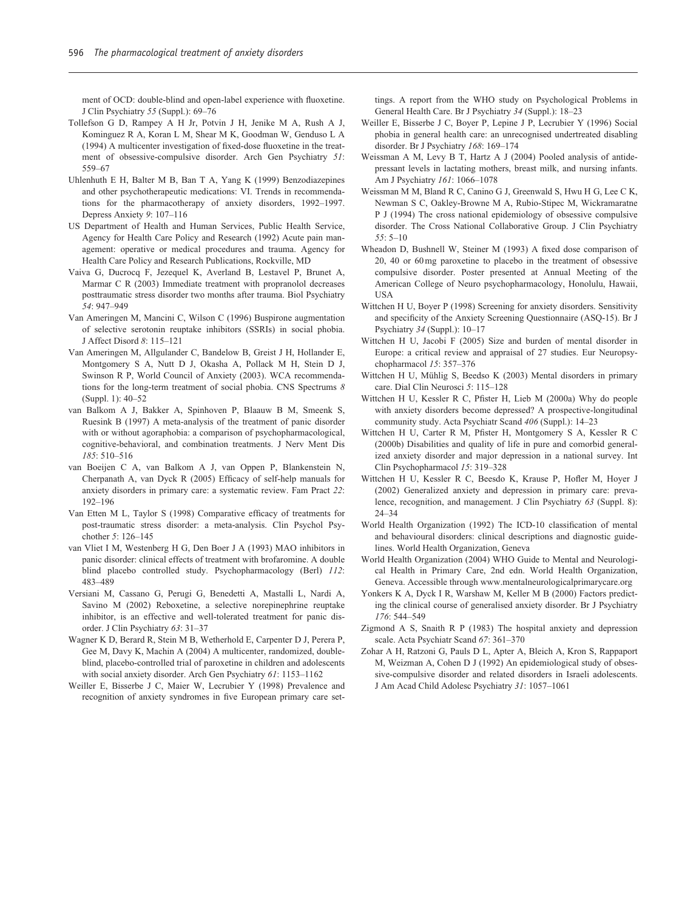ment of OCD: double-blind and open-label experience with fluoxetine. J Clin Psychiatry *55* (Suppl.): 69–76

Tollefson G D, Rampey A H Jr, Potvin J H, Jenike M A, Rush A J, Kominguez R A, Koran L M, Shear M K, Goodman W, Genduso L A (1994) A multicenter investigation of fixed-dose fluoxetine in the treatment of obsessive-compulsive disorder. Arch Gen Psychiatry *51*: 559–67

Uhlenhuth E H, Balter M B, Ban T A, Yang K (1999) Benzodiazepines and other psychotherapeutic medications: VI. Trends in recommendations for the pharmacotherapy of anxiety disorders, 1992–1997. Depress Anxiety *9*: 107–116

US Department of Health and Human Services, Public Health Service, Agency for Health Care Policy and Research (1992) Acute pain management: operative or medical procedures and trauma. Agency for Health Care Policy and Research Publications, Rockville, MD

Vaiva G, Ducrocq F, Jezequel K, Averland B, Lestavel P, Brunet A, Marmar C R (2003) Immediate treatment with propranolol decreases posttraumatic stress disorder two months after trauma. Biol Psychiatry *54*: 947–949

Van Ameringen M, Mancini C, Wilson C (1996) Buspirone augmentation of selective serotonin reuptake inhibitors (SSRIs) in social phobia. J Affect Disord *8*: 115–121

Van Ameringen M, Allgulander C, Bandelow B, Greist J H, Hollander E, Montgomery S A, Nutt D J, Okasha A, Pollack M H, Stein D J, Swinson R P, World Council of Anxiety (2003). WCA recommendations for the long-term treatment of social phobia. CNS Spectrums *8* (Suppl. 1): 40–52

van Balkom A J, Bakker A, Spinhoven P, Blaauw B M, Smeenk S, Ruesink B (1997) A meta-analysis of the treatment of panic disorder with or without agoraphobia: a comparison of psychopharmacological, cognitive-behavioral, and combination treatments. J Nerv Ment Dis *185*: 510–516

van Boeijen C A, van Balkom A J, van Oppen P, Blankenstein N, Cherpanath A, van Dyck R (2005) Efficacy of self-help manuals for anxiety disorders in primary care: a systematic review. Fam Pract *22*: 192–196

Van Etten M L, Taylor S (1998) Comparative efficacy of treatments for post-traumatic stress disorder: a meta-analysis. Clin Psychol Psychother *5*: 126–145

van Vliet I M, Westenberg H G, Den Boer J A (1993) MAO inhibitors in panic disorder: clinical effects of treatment with brofaromine. A double blind placebo controlled study. Psychopharmacology (Berl) *112*: 483–489

Versiani M, Cassano G, Perugi G, Benedetti A, Mastalli L, Nardi A, Savino M (2002) Reboxetine, a selective norepinephrine reuptake inhibitor, is an effective and well-tolerated treatment for panic disorder. J Clin Psychiatry *63*: 31–37

Wagner K D, Berard R, Stein M B, Wetherhold E, Carpenter D J, Perera P, Gee M, Davy K, Machin A (2004) A multicenter, randomized, double-blind, placebo-controlled trial of paroxetine in children and adolescents with social anxiety disorder. Arch Gen Psychiatry *61*: 1153–1162

Weiller E, Bisserbe J C, Maier W, Lecrubier Y (1998) Prevalence and recognition of anxiety syndromes in five European primary care settings. A report from the WHO study on Psychological Problems in General Health Care. Br J Psychiatry *34* (Suppl.): 18–23

Weiller E, Bisserbe J C, Boyer P, Lepine J P, Lecrubier Y (1996) Social phobia in general health care: an unrecognised undertreated disabling disorder. Br J Psychiatry *168*: 169–174

Weissman A M, Levy B T, Hartz A J (2004) Pooled analysis of antidepressant levels in lactating mothers, breast milk, and nursing infants. Am J Psychiatry *161*: 1066–1078

Weissman M M, Bland R C, Canino G J, Greenwald S, Hwu H G, Lee C K, Newman S C, Oakley-Browne M A, Rubio-Stipec M, Wickramaratne P J (1994) The cross national epidemiology of obsessive compulsive disorder. The Cross National Collaborative Group. J Clin Psychiatry *55*: 5–10

Wheadon D, Bushnell W, Steiner M (1993) A fixed dose comparison of 20, 40 or 60 mg paroxetine to placebo in the treatment of obsessive compulsive disorder. Poster presented at Annual Meeting of the American College of Neuro psychopharmacology, Honolulu, Hawaii, USA

Wittchen H U, Boyer P (1998) Screening for anxiety disorders. Sensitivity and specificity of the Anxiety Screening Questionnaire (ASQ-15). Br J Psychiatry *34* (Suppl.): 10–17

Wittchen H U, Jacobi F (2005) Size and burden of mental disorder in Europe: a critical review and appraisal of 27 studies. Eur Neuropsychopharmacol *15*: 357–376

Wittchen H U, Mühlig S, Beedso K (2003) Mental disorders in primary care. Dial Clin Neurosci *5*: 115–128

Wittchen H U, Kessler R C, Pfister H, Lieb M (2000a) Why do people with anxiety disorders become depressed? A prospective-longitudinal community study. Acta Psychiatr Scand *406* (Suppl.): 14–23

Wittchen H U, Carter R M, Pfister H, Montgomery S A, Kessler R C (2000b) Disabilities and quality of life in pure and comorbid generalized anxiety disorder and major depression in a national survey. Int Clin Psychopharmacol *15*: 319–328

Wittchen H U, Kessler R C, Beesdo K, Krause P, Hofler M, Hoyer J (2002) Generalized anxiety and depression in primary care: prevalence, recognition, and management. J Clin Psychiatry *63* (Suppl. 8): 24–34

World Health Organization (1992) The ICD-10 classification of mental and behavioural disorders: clinical descriptions and diagnostic guidelines. World Health Organization, Geneva

World Health Organization (2004) WHO Guide to Mental and Neurological Health in Primary Care, 2nd edn. World Health Organization, Geneva. Accessible through www.mentalneurologicalprimarycare.org

Yonkers K A, Dyck I R, Warshaw M, Keller M B (2000) Factors predicting the clinical course of generalised anxiety disorder. Br J Psychiatry *176*: 544–549

Zigmond A S, Snaith R P (1983) The hospital anxiety and depression scale. Acta Psychiatr Scand *67*: 361–370

Zohar A H, Ratzoni G, Pauls D L, Apter A, Bleich A, Kron S, Rappaport M, Weizman A, Cohen D J (1992) An epidemiological study of obsessive-compulsive disorder and related disorders in Israeli adolescents. J Am Acad Child Adolesc Psychiatry *31*: 1057–1061